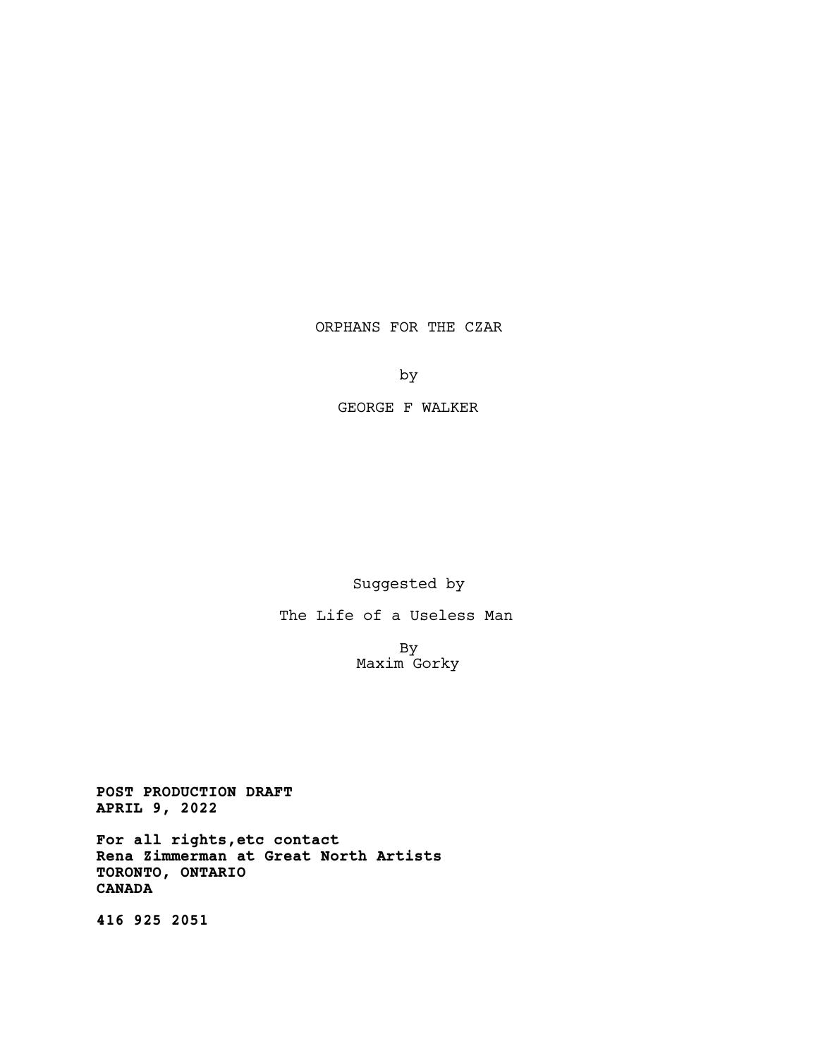# ORPHANS FOR THE CZAR

by

GEORGE F WALKER

Suggested by

The Life of a Useless Man

By
Maxim Gorky

**POST PRODUCTION DRAFT**
**APRIL 9, 2022**

**For all rights,etc contact**
**Rena Zimmerman at Great North Artists**
**TORONTO, ONTARIO**
**CANADA**

**416 925 2051**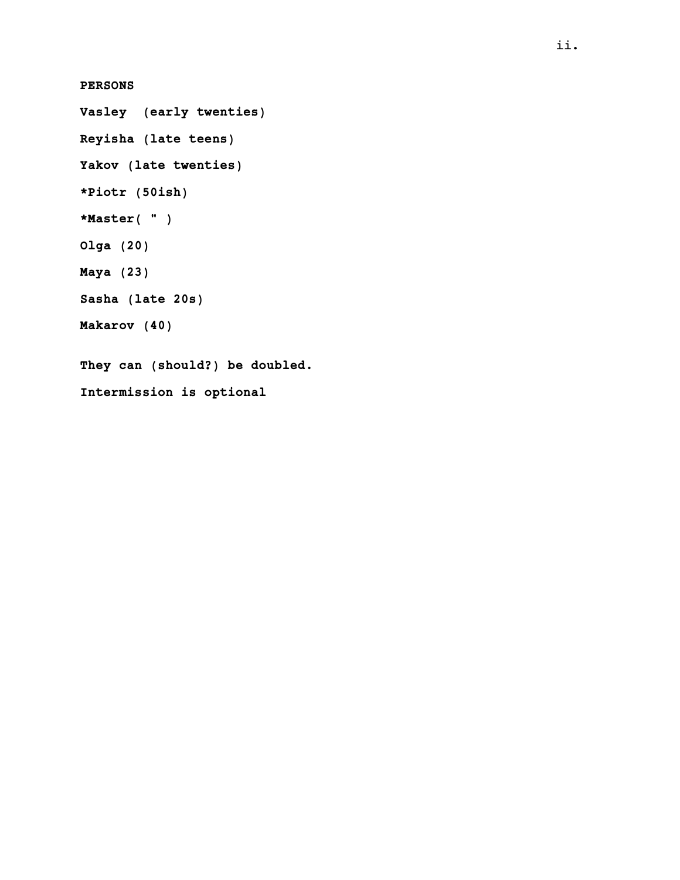**PERSONS**

**Vasley  (early twenties)**

**Reyisha (late teens)**

**Yakov (late twenties)**

***Piotr (50ish)**

***Master( " )**

**Olga (20)**

**Maya (23)**

**Sasha (late 20s)**

**Makarov (40)**

**They can (should?) be doubled.**

**Intermission is optional**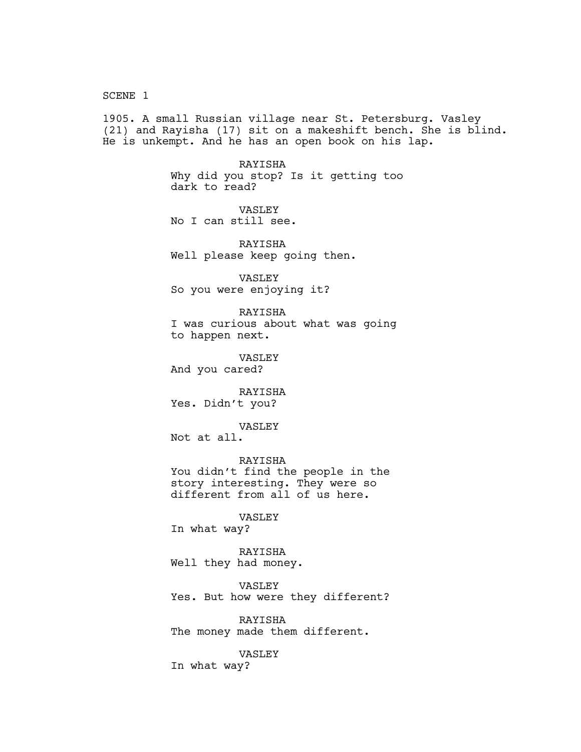SCENE 1

1905. A small Russian village near St. Petersburg. Vasley (21) and Rayisha (17) sit on a makeshift bench. She is blind. He is unkempt. And he has an open book on his lap.

RAYISHA
Why did you stop? Is it getting too dark to read?

VASLEY
No I can still see.

RAYISHA
Well please keep going then.

VASLEY
So you were enjoying it?

RAYISHA
I was curious about what was going to happen next.

VASLEY
And you cared?

RAYISHA
Yes. Didn't you?

VASLEY
Not at all.

RAYISHA
You didn't find the people in the story interesting. They were so different from all of us here.

VASLEY
In what way?

RAYISHA
Well they had money.

VASLEY
Yes. But how were they different?

RAYISHA
The money made them different.

VASLEY
In what way?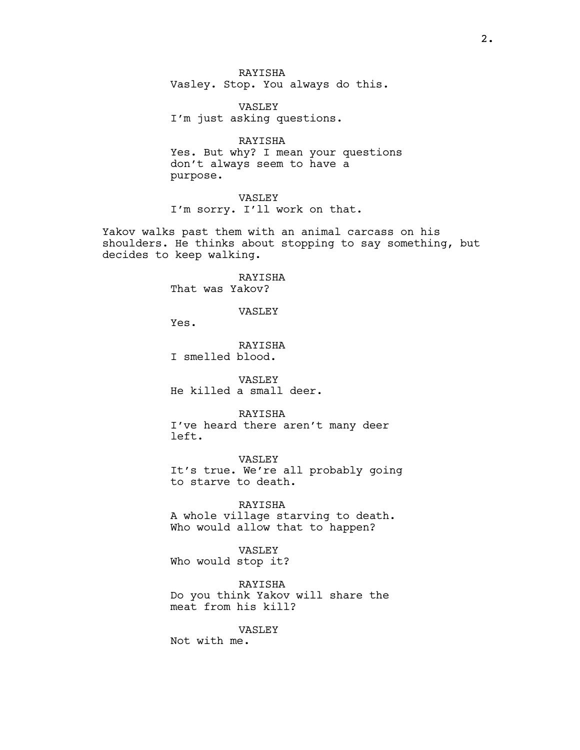RAYISHA
Vasley. Stop. You always do this.

VASLEY
I'm just asking questions.

RAYISHA
Yes. But why? I mean your questions don't always seem to have a purpose.

VASLEY
I'm sorry. I'll work on that.

Yakov walks past them with an animal carcass on his shoulders. He thinks about stopping to say something, but decides to keep walking.

RAYISHA
That was Yakov?

VASLEY
Yes.

RAYISHA
I smelled blood.

VASLEY
He killed a small deer.

RAYISHA
I've heard there aren't many deer left.

VASLEY
It's true. We're all probably going to starve to death.

RAYISHA
A whole village starving to death. Who would allow that to happen?

VASLEY
Who would stop it?

RAYISHA
Do you think Yakov will share the meat from his kill?

VASLEY
Not with me.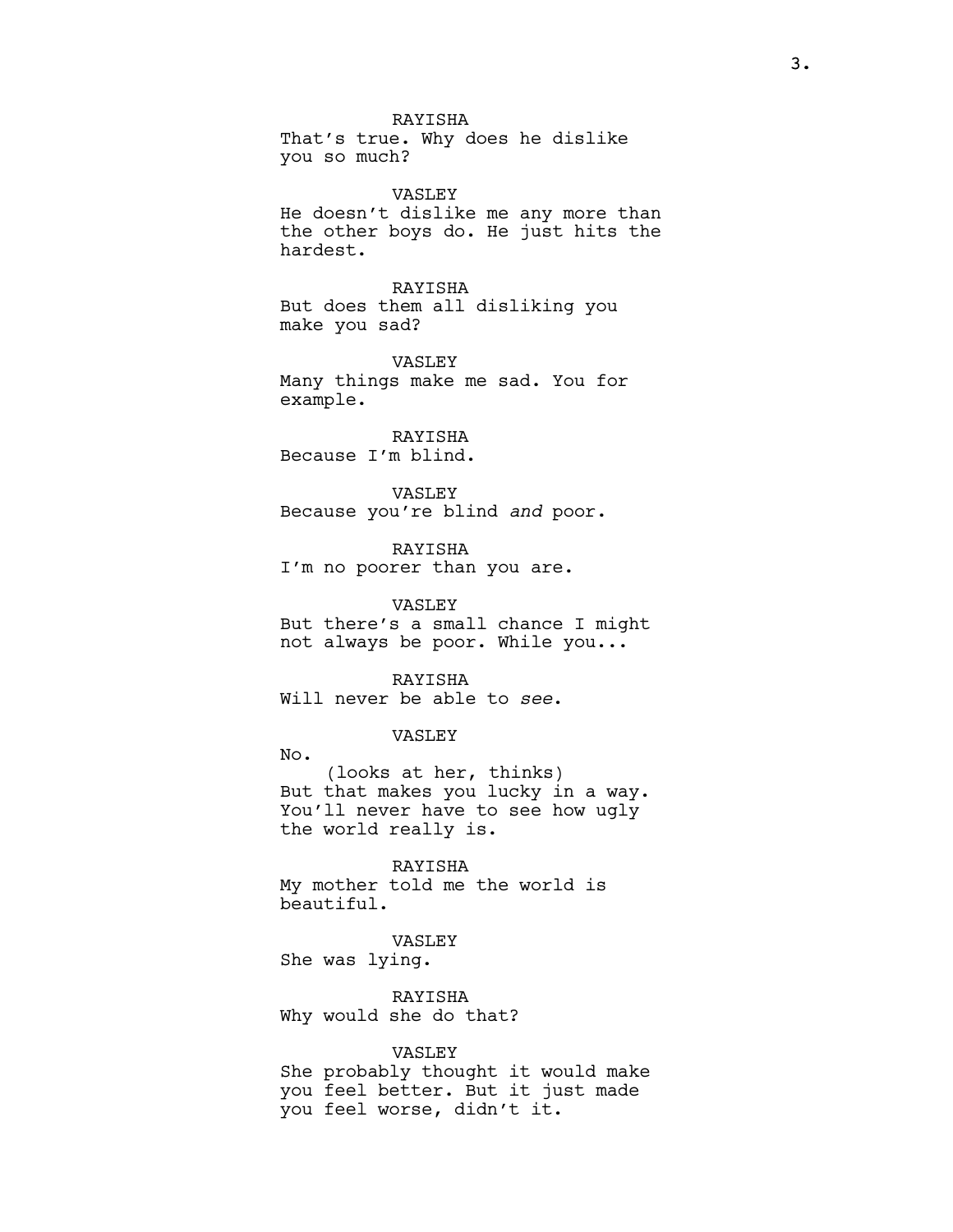RAYISHA
That's true. Why does he dislike you so much?

VASLEY
He doesn't dislike me any more than the other boys do. He just hits the hardest.

RAYISHA
But does them all disliking you make you sad?

VASLEY
Many things make me sad. You for example.

RAYISHA
Because I'm blind.

VASLEY
Because you're blind *and* poor.

RAYISHA
I'm no poorer than you are.

VASLEY
But there's a small chance I might not always be poor. While you...

RAYISHA
Will never be able to *see*.

VASLEY
No.
(looks at her, thinks)
But that makes you lucky in a way. You'll never have to see how ugly the world really is.

RAYISHA
My mother told me the world is beautiful.

VASLEY
She was lying.

RAYISHA
Why would she do that?

VASLEY
She probably thought it would make you feel better. But it just made you feel worse, didn't it.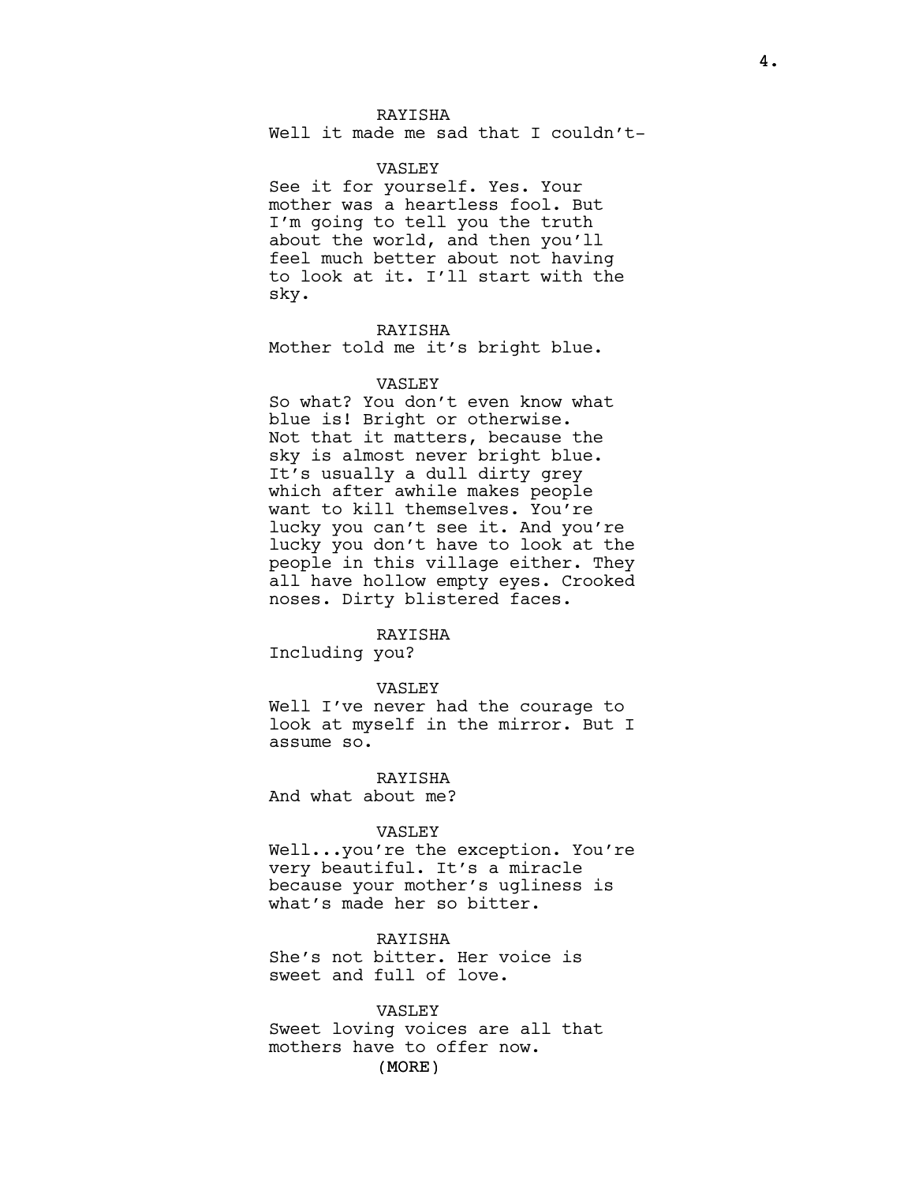RAYISHA

Well it made me sad that I couldn't-

VASLEY

See it for yourself. Yes. Your mother was a heartless fool. But I'm going to tell you the truth about the world, and then you'll feel much better about not having to look at it. I'll start with the sky.

RAYISHA

Mother told me it's bright blue.

VASLEY

So what? You don't even know what blue is! Bright or otherwise. Not that it matters, because the sky is almost never bright blue. It's usually a dull dirty grey which after awhile makes people want to kill themselves. You're lucky you can't see it. And you're lucky you don't have to look at the people in this village either. They all have hollow empty eyes. Crooked noses. Dirty blistered faces.

RAYISHA

Including you?

VASLEY

Well I've never had the courage to look at myself in the mirror. But I assume so.

RAYISHA

And what about me?

VASLEY

Well...you're the exception. You're very beautiful. It's a miracle because your mother's ugliness is what's made her so bitter.

RAYISHA

She's not bitter. Her voice is sweet and full of love.

VASLEY

Sweet loving voices are all that mothers have to offer now.

(MORE)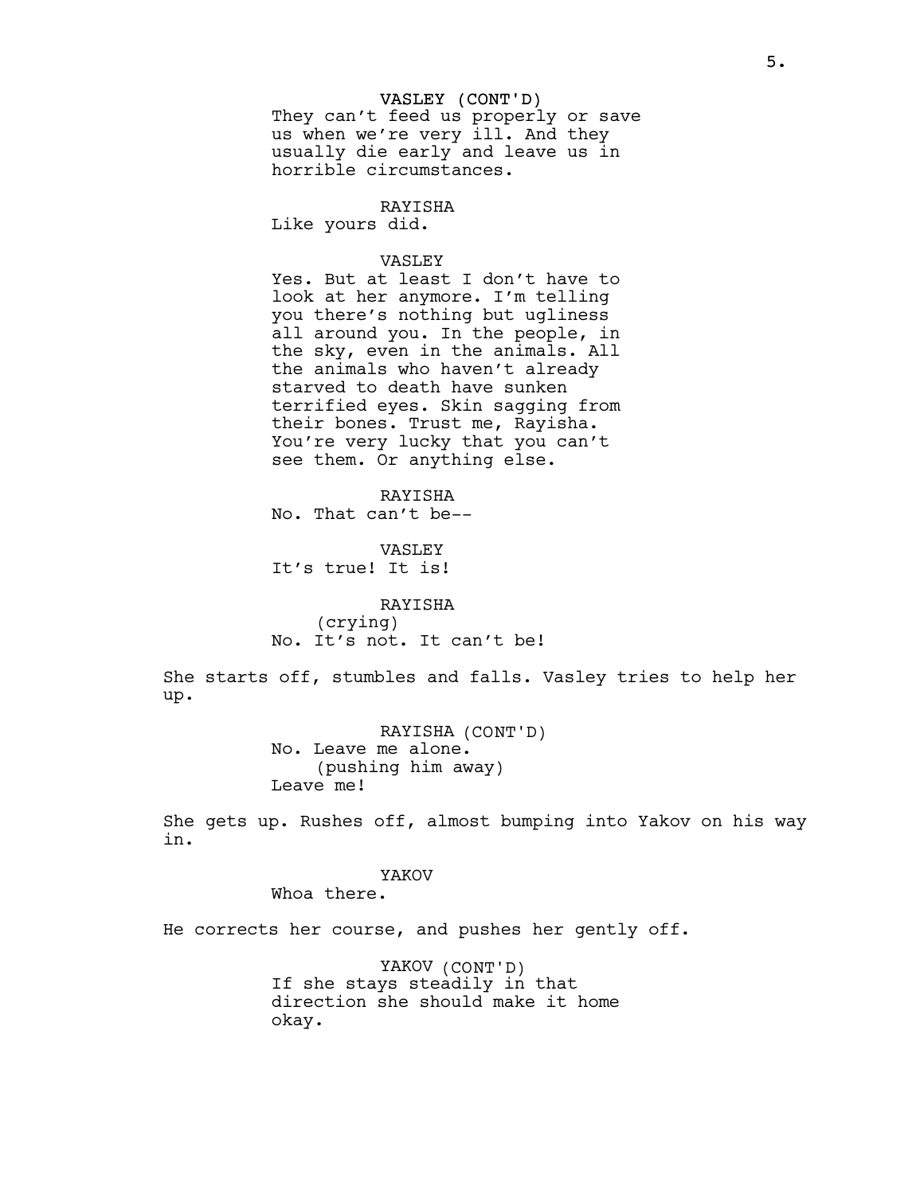VASLEY (CONT'D)
They can't feed us properly or save us when we're very ill. And they usually die early and leave us in horrible circumstances.

RAYISHA
Like yours did.

VASLEY
Yes. But at least I don't have to look at her anymore. I'm telling you there's nothing but ugliness all around you. In the people, in the sky, even in the animals. All the animals who haven't already starved to death have sunken terrified eyes. Skin sagging from their bones. Trust me, Rayisha. You're very lucky that you can't see them. Or anything else.

RAYISHA
No. That can't be--

VASLEY
It's true! It is!

RAYISHA
(crying)
No. It's not. It can't be!

She starts off, stumbles and falls. Vasley tries to help her up.

RAYISHA (CONT'D)
No. Leave me alone.
(pushing him away)
Leave me!

She gets up. Rushes off, almost bumping into Yakov on his way in.

YAKOV
Whoa there.

He corrects her course, and pushes her gently off.

YAKOV (CONT'D)
If she stays steadily in that direction she should make it home okay.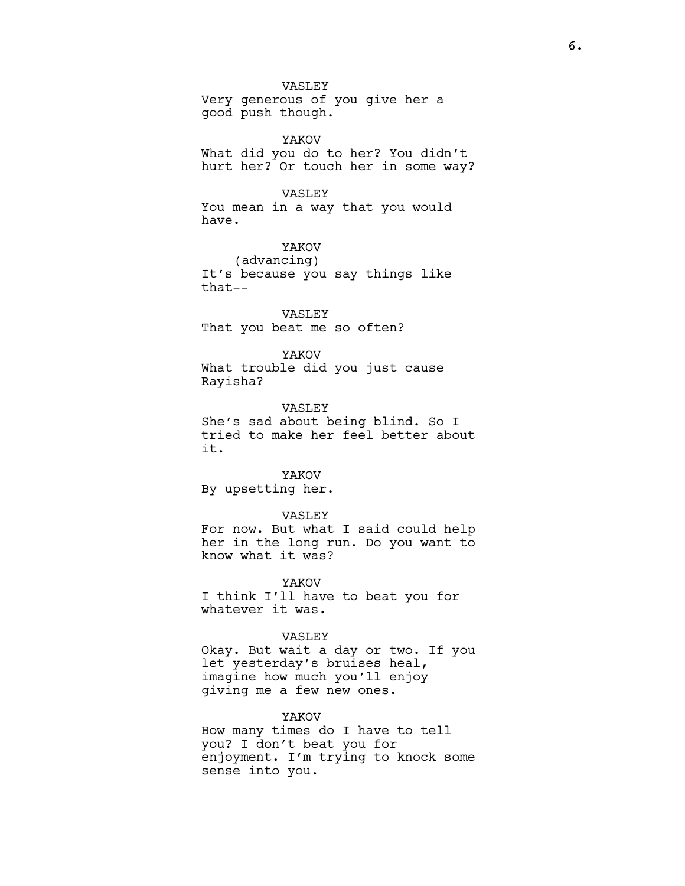VASLEY
Very generous of you give her a good push though.

YAKOV
What did you do to her? You didn't hurt her? Or touch her in some way?

VASLEY
You mean in a way that you would have.

YAKOV
(advancing)
It's because you say things like that--

VASLEY
That you beat me so often?

YAKOV
What trouble did you just cause Rayisha?

VASLEY
She's sad about being blind. So I tried to make her feel better about it.

YAKOV
By upsetting her.

VASLEY
For now. But what I said could help her in the long run. Do you want to know what it was?

YAKOV
I think I'll have to beat you for whatever it was.

VASLEY
Okay. But wait a day or two. If you let yesterday's bruises heal, imagine how much you'll enjoy giving me a few new ones.

YAKOV
How many times do I have to tell you? I don't beat you for enjoyment. I'm trying to knock some sense into you.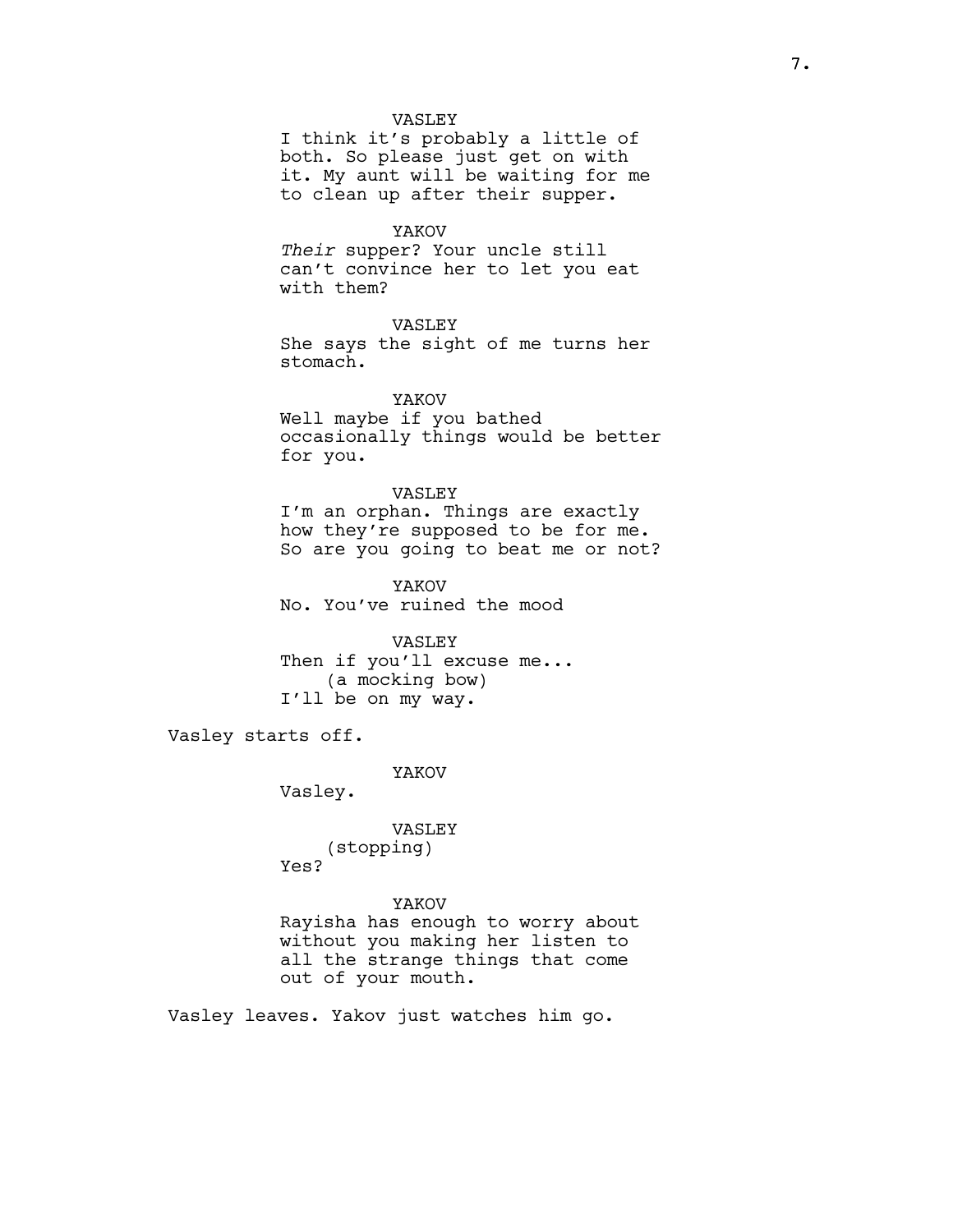VASLEY
I think it's probably a little of both. So please just get on with it. My aunt will be waiting for me to clean up after their supper.

YAKOV
*Their* supper? Your uncle still can't convince her to let you eat with them?

VASLEY
She says the sight of me turns her stomach.

YAKOV
Well maybe if you bathed occasionally things would be better for you.

VASLEY
I'm an orphan. Things are exactly how they're supposed to be for me. So are you going to beat me or not?

YAKOV
No. You've ruined the mood

VASLEY
Then if you'll excuse me...
(a mocking bow)
I'll be on my way.

Vasley starts off.

YAKOV
Vasley.

VASLEY
(stopping)
Yes?

YAKOV
Rayisha has enough to worry about without you making her listen to all the strange things that come out of your mouth.

Vasley leaves. Yakov just watches him go.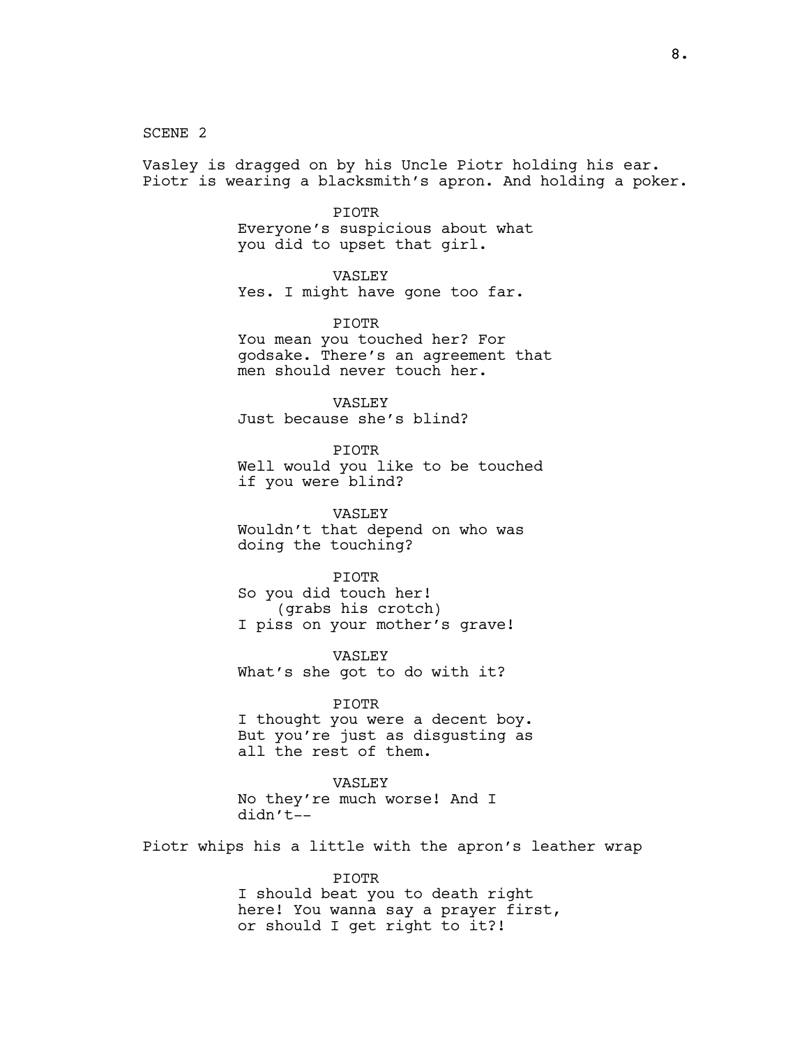SCENE 2

Vasley is dragged on by his Uncle Piotr holding his ear. Piotr is wearing a blacksmith's apron. And holding a poker.

PIOTR
Everyone's suspicious about what you did to upset that girl.

VASLEY
Yes. I might have gone too far.

PIOTR
You mean you touched her? For godsake. There's an agreement that men should never touch her.

VASLEY
Just because she's blind?

PIOTR
Well would you like to be touched if you were blind?

VASLEY
Wouldn't that depend on who was doing the touching?

PIOTR
So you did touch her!
(grabs his crotch)
I piss on your mother's grave!

VASLEY
What's she got to do with it?

PIOTR
I thought you were a decent boy. But you're just as disgusting as all the rest of them.

VASLEY
No they're much worse! And I didn't--

Piotr whips his a little with the apron's leather wrap

PIOTR
I should beat you to death right here! You wanna say a prayer first, or should I get right to it?!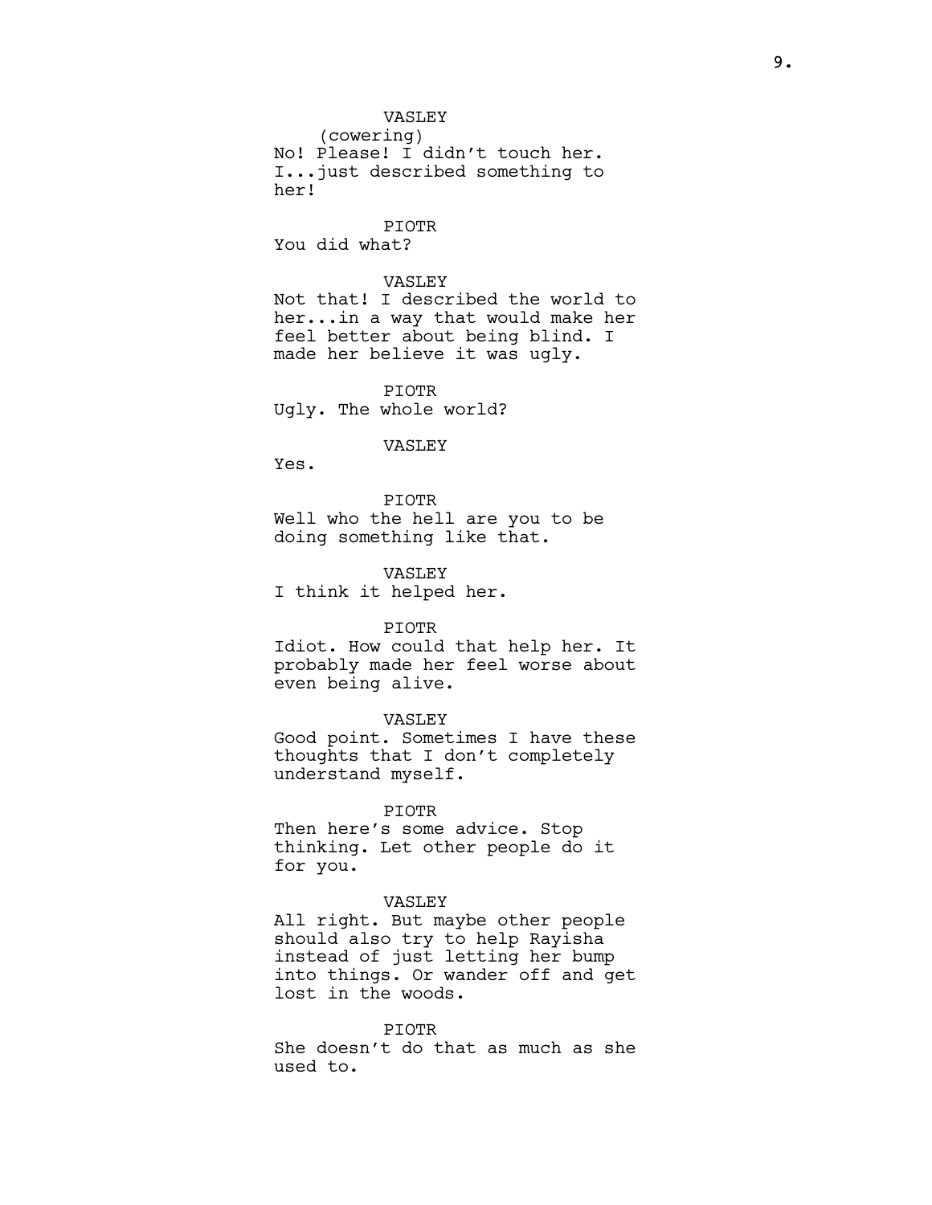VASLEY
(cowering)
No! Please! I didn't touch her. I...just described something to her!

PIOTR
You did what?

VASLEY
Not that! I described the world to her...in a way that would make her feel better about being blind. I made her believe it was ugly.

PIOTR
Ugly. The whole world?

VASLEY
Yes.

PIOTR
Well who the hell are you to be doing something like that.

VASLEY
I think it helped her.

PIOTR
Idiot. How could that help her. It probably made her feel worse about even being alive.

VASLEY
Good point. Sometimes I have these thoughts that I don't completely understand myself.

PIOTR
Then here's some advice. Stop thinking. Let other people do it for you.

VASLEY
All right. But maybe other people should also try to help Rayisha instead of just letting her bump into things. Or wander off and get lost in the woods.

PIOTR
She doesn't do that as much as she used to.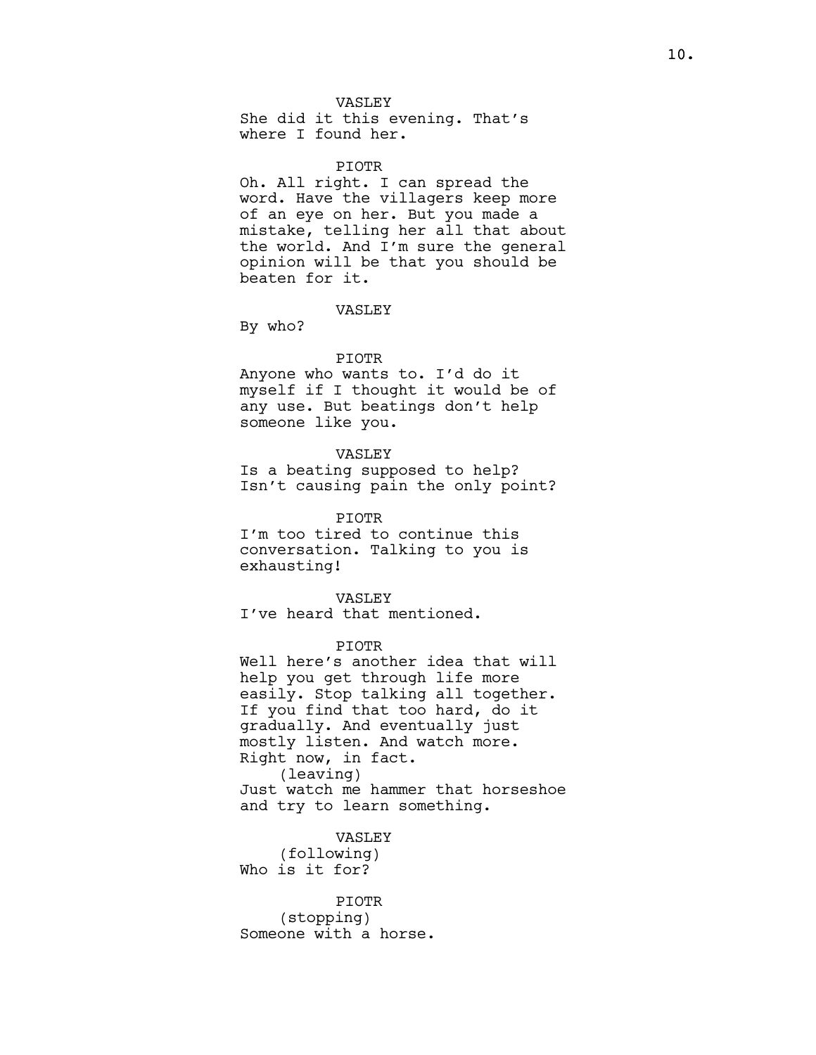VASLEY

She did it this evening. That's where I found her.

PIOTR

Oh. All right. I can spread the word. Have the villagers keep more of an eye on her. But you made a mistake, telling her all that about the world. And I'm sure the general opinion will be that you should be beaten for it.

VASLEY

By who?

PIOTR

Anyone who wants to. I'd do it myself if I thought it would be of any use. But beatings don't help someone like you.

VASLEY

Is a beating supposed to help? Isn't causing pain the only point?

PIOTR

I'm too tired to continue this conversation. Talking to you is exhausting!

VASLEY

I've heard that mentioned.

PIOTR

Well here's another idea that will help you get through life more easily. Stop talking all together. If you find that too hard, do it gradually. And eventually just mostly listen. And watch more. Right now, in fact.

(leaving)

Just watch me hammer that horseshoe and try to learn something.

VASLEY

(following)

Who is it for?

PIOTR

(stopping)

Someone with a horse.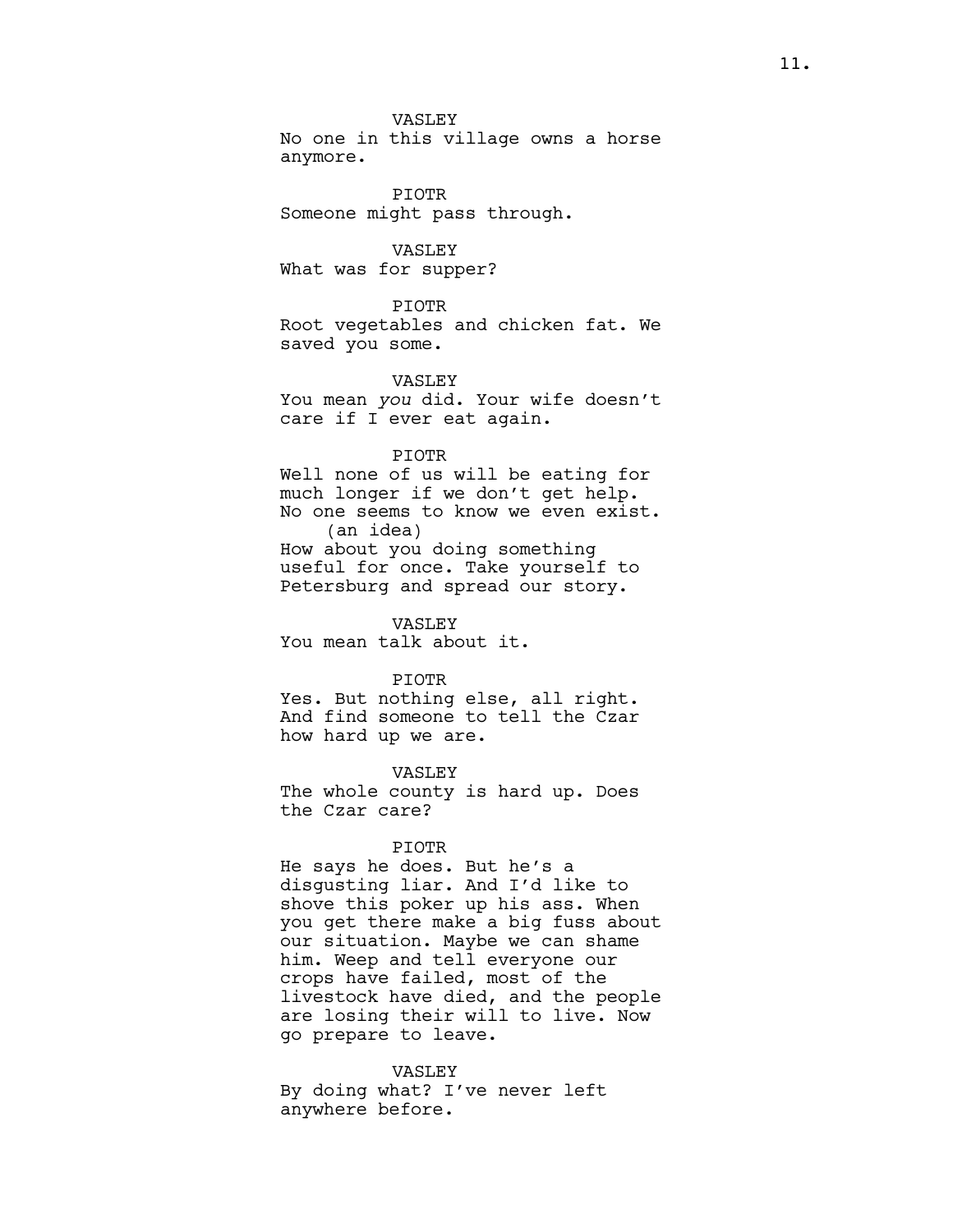VASLEY
No one in this village owns a horse anymore.

PIOTR
Someone might pass through.

VASLEY
What was for supper?

PIOTR
Root vegetables and chicken fat. We saved you some.

VASLEY
You mean *you* did. Your wife doesn't care if I ever eat again.

PIOTR
Well none of us will be eating for much longer if we don't get help. No one seems to know we even exist.
(an idea)
How about you doing something useful for once. Take yourself to Petersburg and spread our story.

VASLEY
You mean talk about it.

PIOTR
Yes. But nothing else, all right. And find someone to tell the Czar how hard up we are.

VASLEY
The whole county is hard up. Does the Czar care?

PIOTR
He says he does. But he's a disgusting liar. And I'd like to shove this poker up his ass. When you get there make a big fuss about our situation. Maybe we can shame him. Weep and tell everyone our crops have failed, most of the livestock have died, and the people are losing their will to live. Now go prepare to leave.

VASLEY
By doing what? I've never left anywhere before.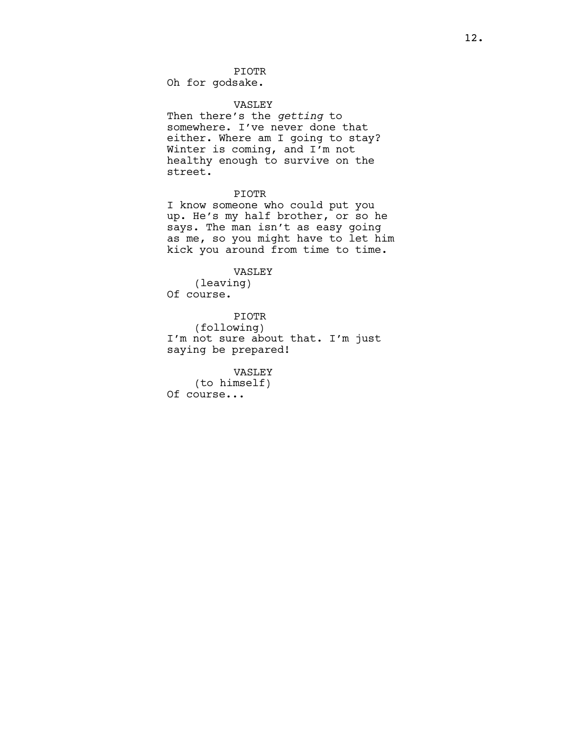PIOTR
Oh for godsake.

VASLEY
Then there's the *getting* to somewhere. I've never done that either. Where am I going to stay? Winter is coming, and I'm not healthy enough to survive on the street.

PIOTR
I know someone who could put you up. He's my half brother, or so he says. The man isn't as easy going as me, so you might have to let him kick you around from time to time.

VASLEY
(leaving)
Of course.

PIOTR
(following)
I'm not sure about that. I'm just saying be prepared!

VASLEY
(to himself)
Of course...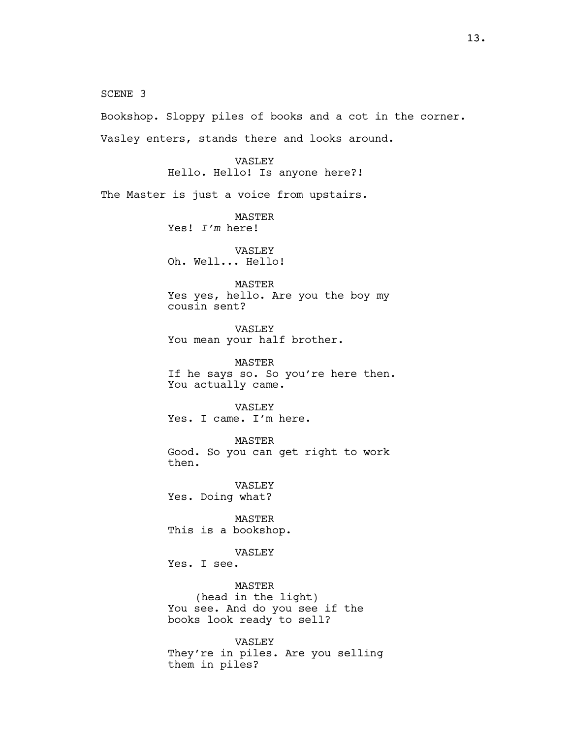SCENE 3

Bookshop. Sloppy piles of books and a cot in the corner.

Vasley enters, stands there and looks around.

VASLEY
Hello. Hello! Is anyone here?!

The Master is just a voice from upstairs.

MASTER
Yes! *I'm* here!

VASLEY
Oh. Well... Hello!

MASTER
Yes yes, hello. Are you the boy my cousin sent?

VASLEY
You mean your half brother.

MASTER
If he says so. So you're here then. You actually came.

VASLEY
Yes. I came. I'm here.

MASTER
Good. So you can get right to work then.

VASLEY
Yes. Doing what?

MASTER
This is a bookshop.

VASLEY
Yes. I see.

MASTER
(head in the light)
You see. And do you see if the books look ready to sell?

VASLEY
They're in piles. Are you selling them in piles?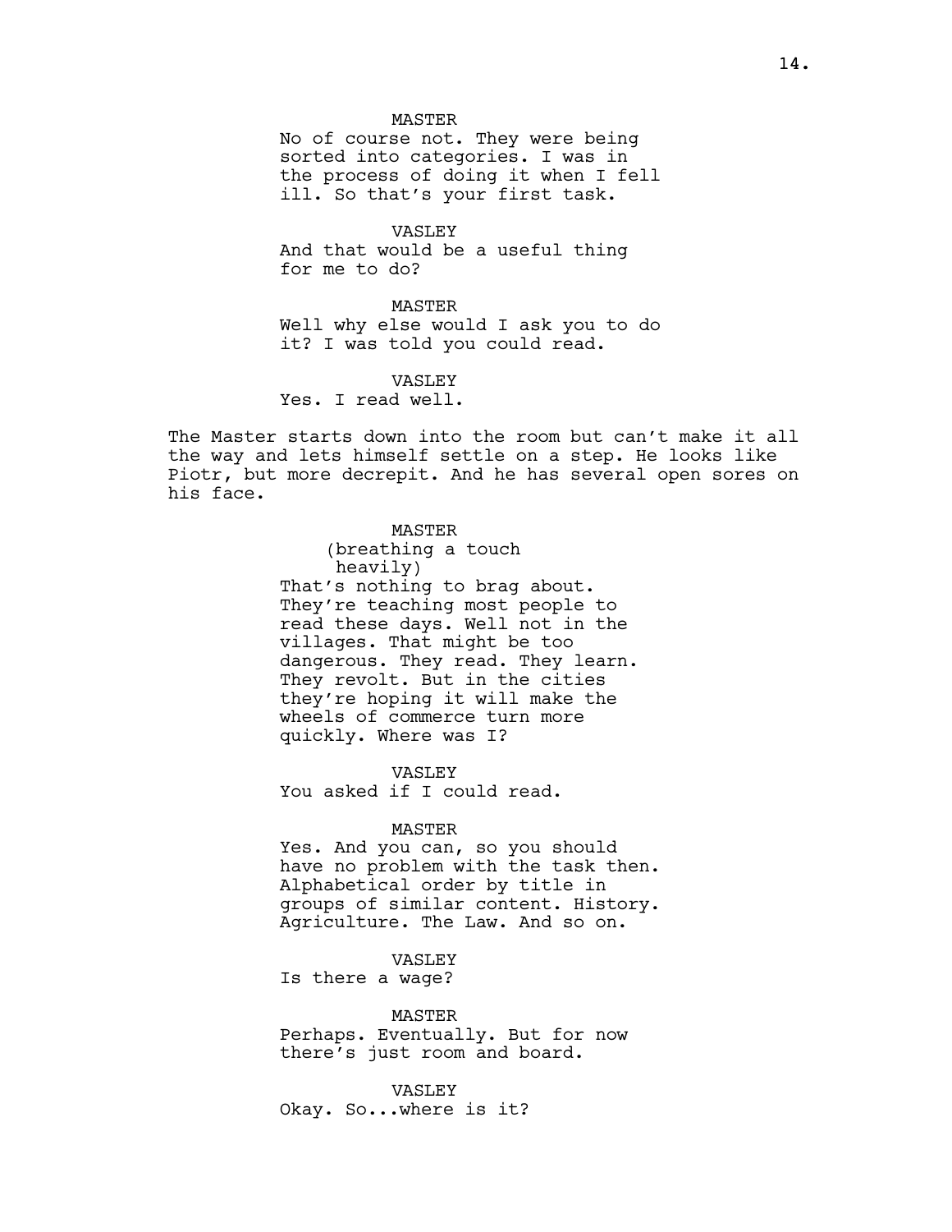MASTER
No of course not. They were being sorted into categories. I was in the process of doing it when I fell ill. So that's your first task.

VASLEY
And that would be a useful thing for me to do?

MASTER
Well why else would I ask you to do it? I was told you could read.

VASLEY
Yes. I read well.

The Master starts down into the room but can't make it all the way and lets himself settle on a step. He looks like Piotr, but more decrepit. And he has several open sores on his face.

MASTER
(breathing a touch heavily)
That's nothing to brag about. They're teaching most people to read these days. Well not in the villages. That might be too dangerous. They read. They learn. They revolt. But in the cities they're hoping it will make the wheels of commerce turn more quickly. Where was I?

VASLEY
You asked if I could read.

MASTER
Yes. And you can, so you should have no problem with the task then. Alphabetical order by title in groups of similar content. History. Agriculture. The Law. And so on.

VASLEY
Is there a wage?

MASTER
Perhaps. Eventually. But for now there's just room and board.

VASLEY
Okay. So...where is it?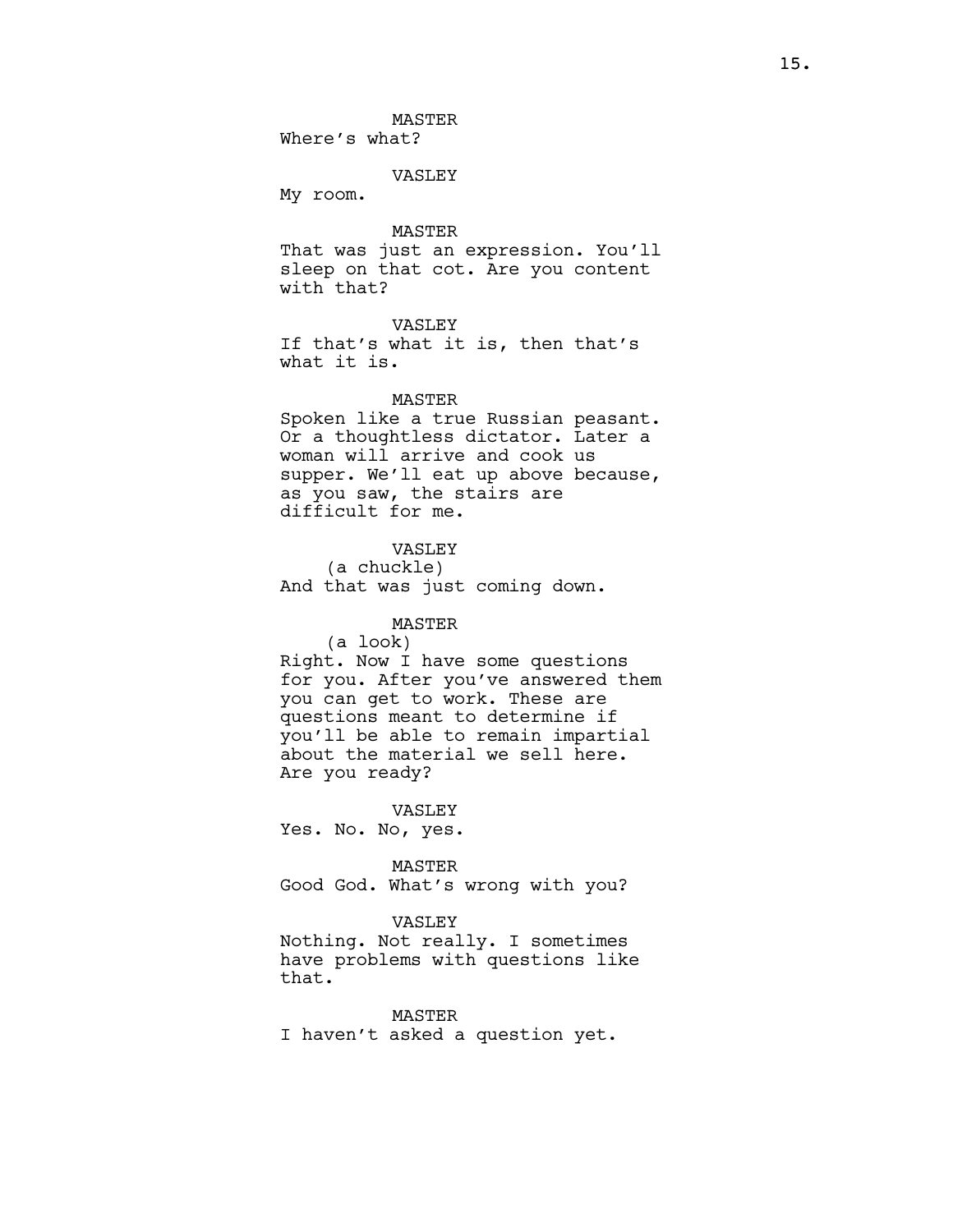MASTER
Where's what?

VASLEY
My room.

MASTER
That was just an expression. You'll sleep on that cot. Are you content with that?

VASLEY
If that's what it is, then that's what it is.

MASTER
Spoken like a true Russian peasant. Or a thoughtless dictator. Later a woman will arrive and cook us supper. We'll eat up above because, as you saw, the stairs are difficult for me.

VASLEY
(a chuckle)
And that was just coming down.

MASTER
(a look)
Right. Now I have some questions for you. After you've answered them you can get to work. These are questions meant to determine if you'll be able to remain impartial about the material we sell here. Are you ready?

VASLEY
Yes. No. No, yes.

MASTER
Good God. What's wrong with you?

VASLEY
Nothing. Not really. I sometimes have problems with questions like that.

MASTER
I haven't asked a question yet.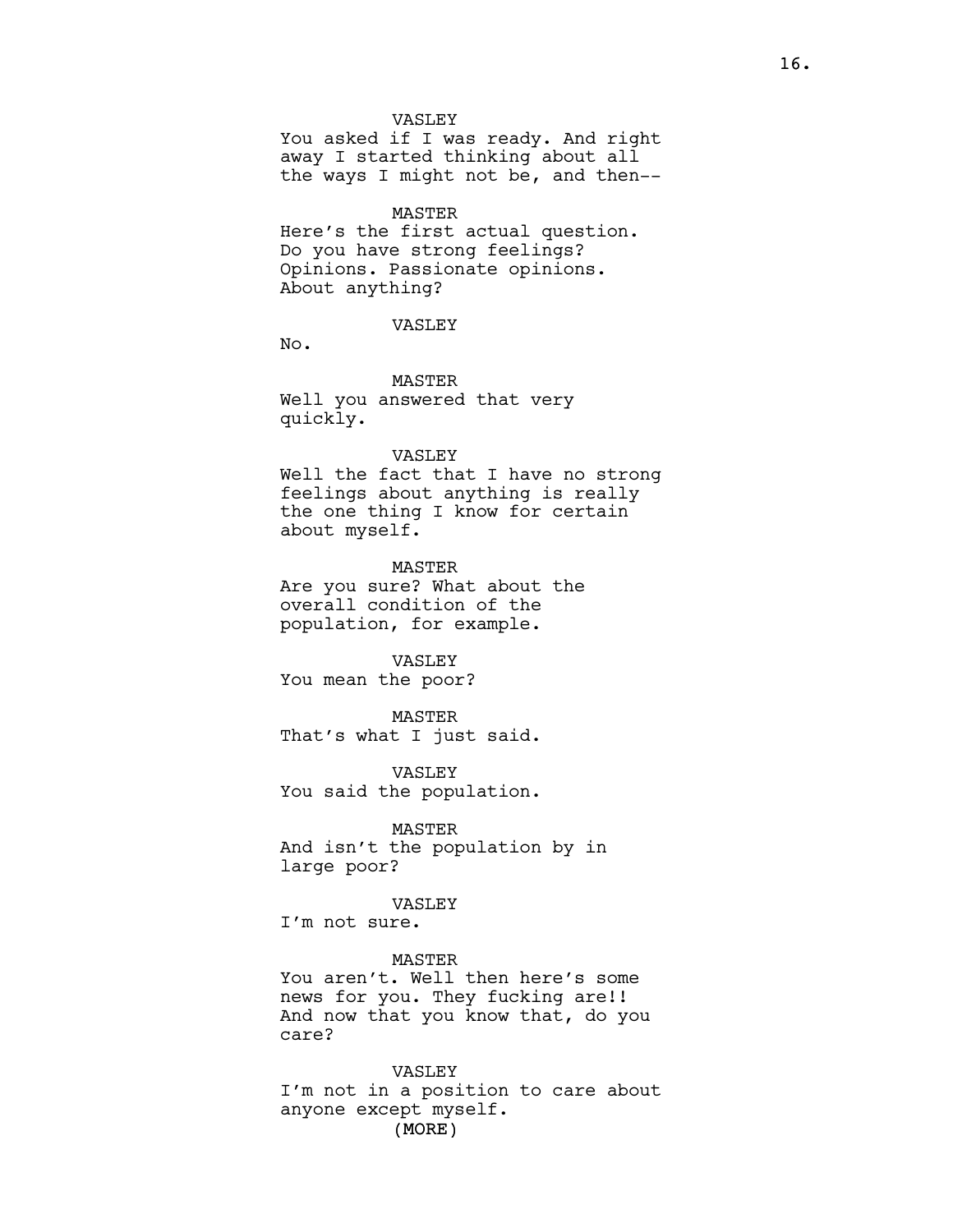VASLEY

You asked if I was ready. And right away I started thinking about all the ways I might not be, and then--

MASTER

Here's the first actual question. Do you have strong feelings? Opinions. Passionate opinions. About anything?

VASLEY

No.

MASTER

Well you answered that very quickly.

VASLEY

Well the fact that I have no strong feelings about anything is really the one thing I know for certain about myself.

MASTER

Are you sure? What about the overall condition of the population, for example.

VASLEY

You mean the poor?

MASTER

That's what I just said.

VASLEY

You said the population.

MASTER

And isn't the population by in large poor?

VASLEY

I'm not sure.

MASTER

You aren't. Well then here's some news for you. They fucking are!! And now that you know that, do you care?

VASLEY

I'm not in a position to care about anyone except myself.

(MORE)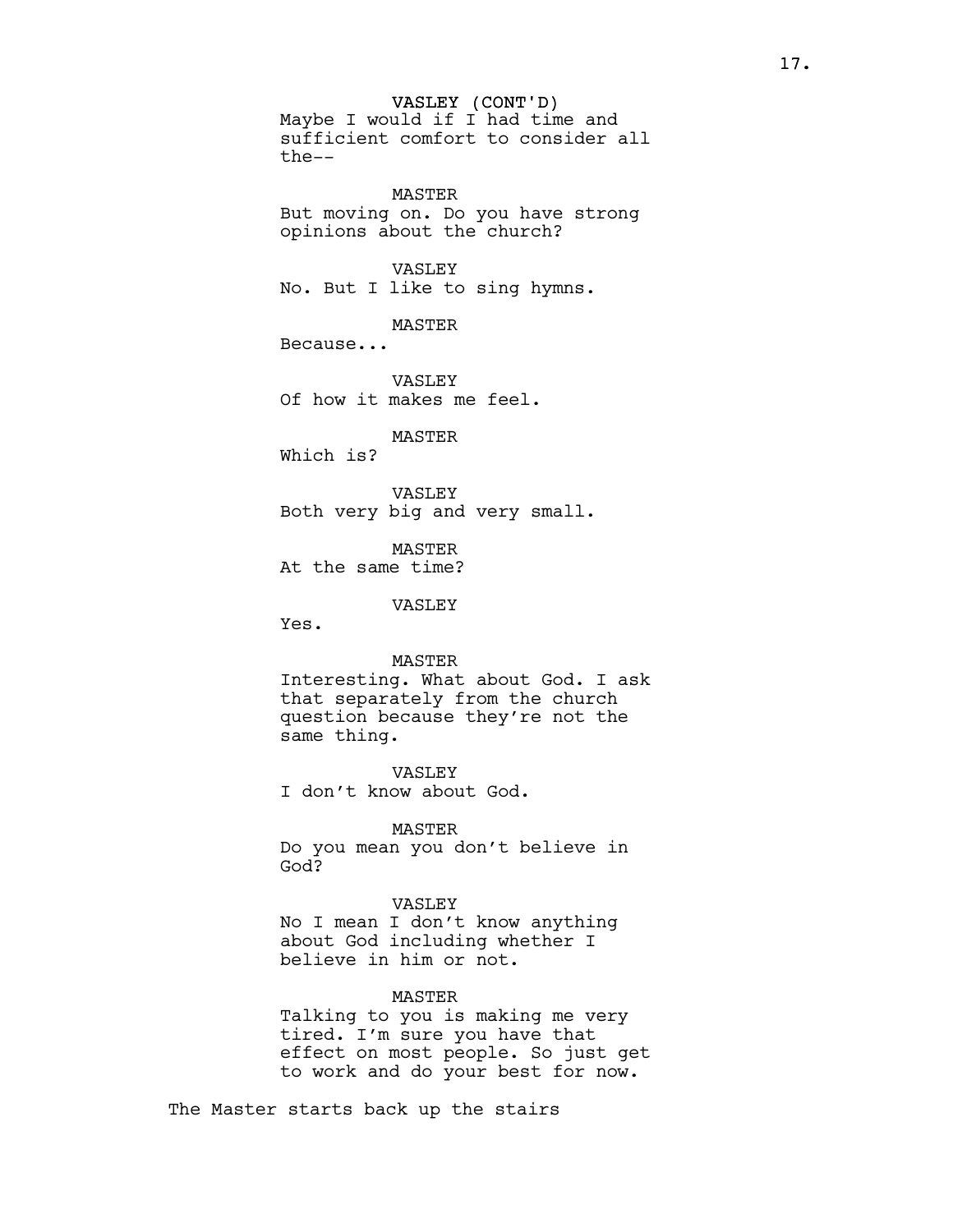VASLEY (CONT'D)
Maybe I would if I had time and sufficient comfort to consider all the--

MASTER
But moving on. Do you have strong opinions about the church?

VASLEY
No. But I like to sing hymns.

MASTER
Because...

VASLEY
Of how it makes me feel.

MASTER
Which is?

VASLEY
Both very big and very small.

MASTER
At the same time?

VASLEY
Yes.

MASTER
Interesting. What about God. I ask that separately from the church question because they're not the same thing.

VASLEY
I don't know about God.

MASTER
Do you mean you don't believe in God?

VASLEY
No I mean I don't know anything about God including whether I believe in him or not.

MASTER
Talking to you is making me very tired. I'm sure you have that effect on most people. So just get to work and do your best for now.

The Master starts back up the stairs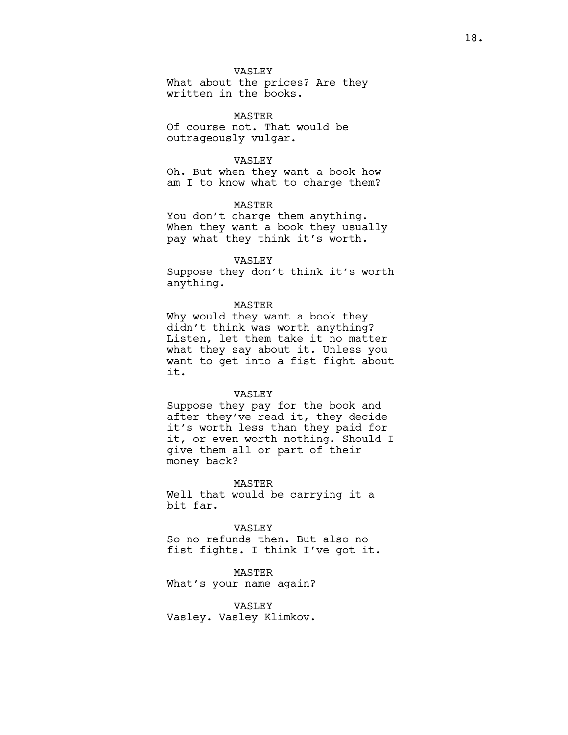VASLEY
What about the prices? Are they written in the books.

MASTER
Of course not. That would be outrageously vulgar.

VASLEY
Oh. But when they want a book how am I to know what to charge them?

MASTER
You don't charge them anything. When they want a book they usually pay what they think it's worth.

VASLEY
Suppose they don't think it's worth anything.

MASTER
Why would they want a book they didn't think was worth anything? Listen, let them take it no matter what they say about it. Unless you want to get into a fist fight about it.

VASLEY
Suppose they pay for the book and after they've read it, they decide it's worth less than they paid for it, or even worth nothing. Should I give them all or part of their money back?

MASTER
Well that would be carrying it a bit far.

VASLEY
So no refunds then. But also no fist fights. I think I've got it.

MASTER
What's your name again?

VASLEY
Vasley. Vasley Klimkov.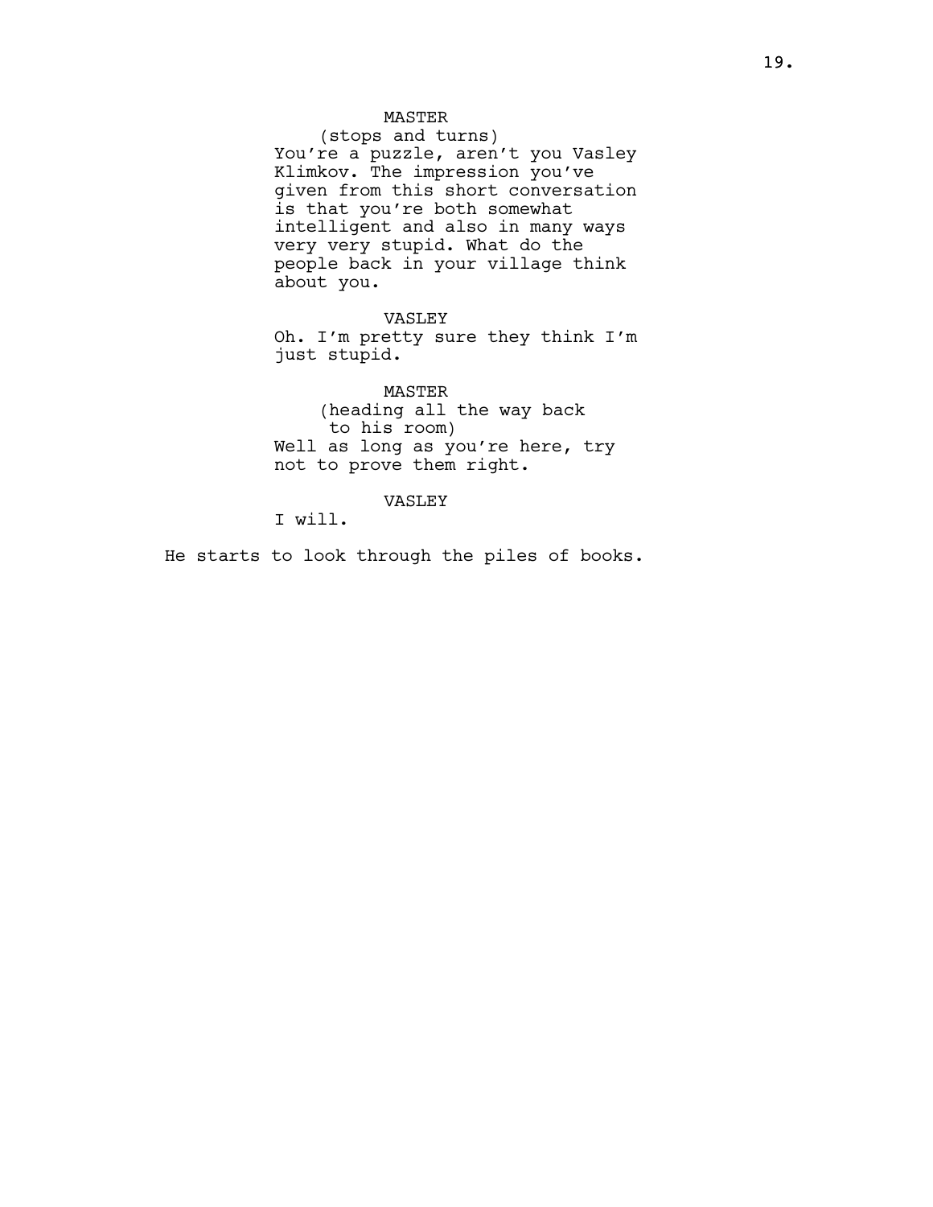MASTER
(stops and turns)
You're a puzzle, aren't you Vasley Klimkov. The impression you've given from this short conversation is that you're both somewhat intelligent and also in many ways very very stupid. What do the people back in your village think about you.

VASLEY
Oh. I'm pretty sure they think I'm just stupid.

MASTER
(heading all the way back to his room)
Well as long as you're here, try not to prove them right.

VASLEY
I will.

He starts to look through the piles of books.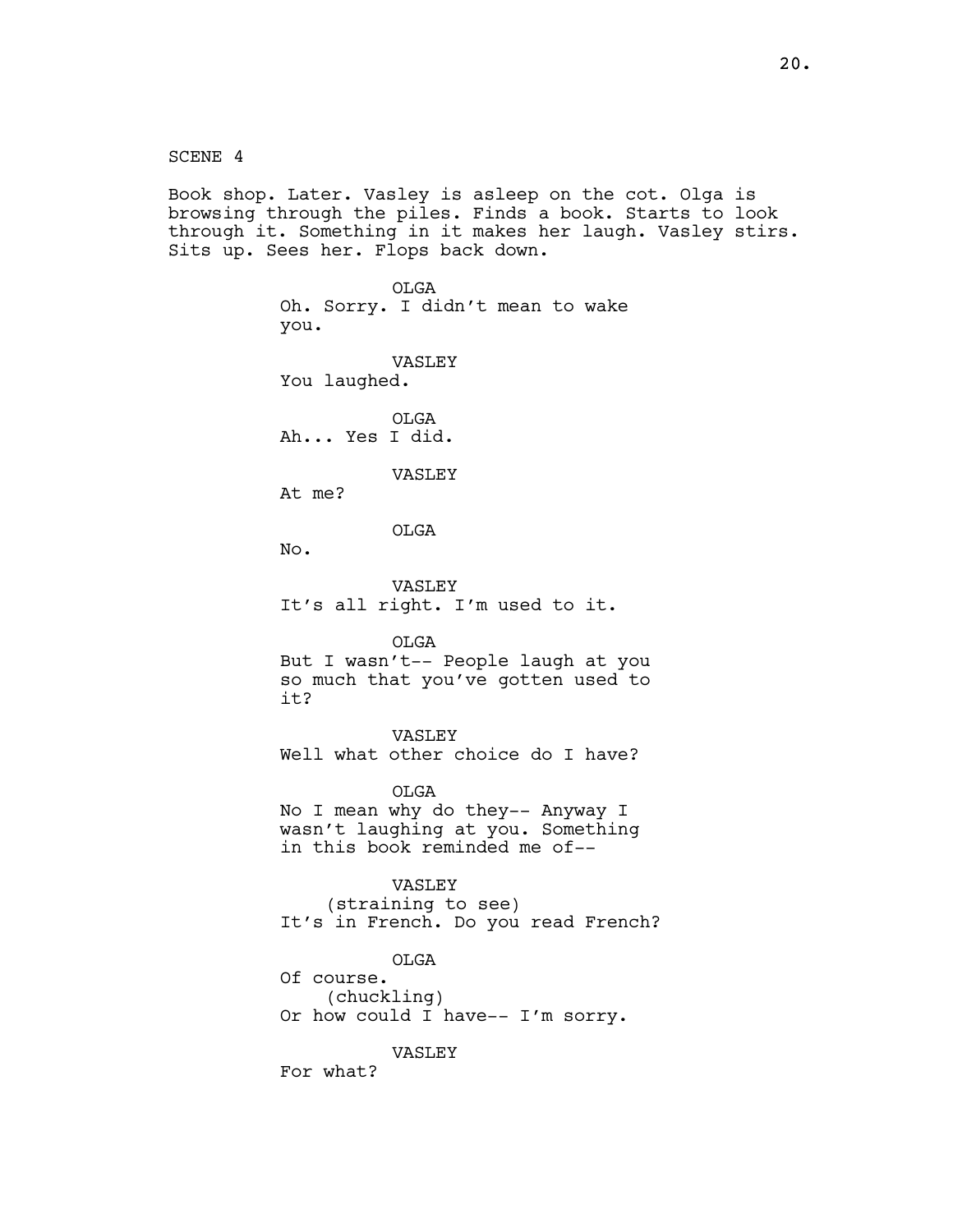SCENE 4

Book shop. Later. Vasley is asleep on the cot. Olga is browsing through the piles. Finds a book. Starts to look through it. Something in it makes her laugh. Vasley stirs. Sits up. Sees her. Flops back down.

OLGA

Oh. Sorry. I didn't mean to wake you.

VASLEY

You laughed.

OLGA

Ah... Yes I did.

VASLEY

At me?

OLGA

No.

VASLEY

It's all right. I'm used to it.

OLGA

But I wasn't-- People laugh at you so much that you've gotten used to it?

VASLEY

Well what other choice do I have?

OLGA

No I mean why do they-- Anyway I wasn't laughing at you. Something in this book reminded me of--

VASLEY

(straining to see)

It's in French. Do you read French?

OLGA

Of course.

(chuckling)

Or how could I have-- I'm sorry.

VASLEY

For what?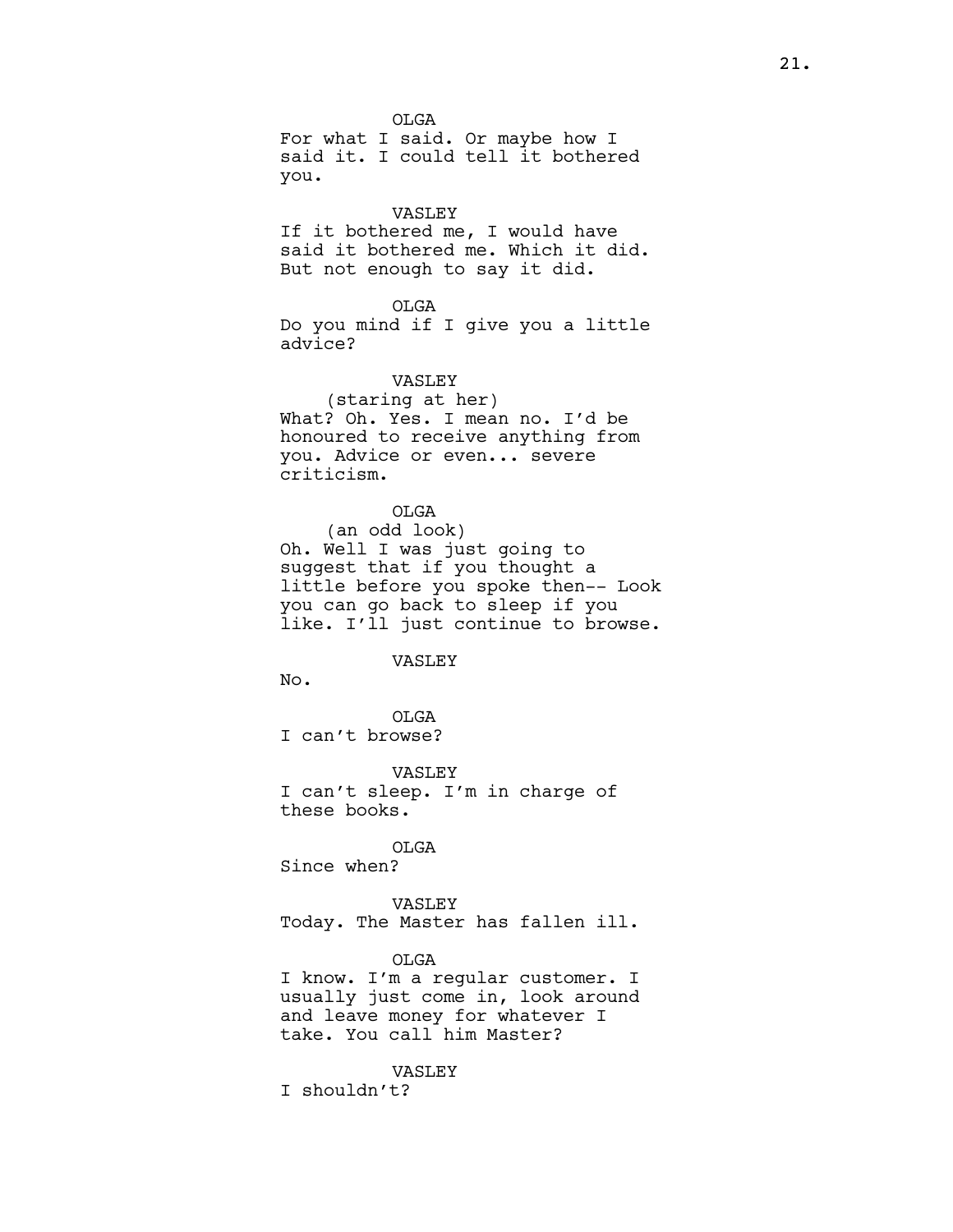OLGA
For what I said. Or maybe how I said it. I could tell it bothered you.

VASLEY
If it bothered me, I would have said it bothered me. Which it did. But not enough to say it did.

OLGA
Do you mind if I give you a little advice?

VASLEY
(staring at her)
What? Oh. Yes. I mean no. I'd be honoured to receive anything from you. Advice or even... severe criticism.

OLGA
(an odd look)
Oh. Well I was just going to suggest that if you thought a little before you spoke then-- Look you can go back to sleep if you like. I'll just continue to browse.

VASLEY
No.

OLGA
I can't browse?

VASLEY
I can't sleep. I'm in charge of these books.

OLGA
Since when?

VASLEY
Today. The Master has fallen ill.

OLGA
I know. I'm a regular customer. I usually just come in, look around and leave money for whatever I take. You call him Master?

VASLEY
I shouldn't?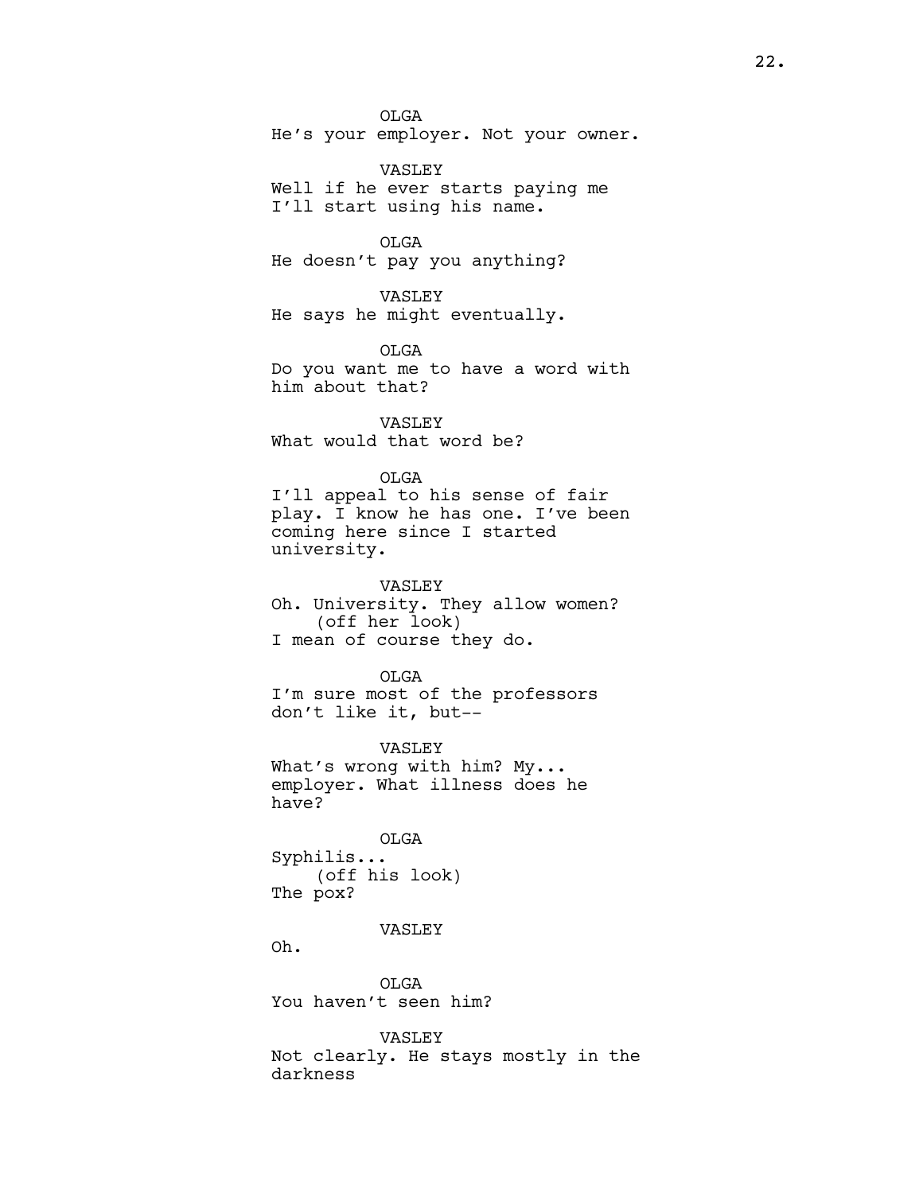OLGA
He's your employer. Not your owner.

VASLEY
Well if he ever starts paying me
I'll start using his name.

OLGA
He doesn't pay you anything?

VASLEY
He says he might eventually.

OLGA
Do you want me to have a word with
him about that?

VASLEY
What would that word be?

OLGA
I'll appeal to his sense of fair
play. I know he has one. I've been
coming here since I started
university.

VASLEY
Oh. University. They allow women?
(off her look)
I mean of course they do.

OLGA
I'm sure most of the professors
don't like it, but--

VASLEY
What's wrong with him? My...
employer. What illness does he
have?

OLGA
Syphilis...
(off his look)
The pox?

VASLEY
Oh.

OLGA
You haven't seen him?

VASLEY
Not clearly. He stays mostly in the
darkness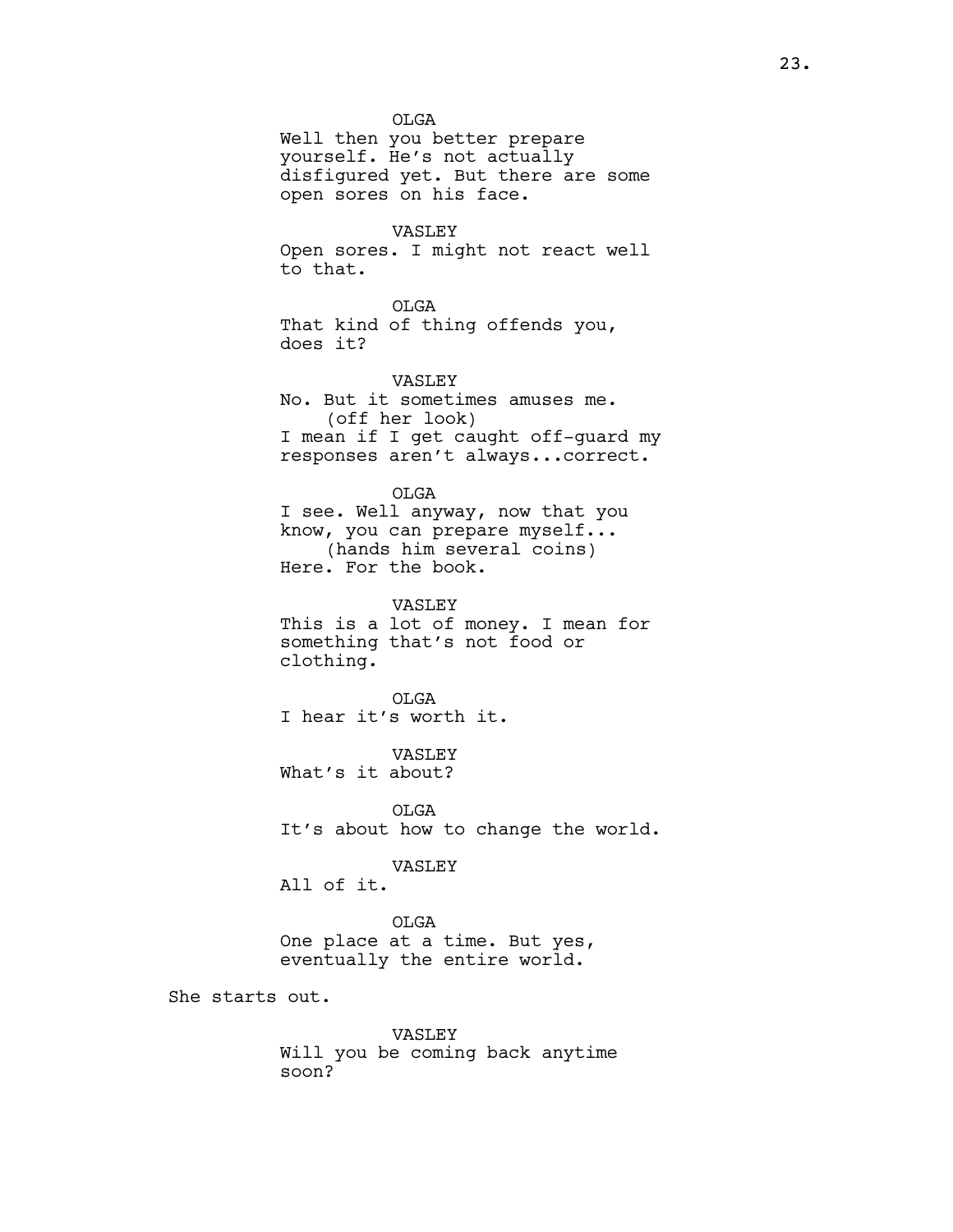OLGA
Well then you better prepare yourself. He's not actually disfigured yet. But there are some open sores on his face.

VASLEY
Open sores. I might not react well to that.

OLGA
That kind of thing offends you, does it?

VASLEY
No. But it sometimes amuses me.
(off her look)
I mean if I get caught off-guard my responses aren't always...correct.

OLGA
I see. Well anyway, now that you know, you can prepare myself...
(hands him several coins)
Here. For the book.

VASLEY
This is a lot of money. I mean for something that's not food or clothing.

OLGA
I hear it's worth it.

VASLEY
What's it about?

OLGA
It's about how to change the world.

VASLEY
All of it.

OLGA
One place at a time. But yes, eventually the entire world.

She starts out.

VASLEY
Will you be coming back anytime soon?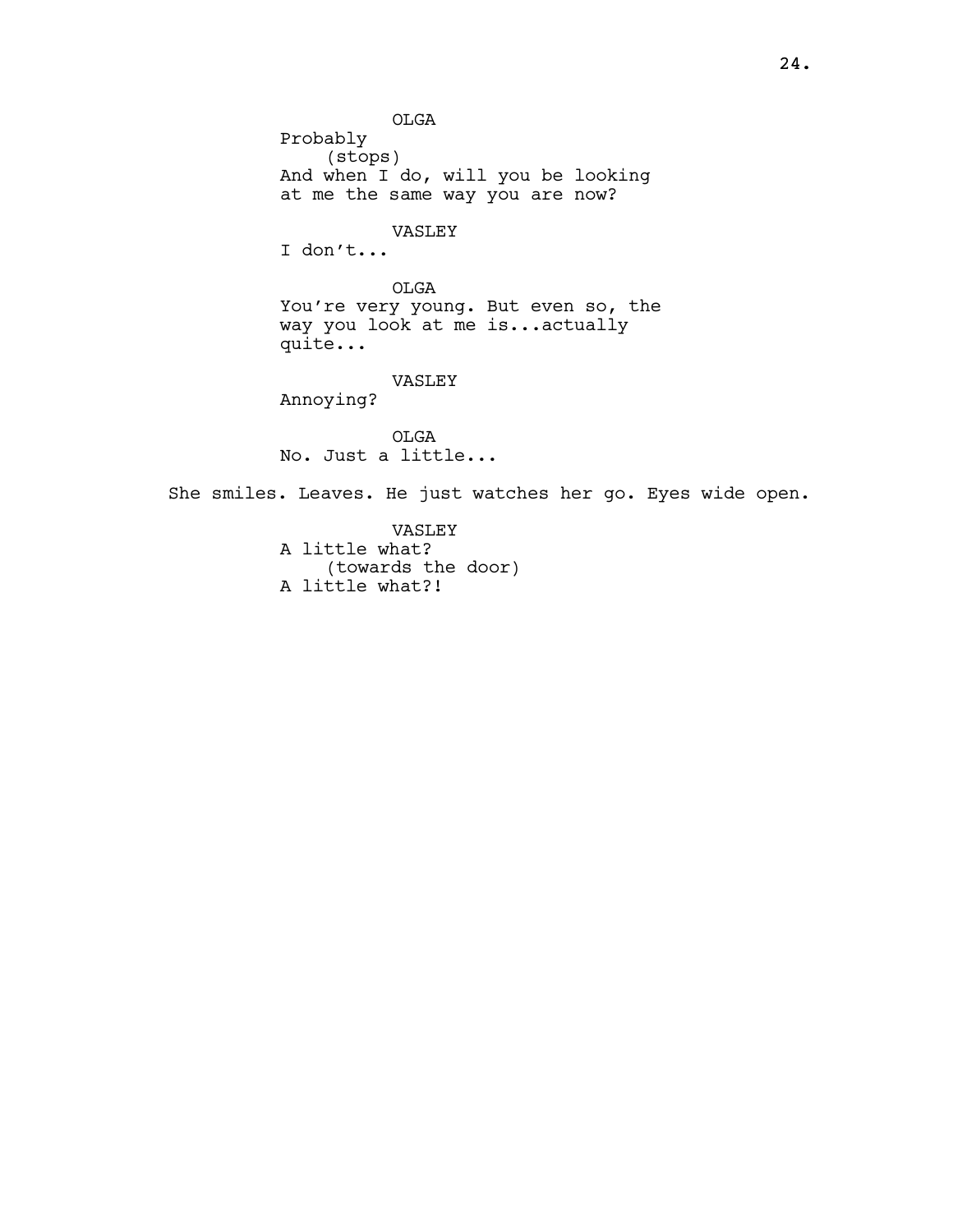OLGA
Probably
(stops)
And when I do, will you be looking at me the same way you are now?

VASLEY
I don't...

OLGA
You're very young. But even so, the way you look at me is...actually quite...

VASLEY
Annoying?

OLGA
No. Just a little...

She smiles. Leaves. He just watches her go. Eyes wide open.

VASLEY
A little what?
(towards the door)
A little what?!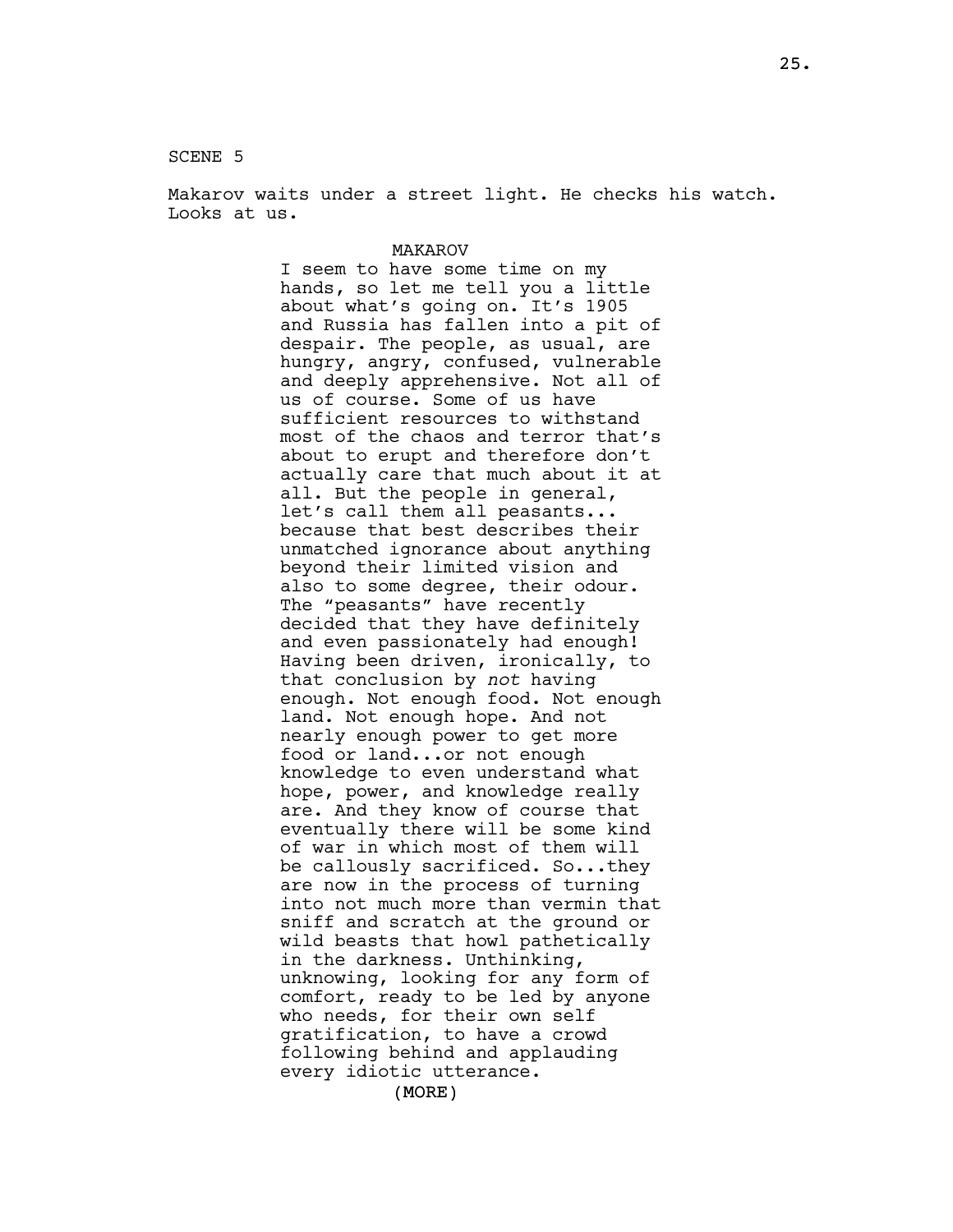SCENE 5

Makarov waits under a street light. He checks his watch. Looks at us.

MAKAROV

I seem to have some time on my hands, so let me tell you a little about what's going on. It's 1905 and Russia has fallen into a pit of despair. The people, as usual, are hungry, angry, confused, vulnerable and deeply apprehensive. Not all of us of course. Some of us have sufficient resources to withstand most of the chaos and terror that's about to erupt and therefore don't actually care that much about it at all. But the people in general, let's call them all peasants... because that best describes their unmatched ignorance about anything beyond their limited vision and also to some degree, their odour. The "peasants" have recently decided that they have definitely and even passionately had enough! Having been driven, ironically, to that conclusion by *not* having enough. Not enough food. Not enough land. Not enough hope. And not nearly enough power to get more food or land...or not enough knowledge to even understand what hope, power, and knowledge really are. And they know of course that eventually there will be some kind of war in which most of them will be callously sacrificed. So...they are now in the process of turning into not much more than vermin that sniff and scratch at the ground or wild beasts that howl pathetically in the darkness. Unthinking, unknowing, looking for any form of comfort, ready to be led by anyone who needs, for their own self gratification, to have a crowd following behind and applauding every idiotic utterance.

(MORE)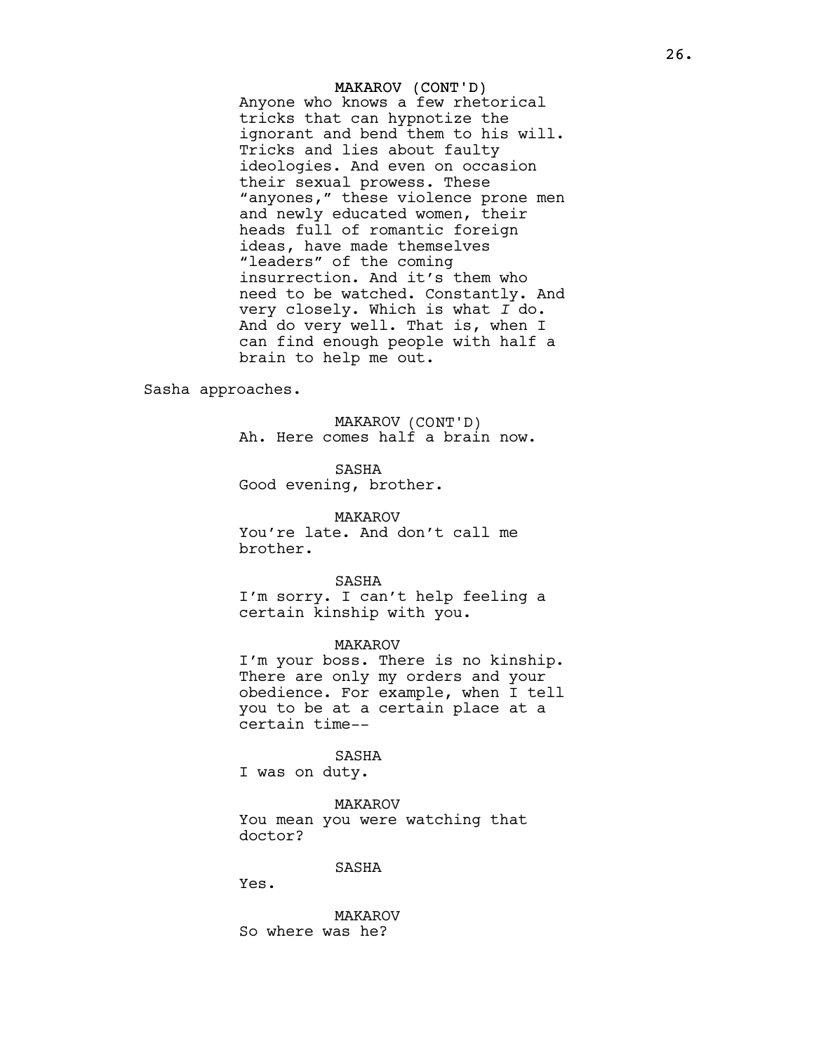MAKAROV (CONT'D)
Anyone who knows a few rhetorical tricks that can hypnotize the ignorant and bend them to his will. Tricks and lies about faulty ideologies. And even on occasion their sexual prowess. These "anyones," these violence prone men and newly educated women, their heads full of romantic foreign ideas, have made themselves "leaders" of the coming insurrection. And it's them who need to be watched. Constantly. And very closely. Which is what *I* do. And do very well. That is, when I can find enough people with half a brain to help me out.

Sasha approaches.

MAKAROV (CONT'D)
Ah. Here comes half a brain now.

SASHA
Good evening, brother.

MAKAROV
You're late. And don't call me brother.

SASHA
I'm sorry. I can't help feeling a certain kinship with you.

MAKAROV
I'm your boss. There is no kinship. There are only my orders and your obedience. For example, when I tell you to be at a certain place at a certain time--

SASHA
I was on duty.

MAKAROV
You mean you were watching that doctor?

SASHA
Yes.

MAKAROV
So where was he?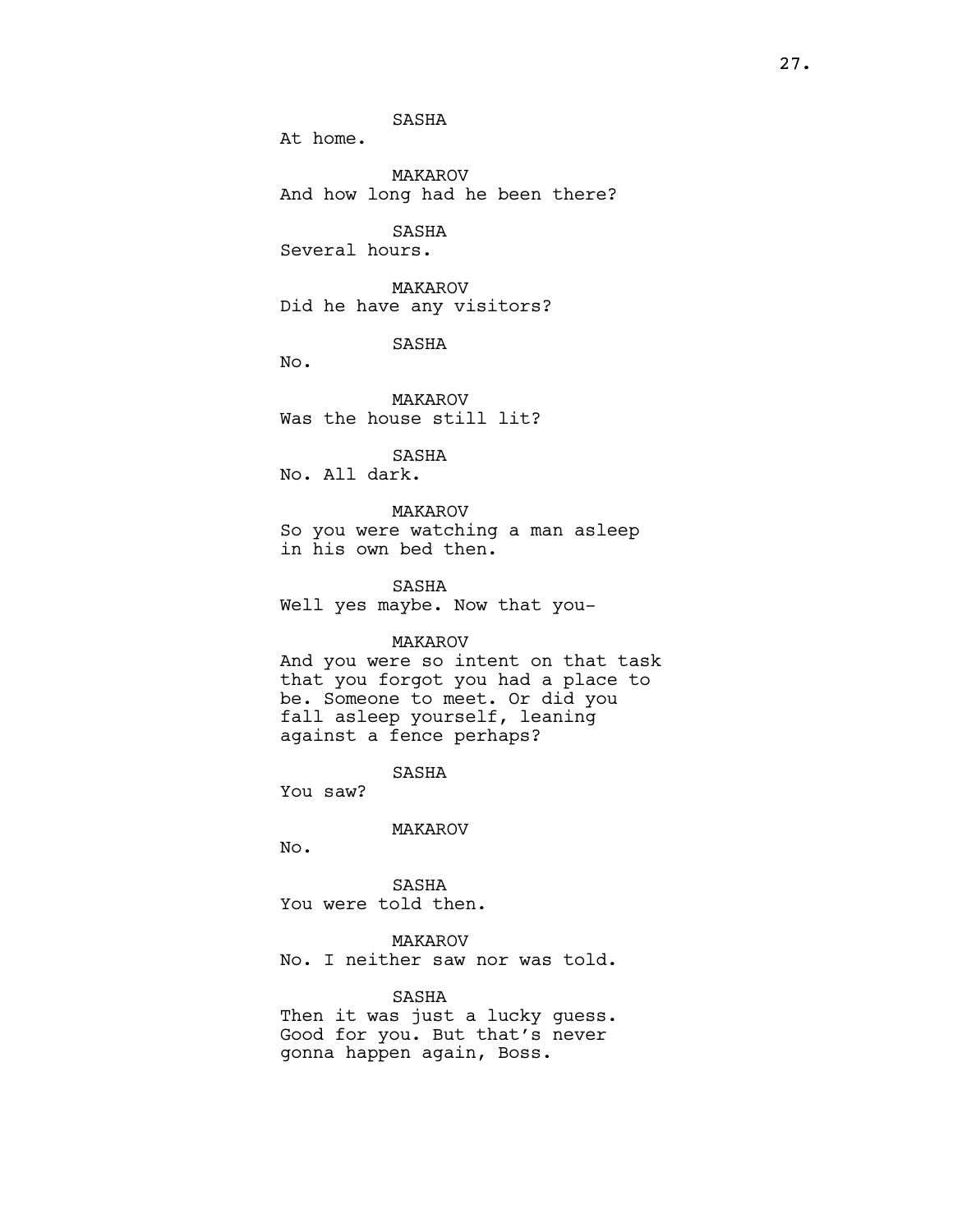SASHA
At home.

MAKAROV
And how long had he been there?

SASHA
Several hours.

MAKAROV
Did he have any visitors?

SASHA
No.

MAKAROV
Was the house still lit?

SASHA
No. All dark.

MAKAROV
So you were watching a man asleep in his own bed then.

SASHA
Well yes maybe. Now that you-

MAKAROV
And you were so intent on that task that you forgot you had a place to be. Someone to meet. Or did you fall asleep yourself, leaning against a fence perhaps?

SASHA
You saw?

MAKAROV
No.

SASHA
You were told then.

MAKAROV
No. I neither saw nor was told.

SASHA
Then it was just a lucky guess. Good for you. But that's never gonna happen again, Boss.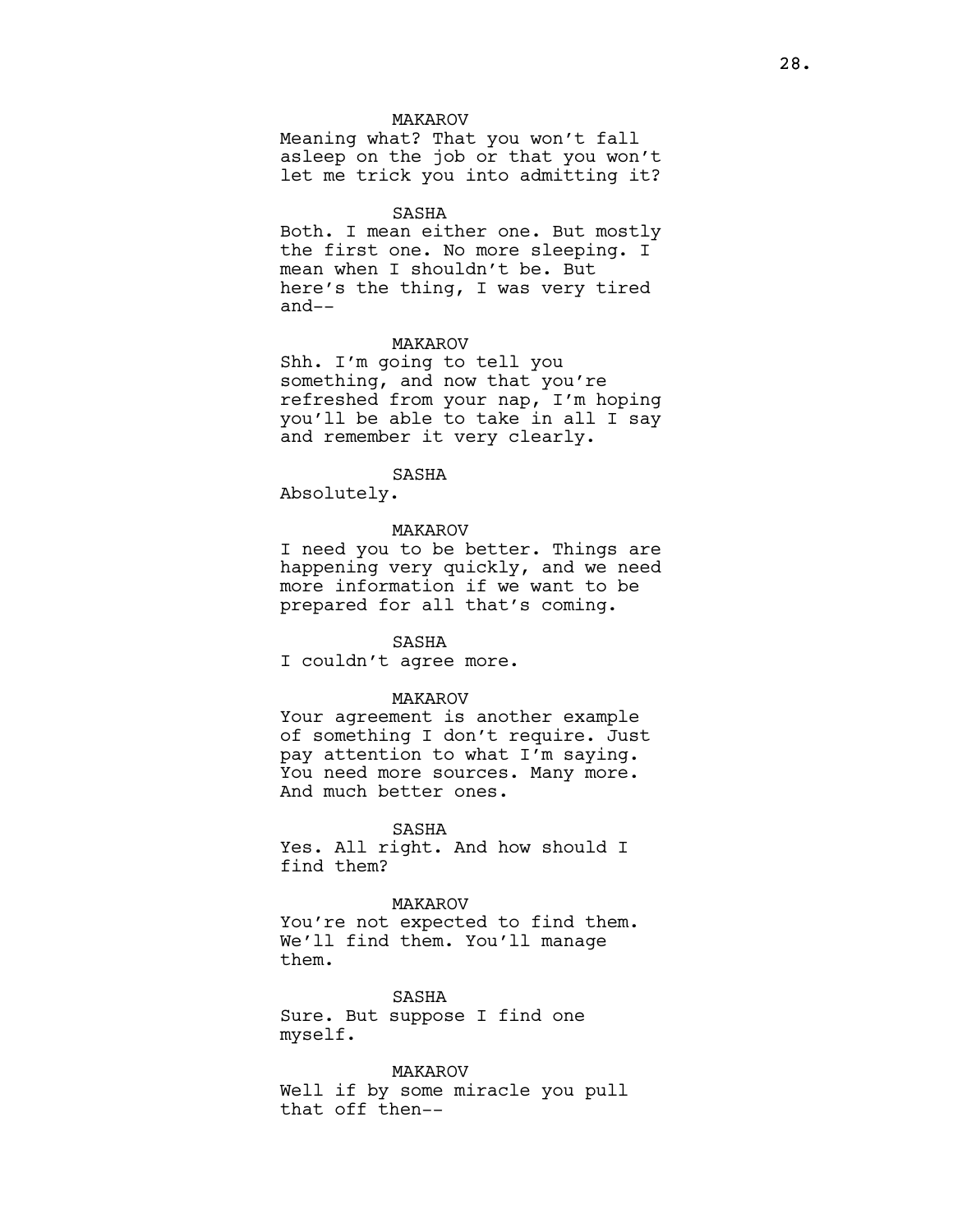MAKAROV

Meaning what? That you won't fall asleep on the job or that you won't let me trick you into admitting it?

SASHA

Both. I mean either one. But mostly the first one. No more sleeping. I mean when I shouldn't be. But here's the thing, I was very tired and--

MAKAROV

Shh. I'm going to tell you something, and now that you're refreshed from your nap, I'm hoping you'll be able to take in all I say and remember it very clearly.

SASHA

Absolutely.

MAKAROV

I need you to be better. Things are happening very quickly, and we need more information if we want to be prepared for all that's coming.

SASHA

I couldn't agree more.

MAKAROV

Your agreement is another example of something I don't require. Just pay attention to what I'm saying. You need more sources. Many more. And much better ones.

SASHA

Yes. All right. And how should I find them?

MAKAROV

You're not expected to find them. We'll find them. You'll manage them.

SASHA

Sure. But suppose I find one myself.

MAKAROV

Well if by some miracle you pull that off then--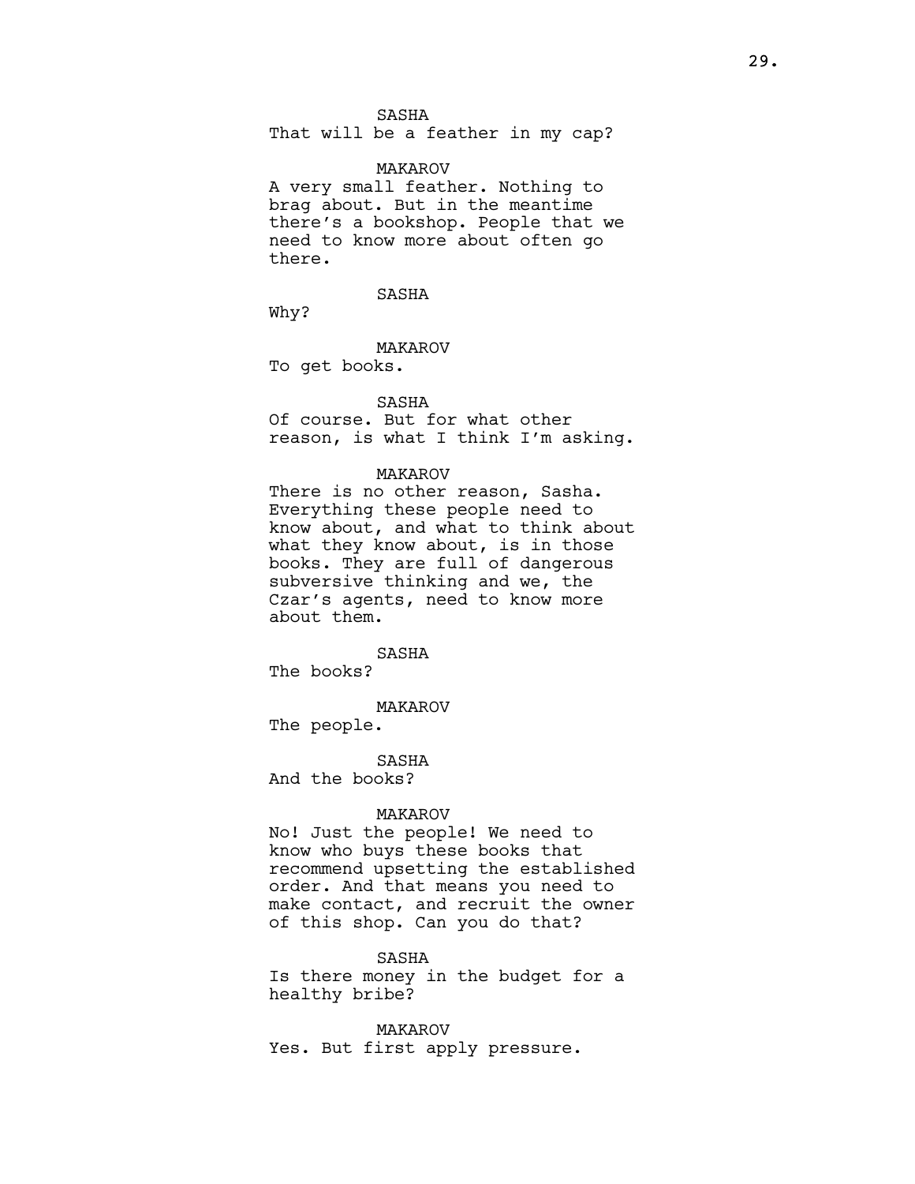SASHA
That will be a feather in my cap?

MAKAROV
A very small feather. Nothing to brag about. But in the meantime there's a bookshop. People that we need to know more about often go there.

SASHA
Why?

MAKAROV
To get books.

SASHA
Of course. But for what other reason, is what I think I'm asking.

MAKAROV
There is no other reason, Sasha. Everything these people need to know about, and what to think about what they know about, is in those books. They are full of dangerous subversive thinking and we, the Czar's agents, need to know more about them.

SASHA
The books?

MAKAROV
The people.

SASHA
And the books?

MAKAROV
No! Just the people! We need to know who buys these books that recommend upsetting the established order. And that means you need to make contact, and recruit the owner of this shop. Can you do that?

SASHA
Is there money in the budget for a healthy bribe?

MAKAROV
Yes. But first apply pressure.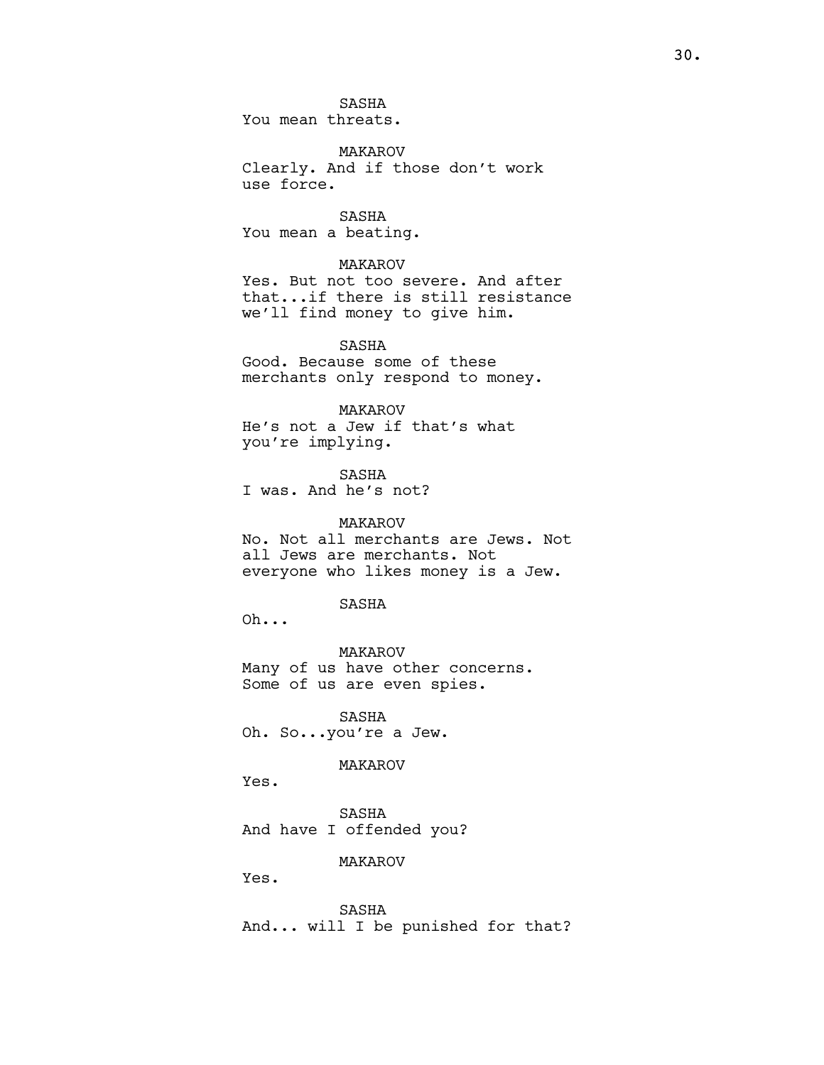SASHA
You mean threats.

MAKAROV
Clearly. And if those don't work
use force.

SASHA
You mean a beating.

MAKAROV
Yes. But not too severe. And after
that...if there is still resistance
we'll find money to give him.

SASHA
Good. Because some of these
merchants only respond to money.

MAKAROV
He's not a Jew if that's what
you're implying.

SASHA
I was. And he's not?

MAKAROV
No. Not all merchants are Jews. Not
all Jews are merchants. Not
everyone who likes money is a Jew.

SASHA
Oh...

MAKAROV
Many of us have other concerns.
Some of us are even spies.

SASHA
Oh. So...you're a Jew.

MAKAROV
Yes.

SASHA
And have I offended you?

MAKAROV
Yes.

SASHA
And... will I be punished for that?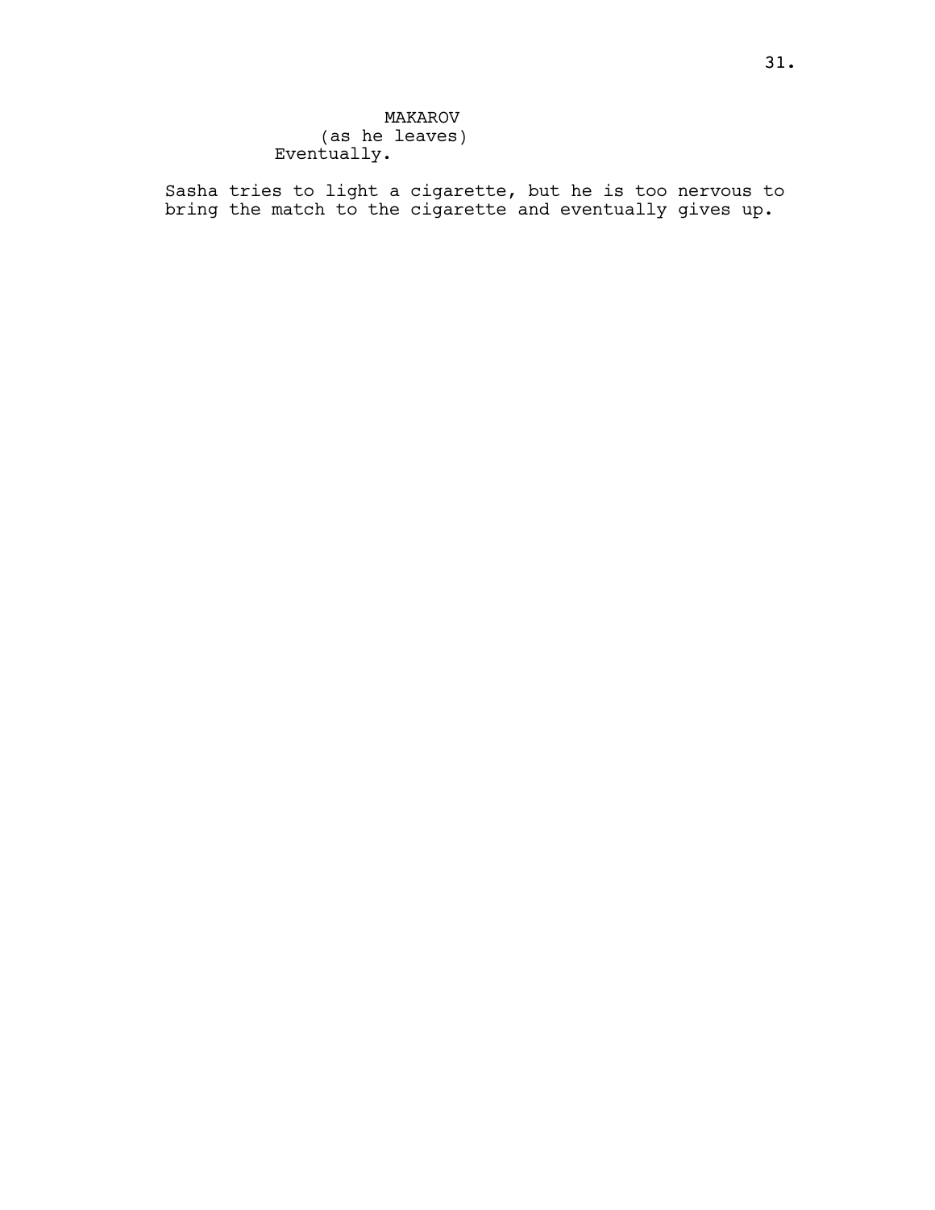MAKAROV
(as he leaves)
Eventually.

Sasha tries to light a cigarette, but he is too nervous to bring the match to the cigarette and eventually gives up.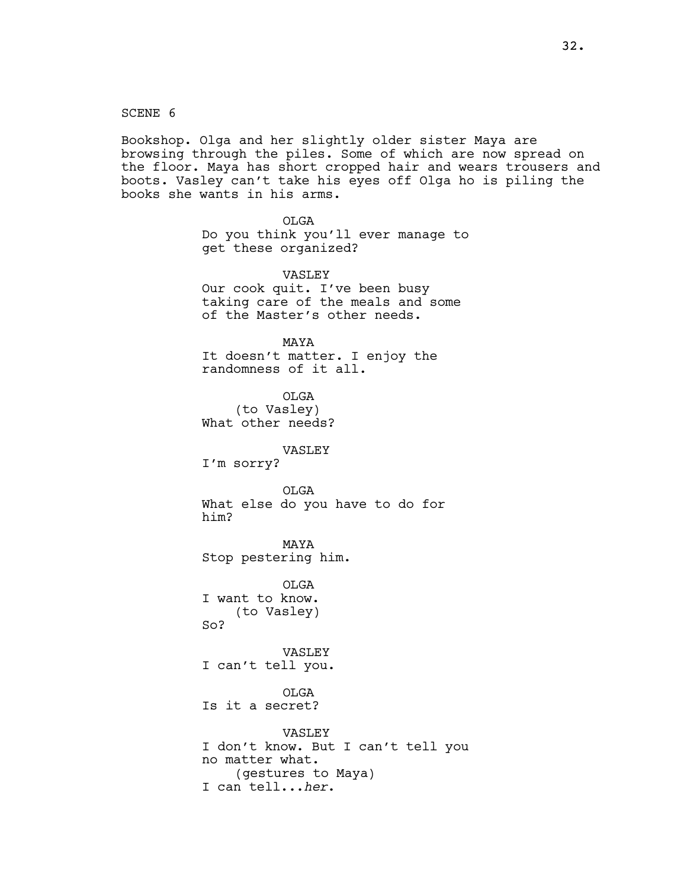SCENE 6

Bookshop. Olga and her slightly older sister Maya are browsing through the piles. Some of which are now spread on the floor. Maya has short cropped hair and wears trousers and boots. Vasley can't take his eyes off Olga ho is piling the books she wants in his arms.

OLGA
Do you think you'll ever manage to get these organized?

VASLEY
Our cook quit. I've been busy taking care of the meals and some of the Master's other needs.

MAYA
It doesn't matter. I enjoy the randomness of it all.

OLGA
(to Vasley)
What other needs?

VASLEY
I'm sorry?

OLGA
What else do you have to do for him?

MAYA
Stop pestering him.

OLGA
I want to know.
(to Vasley)
So?

VASLEY
I can't tell you.

OLGA
Is it a secret?

VASLEY
I don't know. But I can't tell you no matter what.
(gestures to Maya)
I can tell...*her*.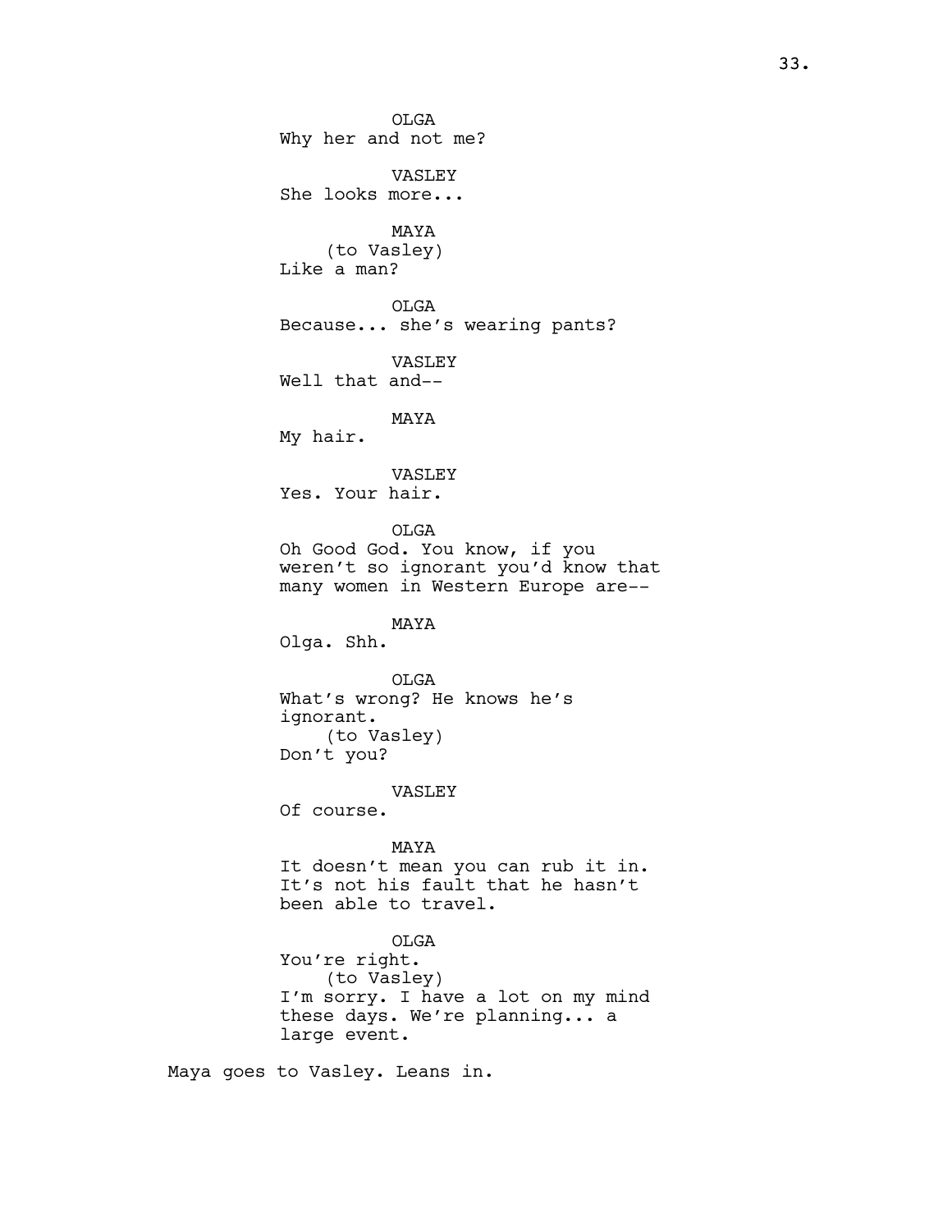OLGA
Why her and not me?

VASLEY
She looks more...

MAYA
(to Vasley)
Like a man?

OLGA
Because... she's wearing pants?

VASLEY
Well that and--

MAYA
My hair.

VASLEY
Yes. Your hair.

OLGA
Oh Good God. You know, if you weren't so ignorant you'd know that many women in Western Europe are--

MAYA
Olga. Shh.

OLGA
What's wrong? He knows he's ignorant.
(to Vasley)
Don't you?

VASLEY
Of course.

MAYA
It doesn't mean you can rub it in. It's not his fault that he hasn't been able to travel.

OLGA
You're right.
(to Vasley)
I'm sorry. I have a lot on my mind these days. We're planning... a large event.

Maya goes to Vasley. Leans in.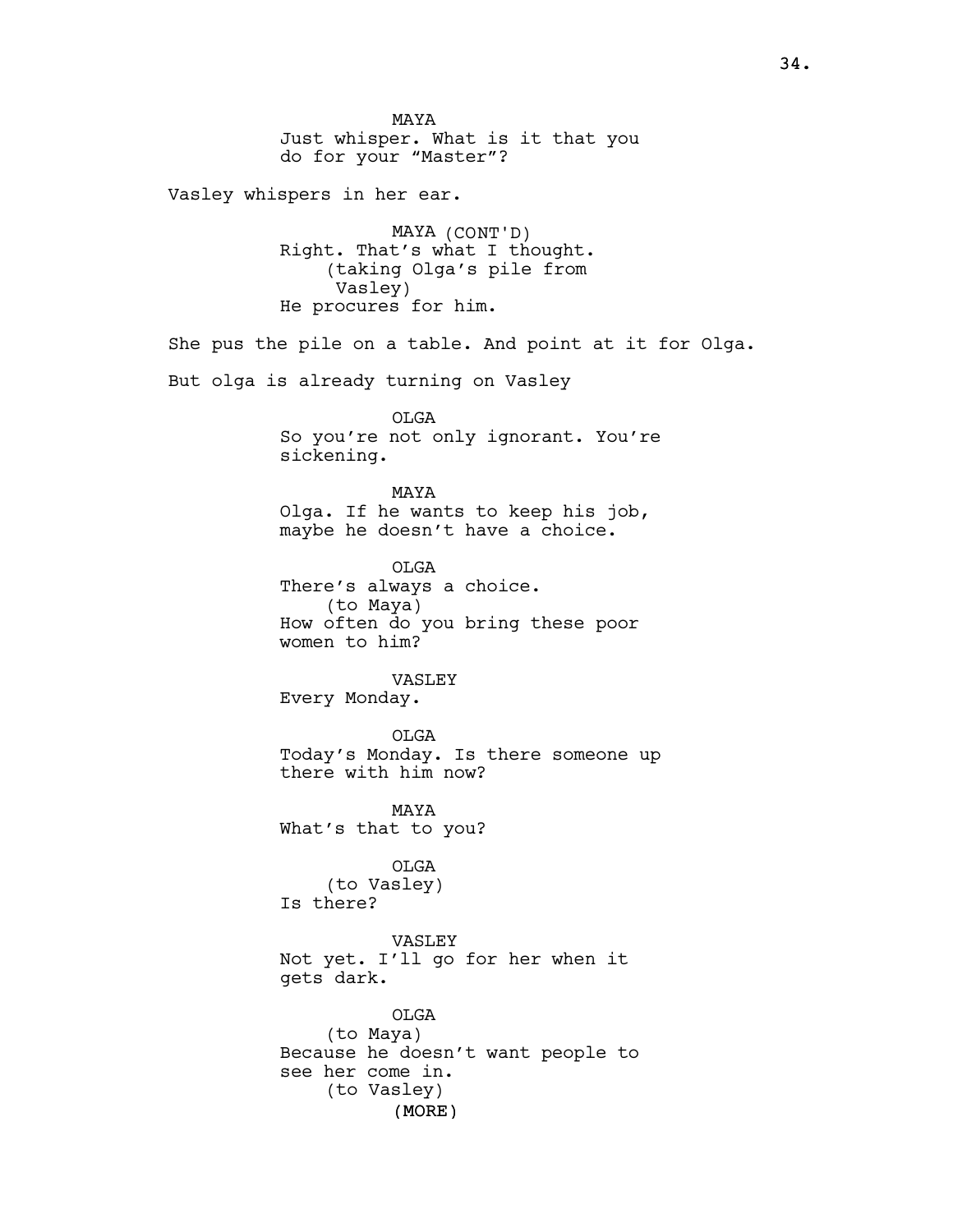MAYA
Just whisper. What is it that you do for your “Master”?

Vasley whispers in her ear.

MAYA (CONT'D)
Right. That’s what I thought.
(taking Olga’s pile from Vasley)
He procures for him.

She pus the pile on a table. And point at it for Olga.

But olga is already turning on Vasley

OLGA
So you’re not only ignorant. You’re sickening.

MAYA
Olga. If he wants to keep his job, maybe he doesn’t have a choice.

OLGA
There’s always a choice.
(to Maya)
How often do you bring these poor women to him?

VASLEY
Every Monday.

OLGA
Today’s Monday. Is there someone up there with him now?

MAYA
What’s that to you?

OLGA
(to Vasley)
Is there?

VASLEY
Not yet. I’ll go for her when it gets dark.

OLGA
(to Maya)
Because he doesn’t want people to see her come in.
(to Vasley)
(MORE)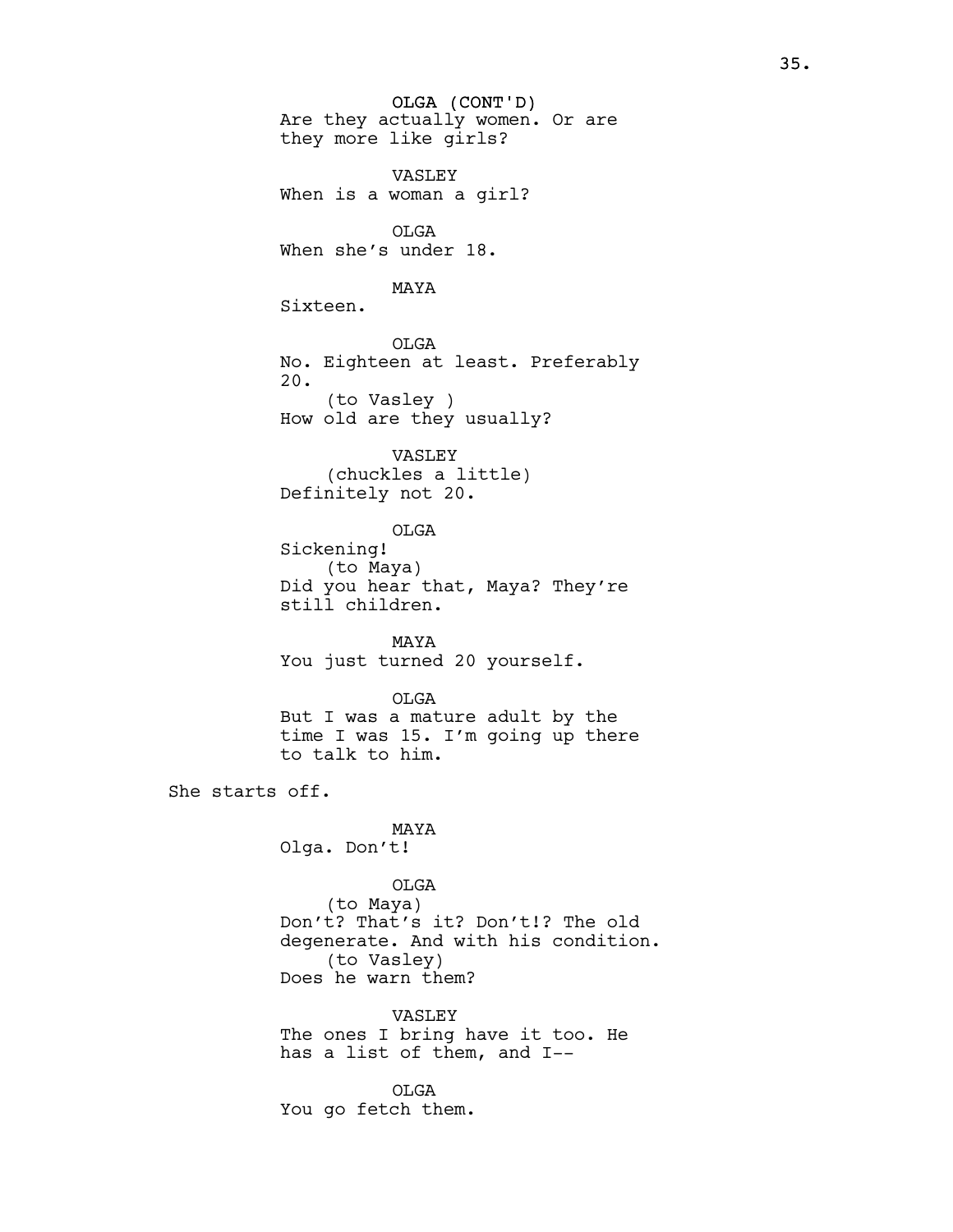OLGA (CONT'D)
Are they actually women. Or are they more like girls?

VASLEY
When is a woman a girl?

OLGA
When she's under 18.

MAYA
Sixteen.

OLGA
No. Eighteen at least. Preferably 20.
(to Vasley )
How old are they usually?

VASLEY
(chuckles a little)
Definitely not 20.

OLGA
Sickening!
(to Maya)
Did you hear that, Maya? They're still children.

MAYA
You just turned 20 yourself.

OLGA
But I was a mature adult by the time I was 15. I'm going up there to talk to him.

She starts off.

MAYA
Olga. Don't!

OLGA
(to Maya)
Don't? That's it? Don't!? The old degenerate. And with his condition.
(to Vasley)
Does he warn them?

VASLEY
The ones I bring have it too. He has a list of them, and I--

OLGA
You go fetch them.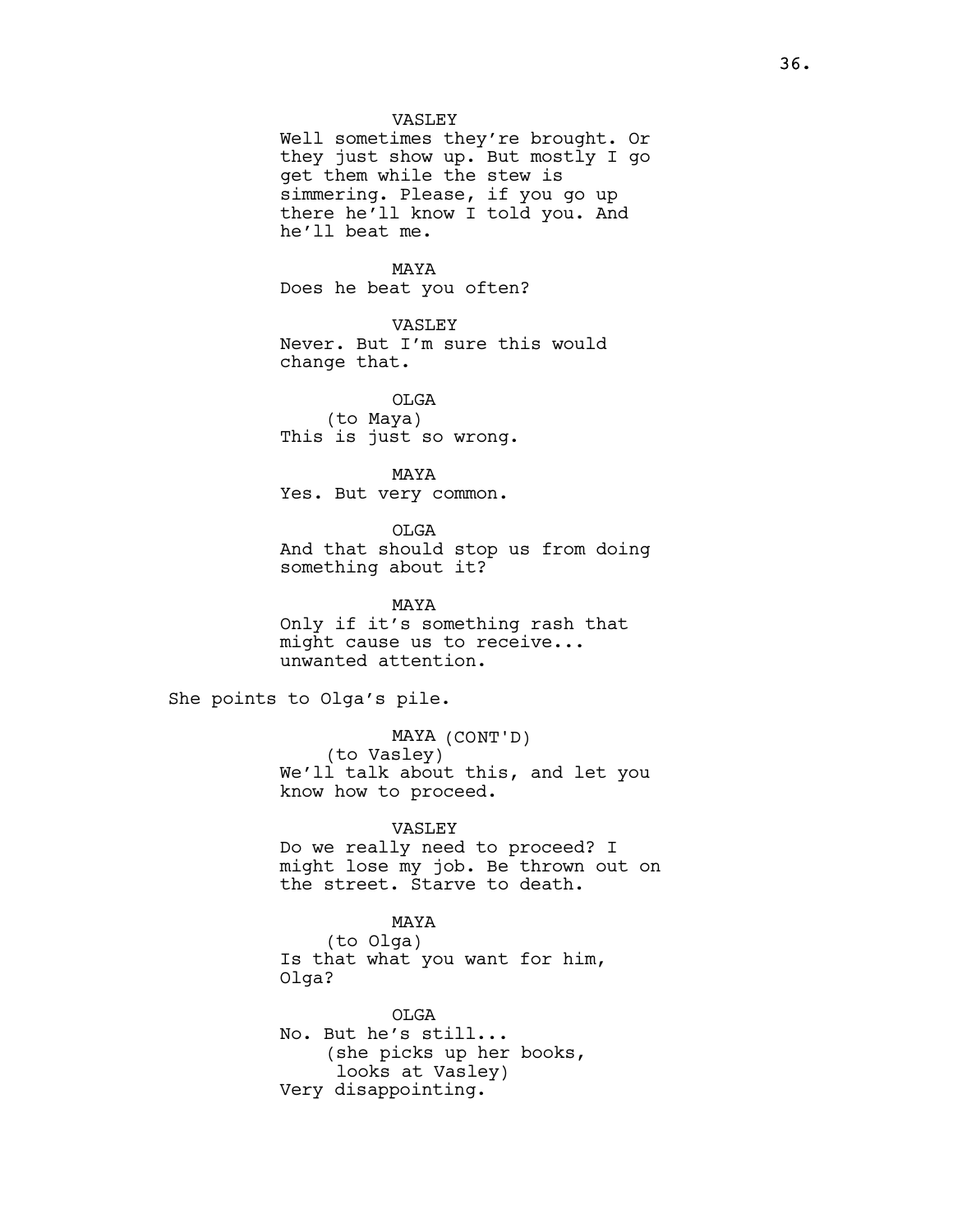VASLEY

Well sometimes they're brought. Or they just show up. But mostly I go get them while the stew is simmering. Please, if you go up there he'll know I told you. And he'll beat me.

MAYA

Does he beat you often?

VASLEY

Never. But I'm sure this would change that.

OLGA

(to Maya)

This is just so wrong.

MAYA

Yes. But very common.

OLGA

And that should stop us from doing something about it?

MAYA

Only if it's something rash that might cause us to receive... unwanted attention.

She points to Olga's pile.

MAYA (CONT'D)

(to Vasley)

We'll talk about this, and let you know how to proceed.

VASLEY

Do we really need to proceed? I might lose my job. Be thrown out on the street. Starve to death.

MAYA

(to Olga)

Is that what you want for him, Olga?

OLGA

No. But he's still...

(she picks up her books, looks at Vasley)

Very disappointing.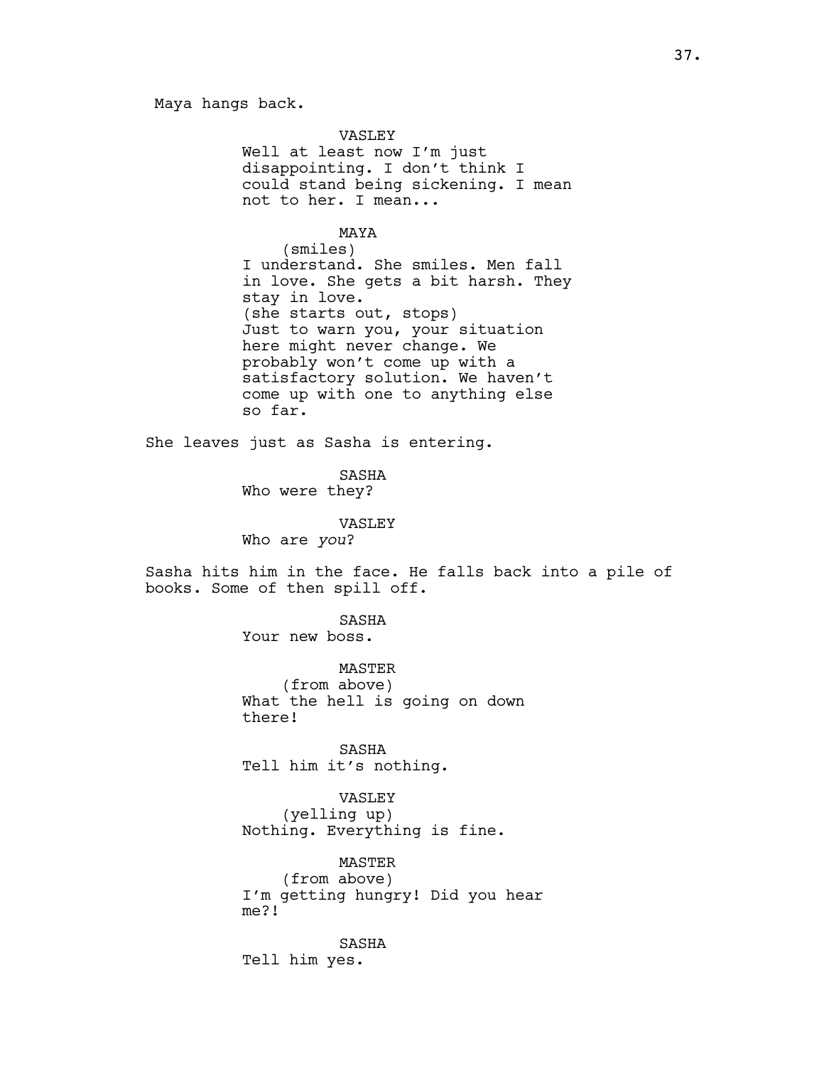Maya hangs back.

VASLEY
Well at least now I'm just disappointing. I don't think I could stand being sickening. I mean not to her. I mean...

MAYA
(smiles)
I understand. She smiles. Men fall in love. She gets a bit harsh. They stay in love.
(she starts out, stops)
Just to warn you, your situation here might never change. We probably won't come up with a satisfactory solution. We haven't come up with one to anything else so far.

She leaves just as Sasha is entering.

SASHA
Who were they?

VASLEY
Who are *you*?

Sasha hits him in the face. He falls back into a pile of books. Some of then spill off.

SASHA
Your new boss.

MASTER
(from above)
What the hell is going on down there!

SASHA
Tell him it's nothing.

VASLEY
(yelling up)
Nothing. Everything is fine.

MASTER
(from above)
I'm getting hungry! Did you hear me?!

SASHA
Tell him yes.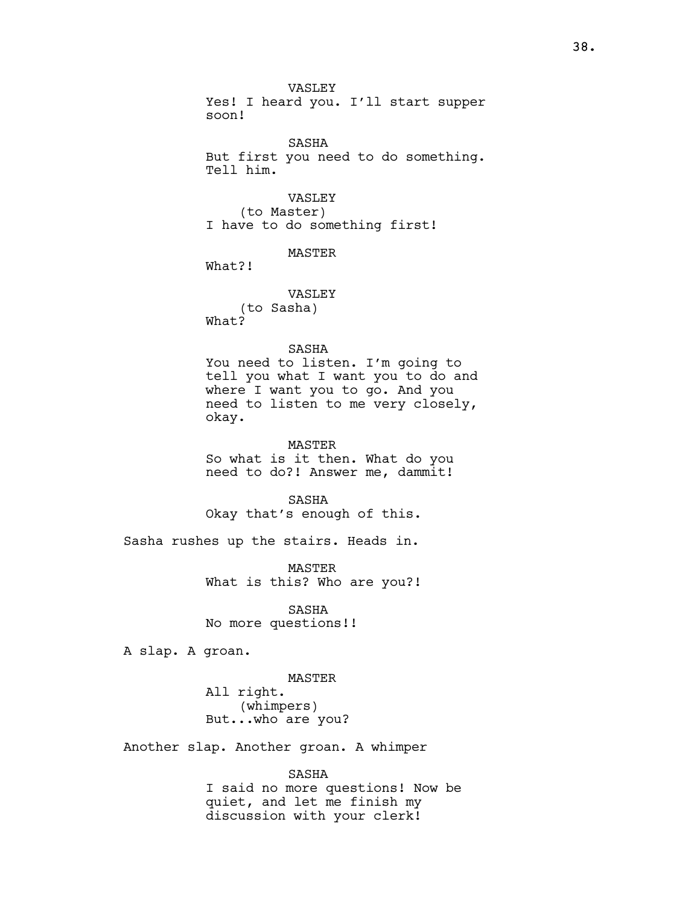VASLEY
Yes! I heard you. I'll start supper soon!

SASHA
But first you need to do something. Tell him.

VASLEY
(to Master)
I have to do something first!

MASTER
What?!

VASLEY
(to Sasha)
What?

SASHA
You need to listen. I'm going to tell you what I want you to do and where I want you to go. And you need to listen to me very closely, okay.

MASTER
So what is it then. What do you need to do?! Answer me, dammit!

SASHA
Okay that's enough of this.

Sasha rushes up the stairs. Heads in.

MASTER
What is this? Who are you?!

SASHA
No more questions!!

A slap. A groan.

MASTER
All right.
(whimpers)
But...who are you?

Another slap. Another groan. A whimper

SASHA
I said no more questions! Now be quiet, and let me finish my discussion with your clerk!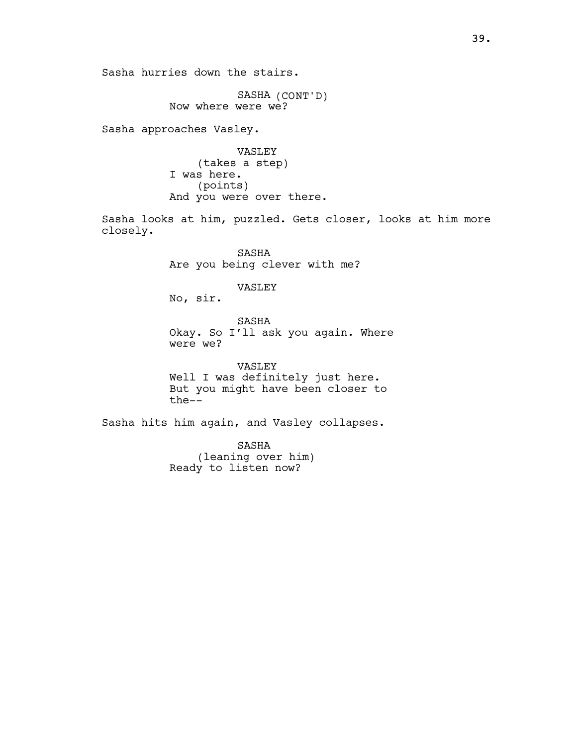Sasha hurries down the stairs.

SASHA (CONT'D)
Now where were we?

Sasha approaches Vasley.

VASLEY
(takes a step)
I was here.
(points)
And you were over there.

Sasha looks at him, puzzled. Gets closer, looks at him more closely.

SASHA
Are you being clever with me?

VASLEY
No, sir.

SASHA
Okay. So I'll ask you again. Where were we?

VASLEY
Well I was definitely just here. But you might have been closer to the--

Sasha hits him again, and Vasley collapses.

SASHA
(leaning over him)
Ready to listen now?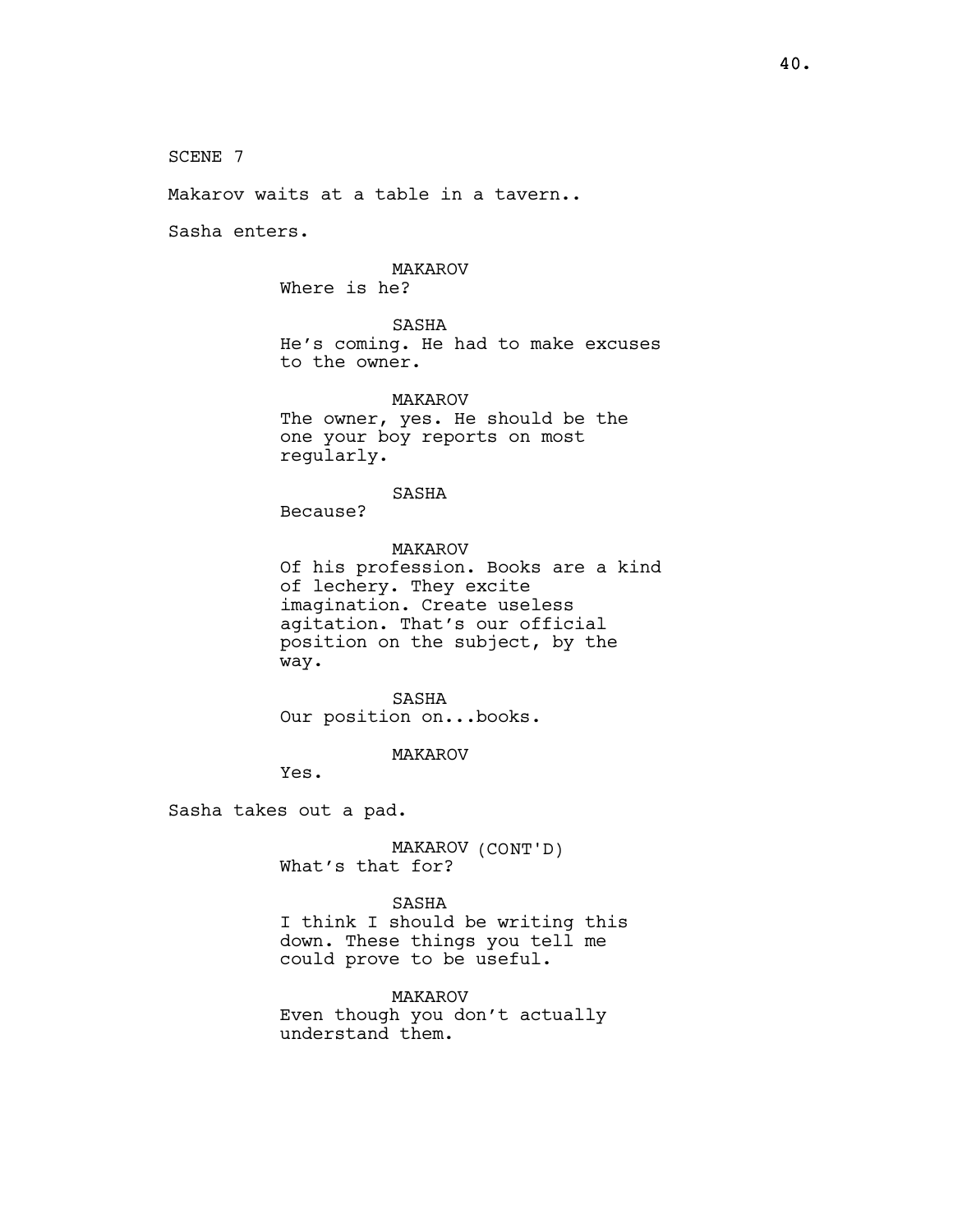SCENE 7

Makarov waits at a table in a tavern..

Sasha enters.

MAKAROV
Where is he?

SASHA
He's coming. He had to make excuses to the owner.

MAKAROV
The owner, yes. He should be the one your boy reports on most regularly.

SASHA
Because?

MAKAROV
Of his profession. Books are a kind of lechery. They excite imagination. Create useless agitation. That's our official position on the subject, by the way.

SASHA
Our position on...books.

MAKAROV
Yes.

Sasha takes out a pad.

MAKAROV (CONT'D)
What's that for?

SASHA
I think I should be writing this down. These things you tell me could prove to be useful.

MAKAROV
Even though you don't actually understand them.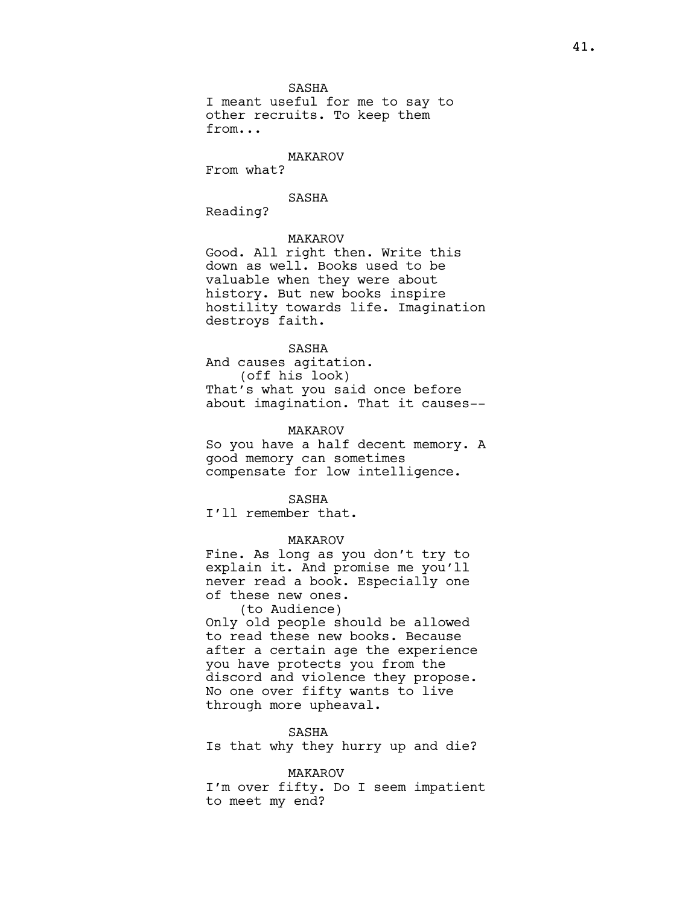SASHA

I meant useful for me to say to other recruits. To keep them from...

MAKAROV

From what?

SASHA

Reading?

MAKAROV

Good. All right then. Write this down as well. Books used to be valuable when they were about history. But new books inspire hostility towards life. Imagination destroys faith.

SASHA

And causes agitation.

(off his look)

That's what you said once before about imagination. That it causes--

MAKAROV

So you have a half decent memory. A good memory can sometimes compensate for low intelligence.

SASHA

I'll remember that.

MAKAROV

Fine. As long as you don't try to explain it. And promise me you'll never read a book. Especially one of these new ones.

(to Audience)

Only old people should be allowed to read these new books. Because after a certain age the experience you have protects you from the discord and violence they propose. No one over fifty wants to live through more upheaval.

SASHA

Is that why they hurry up and die?

MAKAROV

I'm over fifty. Do I seem impatient to meet my end?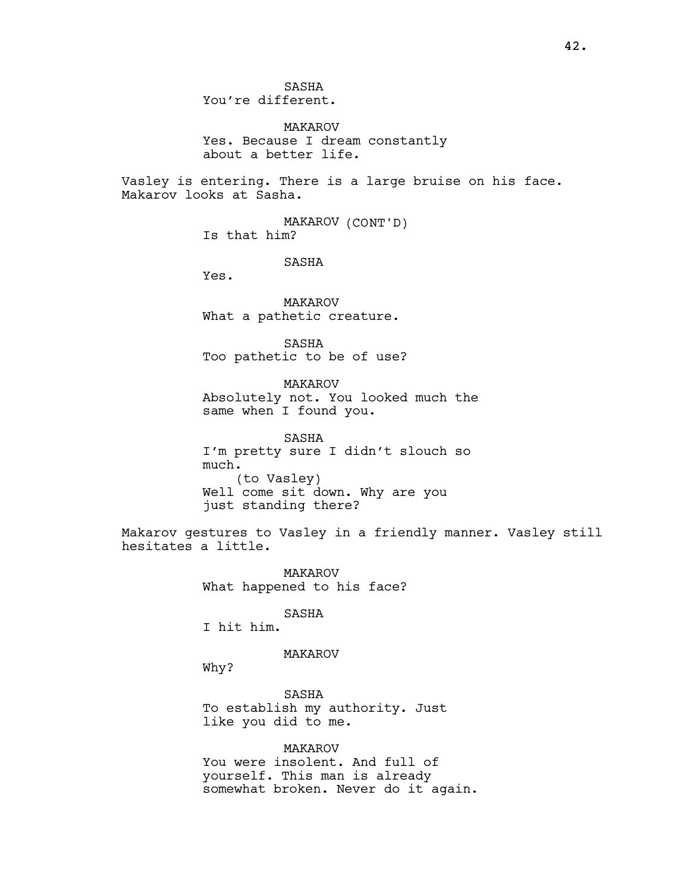SASHA
You're different.

MAKAROV
Yes. Because I dream constantly about a better life.

Vasley is entering. There is a large bruise on his face. Makarov looks at Sasha.

MAKAROV (CONT'D)
Is that him?

SASHA
Yes.

MAKAROV
What a pathetic creature.

SASHA
Too pathetic to be of use?

MAKAROV
Absolutely not. You looked much the same when I found you.

SASHA
I'm pretty sure I didn't slouch so much.
(to Vasley)
Well come sit down. Why are you just standing there?

Makarov gestures to Vasley in a friendly manner. Vasley still hesitates a little.

MAKAROV
What happened to his face?

SASHA
I hit him.

MAKAROV
Why?

SASHA
To establish my authority. Just like you did to me.

MAKAROV
You were insolent. And full of yourself. This man is already somewhat broken. Never do it again.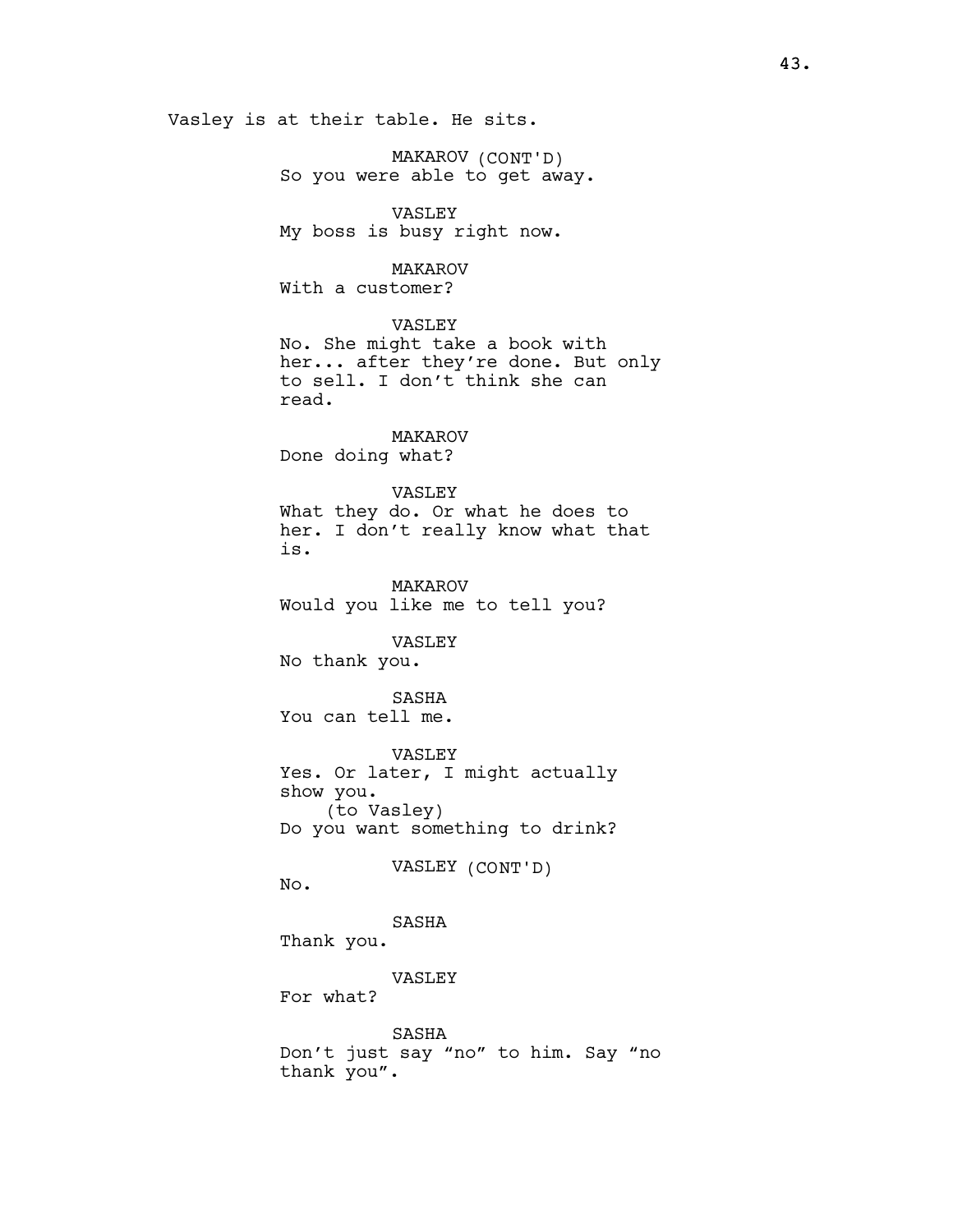Vasley is at their table. He sits.

MAKAROV (CONT'D)
So you were able to get away.

VASLEY
My boss is busy right now.

MAKAROV
With a customer?

VASLEY
No. She might take a book with her... after they're done. But only to sell. I don't think she can read.

MAKAROV
Done doing what?

VASLEY
What they do. Or what he does to her. I don't really know what that is.

MAKAROV
Would you like me to tell you?

VASLEY
No thank you.

SASHA
You can tell me.

VASLEY
Yes. Or later, I might actually show you.
(to Vasley)
Do you want something to drink?

VASLEY (CONT'D)
No.

SASHA
Thank you.

VASLEY
For what?

SASHA
Don't just say "no" to him. Say "no thank you".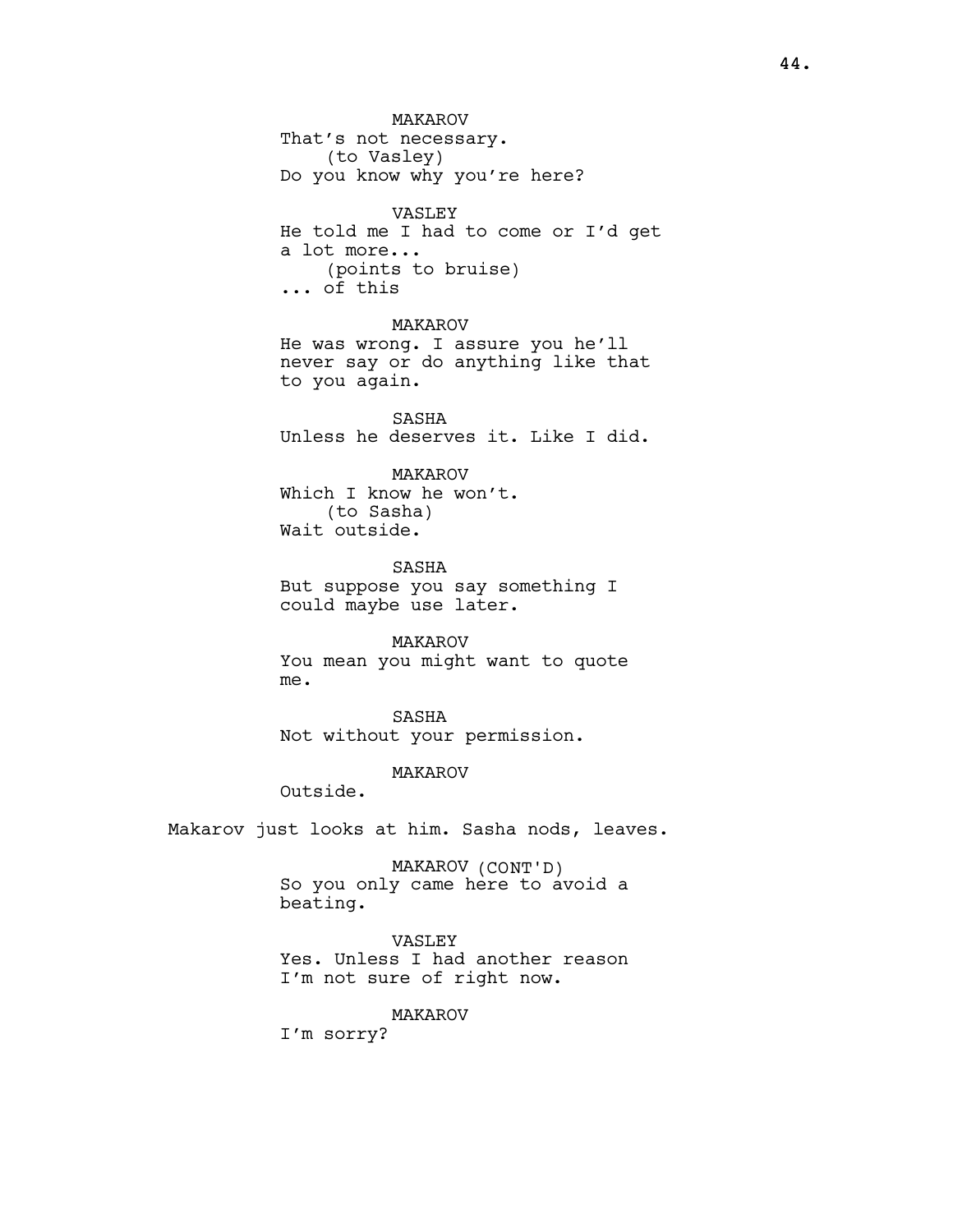MAKAROV
That's not necessary.
(to Vasley)
Do you know why you're here?

VASLEY
He told me I had to come or I'd get a lot more...
(points to bruise)
... of this

MAKAROV
He was wrong. I assure you he'll never say or do anything like that to you again.

SASHA
Unless he deserves it. Like I did.

MAKAROV
Which I know he won't.
(to Sasha)
Wait outside.

SASHA
But suppose you say something I could maybe use later.

MAKAROV
You mean you might want to quote me.

SASHA
Not without your permission.

MAKAROV
Outside.

Makarov just looks at him. Sasha nods, leaves.

MAKAROV (CONT'D)
So you only came here to avoid a beating.

VASLEY
Yes. Unless I had another reason I'm not sure of right now.

MAKAROV
I'm sorry?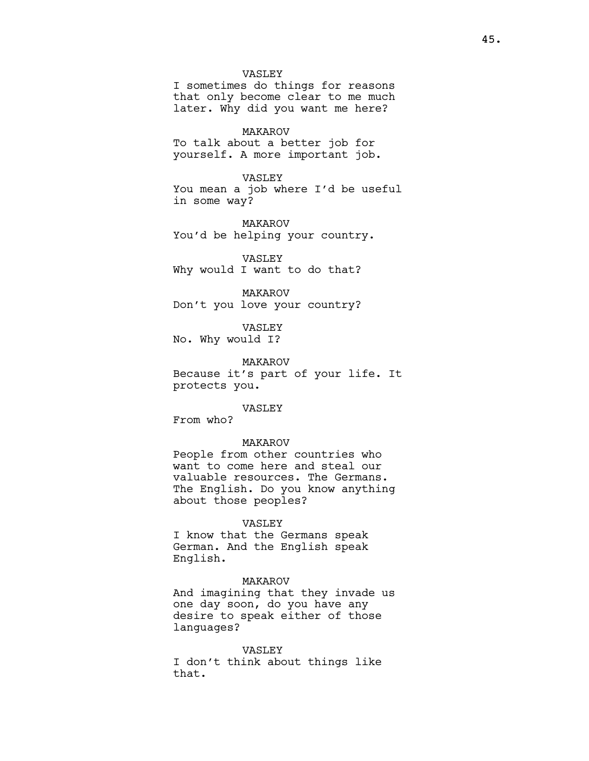VASLEY

I sometimes do things for reasons that only become clear to me much later. Why did you want me here?

MAKAROV

To talk about a better job for yourself. A more important job.

VASLEY

You mean a job where I'd be useful in some way?

MAKAROV

You'd be helping your country.

VASLEY

Why would I want to do that?

MAKAROV

Don't you love your country?

VASLEY

No. Why would I?

MAKAROV

Because it's part of your life. It protects you.

VASLEY

From who?

MAKAROV

People from other countries who want to come here and steal our valuable resources. The Germans. The English. Do you know anything about those peoples?

VASLEY

I know that the Germans speak German. And the English speak English.

MAKAROV

And imagining that they invade us one day soon, do you have any desire to speak either of those languages?

VASLEY

I don't think about things like that.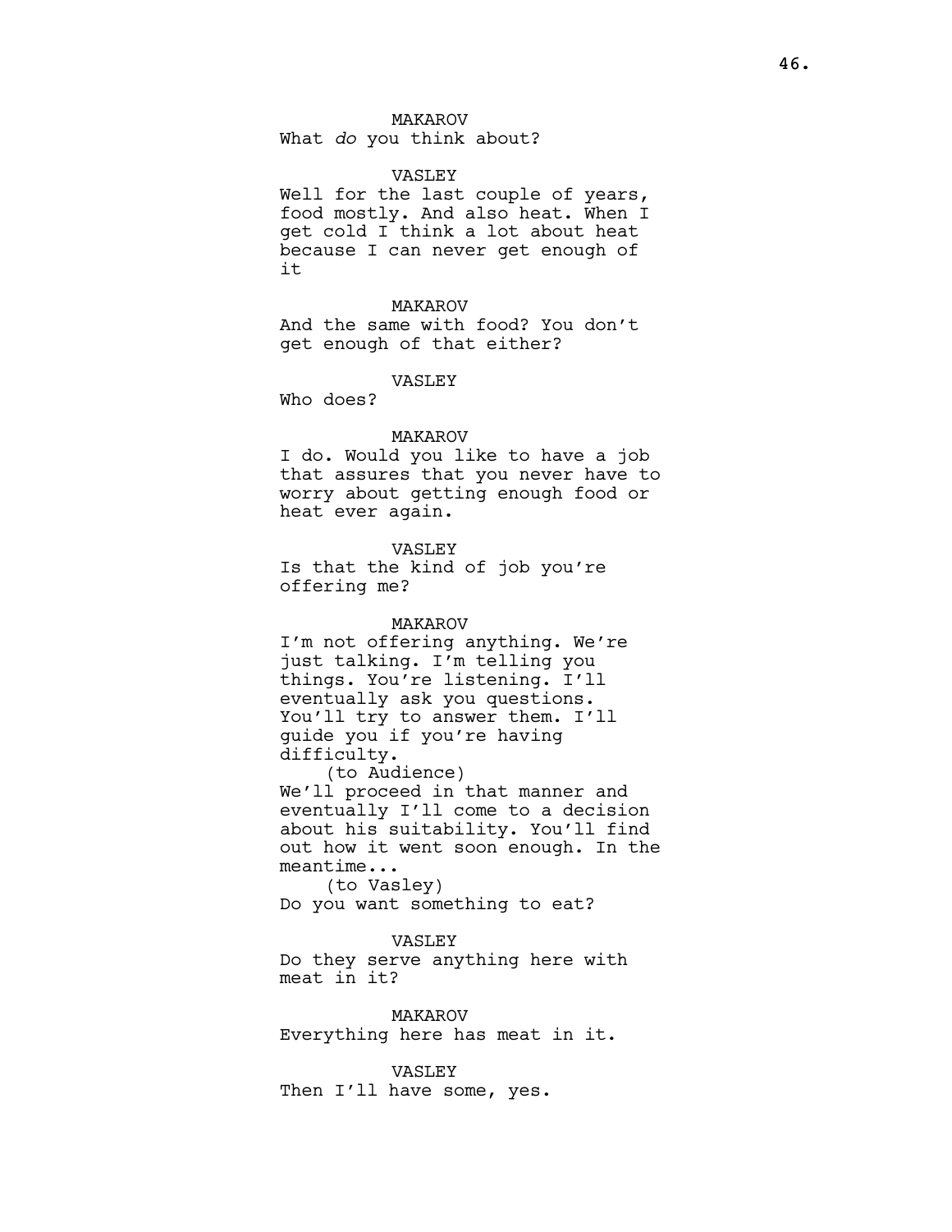MAKAROV

What *do* you think about?

VASLEY

Well for the last couple of years, food mostly. And also heat. When I get cold I think a lot about heat because I can never get enough of it

MAKAROV

And the same with food? You don't get enough of that either?

VASLEY

Who does?

MAKAROV

I do. Would you like to have a job that assures that you never have to worry about getting enough food or heat ever again.

VASLEY

Is that the kind of job you're offering me?

MAKAROV

I'm not offering anything. We're just talking. I'm telling you things. You're listening. I'll eventually ask you questions. You'll try to answer them. I'll guide you if you're having difficulty.

(to Audience)

We'll proceed in that manner and eventually I'll come to a decision about his suitability. You'll find out how it went soon enough. In the meantime...

(to Vasley)

Do you want something to eat?

VASLEY

Do they serve anything here with meat in it?

MAKAROV

Everything here has meat in it.

VASLEY

Then I'll have some, yes.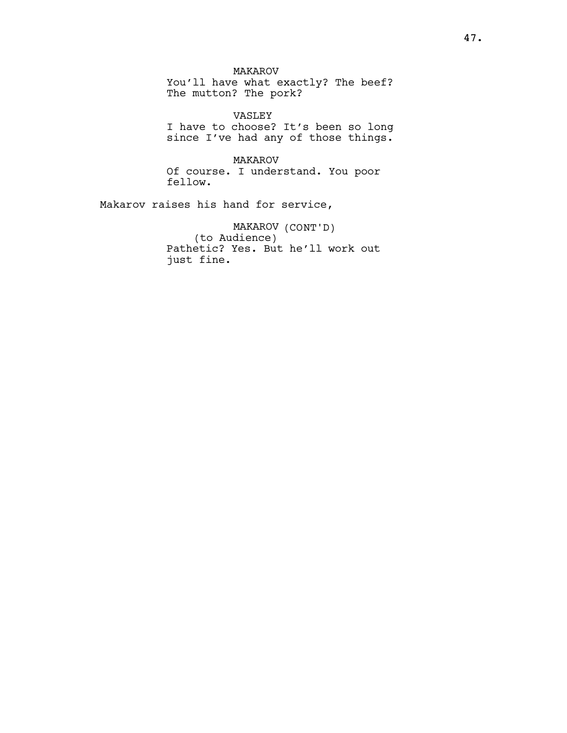MAKAROV
You'll have what exactly? The beef? The mutton? The pork?

VASLEY
I have to choose? It's been so long since I've had any of those things.

MAKAROV
Of course. I understand. You poor fellow.

Makarov raises his hand for service,

MAKAROV (CONT'D)
(to Audience)
Pathetic? Yes. But he'll work out just fine.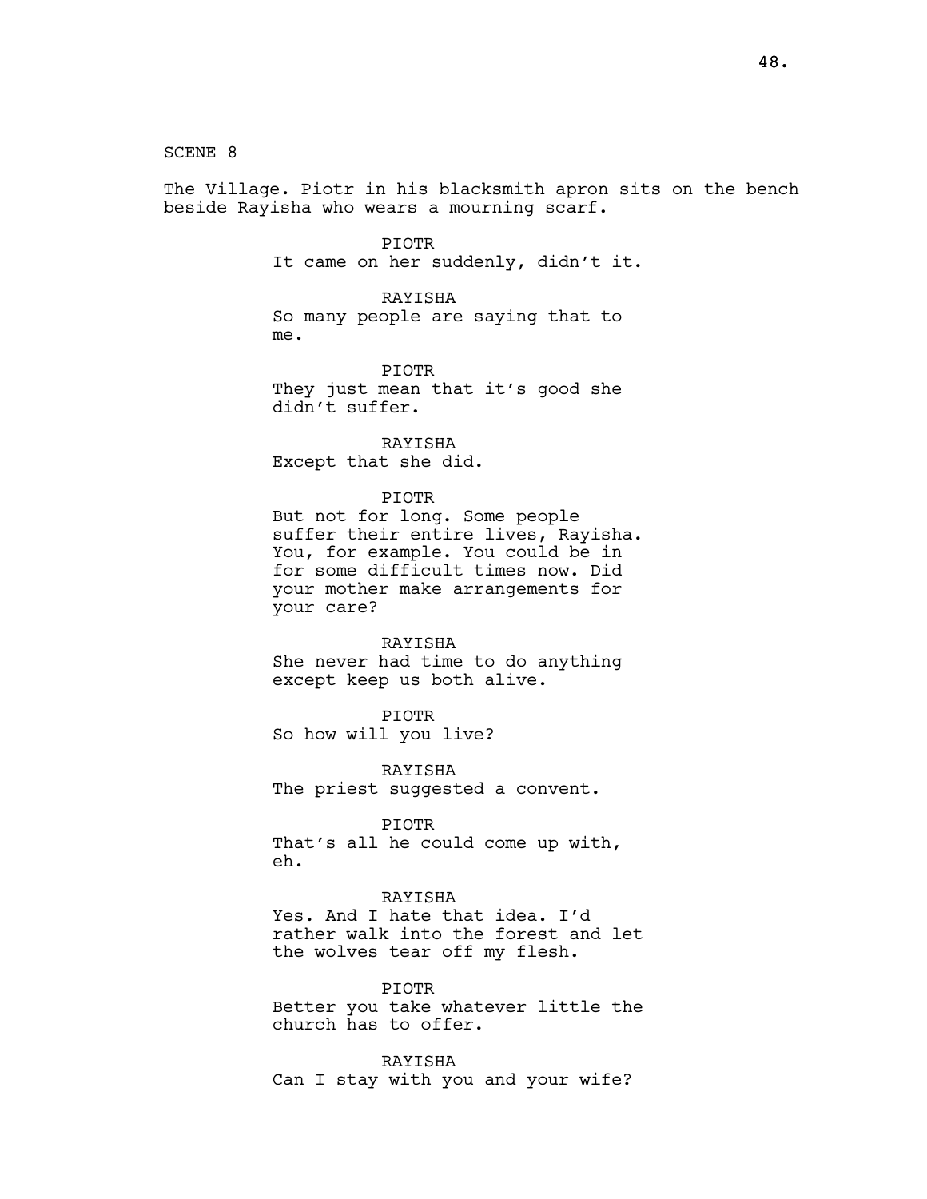SCENE 8

The Village. Piotr in his blacksmith apron sits on the bench beside Rayisha who wears a mourning scarf.

PIOTR
It came on her suddenly, didn't it.

RAYISHA
So many people are saying that to me.

PIOTR
They just mean that it's good she didn't suffer.

RAYISHA
Except that she did.

PIOTR
But not for long. Some people suffer their entire lives, Rayisha. You, for example. You could be in for some difficult times now. Did your mother make arrangements for your care?

RAYISHA
She never had time to do anything except keep us both alive.

PIOTR
So how will you live?

RAYISHA
The priest suggested a convent.

PIOTR
That's all he could come up with, eh.

RAYISHA
Yes. And I hate that idea. I'd rather walk into the forest and let the wolves tear off my flesh.

PIOTR
Better you take whatever little the church has to offer.

RAYISHA
Can I stay with you and your wife?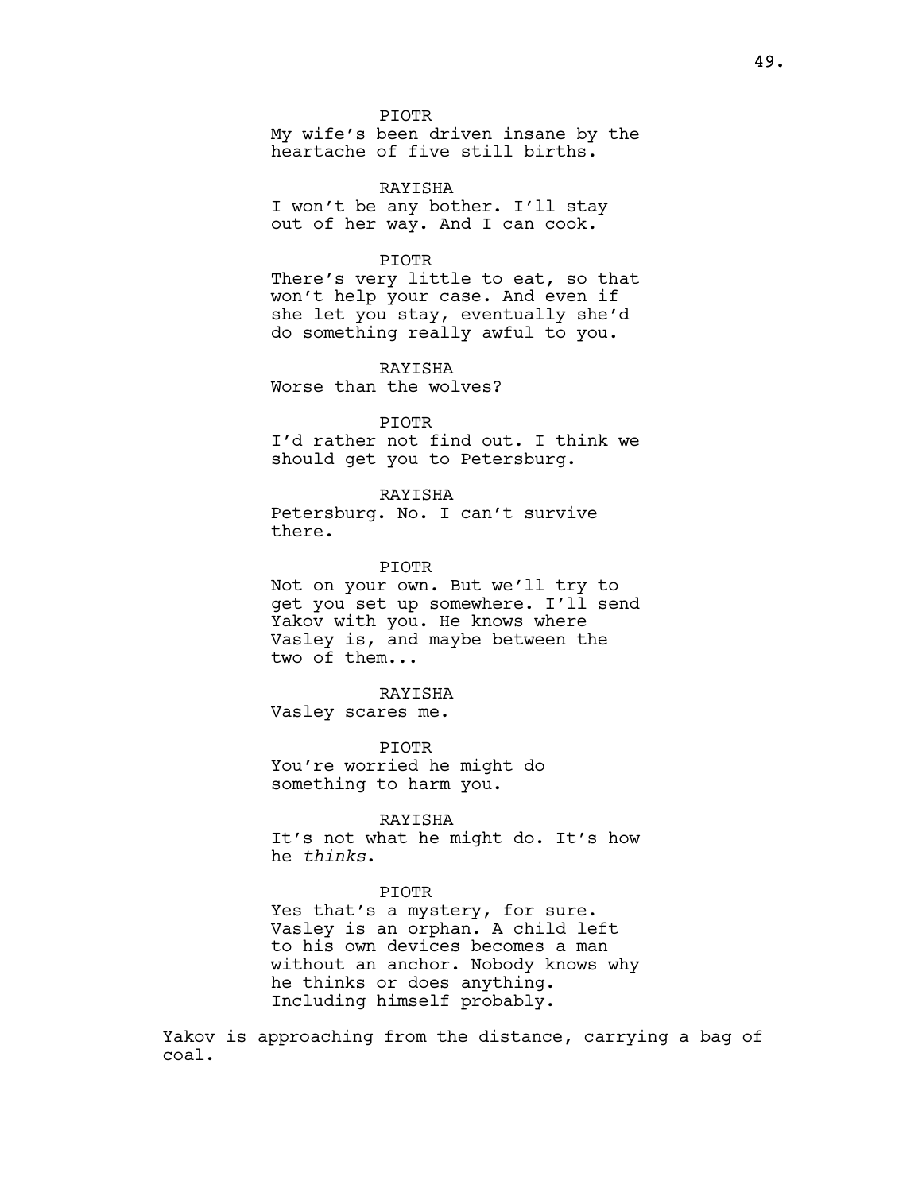PIOTR
My wife's been driven insane by the heartache of five still births.

RAYISHA
I won't be any bother. I'll stay out of her way. And I can cook.

PIOTR
There's very little to eat, so that won't help your case. And even if she let you stay, eventually she'd do something really awful to you.

RAYISHA
Worse than the wolves?

PIOTR
I'd rather not find out. I think we should get you to Petersburg.

RAYISHA
Petersburg. No. I can't survive there.

PIOTR
Not on your own. But we'll try to get you set up somewhere. I'll send Yakov with you. He knows where Vasley is, and maybe between the two of them...

RAYISHA
Vasley scares me.

PIOTR
You're worried he might do something to harm you.

RAYISHA
It's not what he might do. It's how he *thinks*.

PIOTR
Yes that's a mystery, for sure. Vasley is an orphan. A child left to his own devices becomes a man without an anchor. Nobody knows why he thinks or does anything. Including himself probably.

Yakov is approaching from the distance, carrying a bag of coal.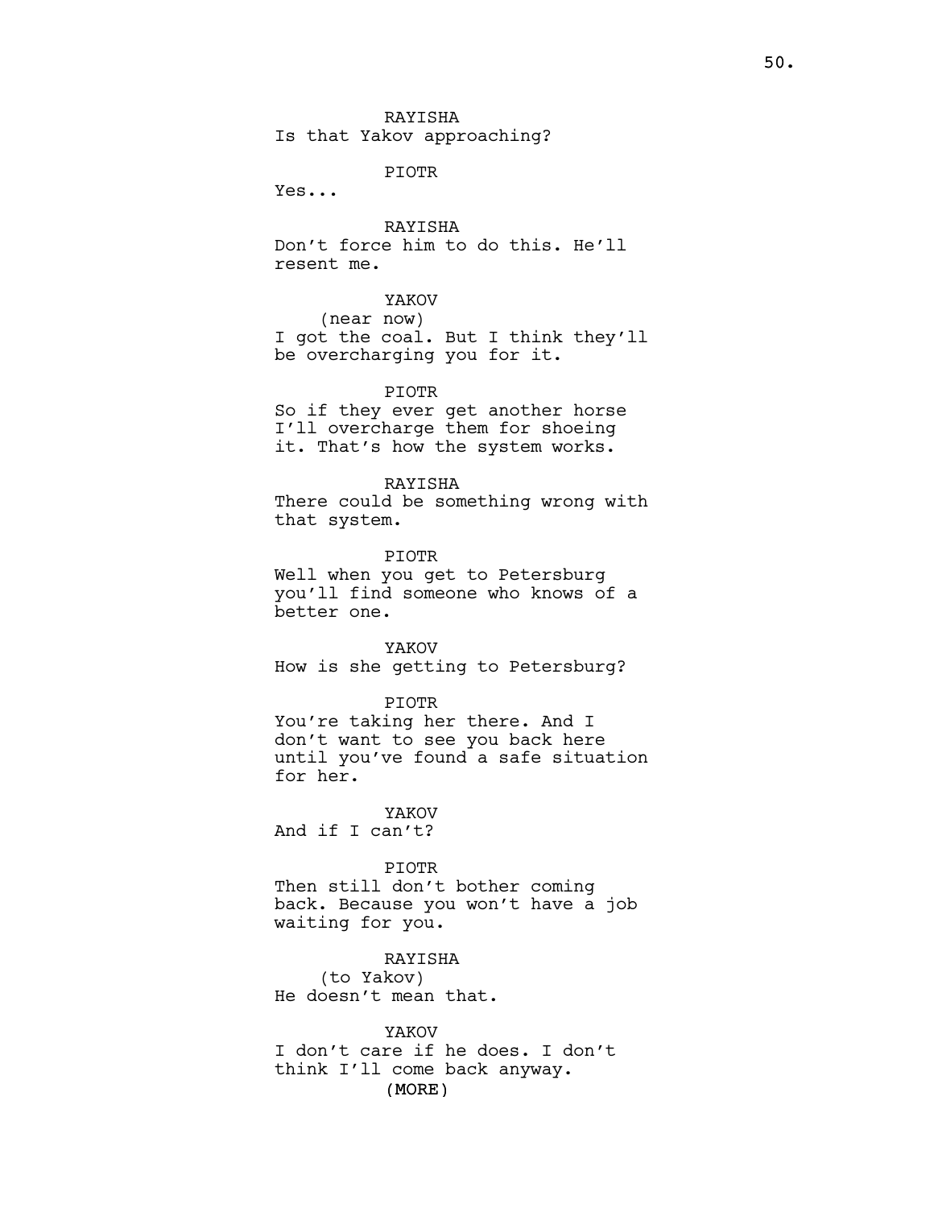RAYISHA
Is that Yakov approaching?

PIOTR
Yes...

RAYISHA
Don't force him to do this. He'll resent me.

YAKOV
(near now)
I got the coal. But I think they'll be overcharging you for it.

PIOTR
So if they ever get another horse I'll overcharge them for shoeing it. That's how the system works.

RAYISHA
There could be something wrong with that system.

PIOTR
Well when you get to Petersburg you'll find someone who knows of a better one.

YAKOV
How is she getting to Petersburg?

PIOTR
You're taking her there. And I don't want to see you back here until you've found a safe situation for her.

YAKOV
And if I can't?

PIOTR
Then still don't bother coming back. Because you won't have a job waiting for you.

RAYISHA
(to Yakov)
He doesn't mean that.

YAKOV
I don't care if he does. I don't think I'll come back anyway.
(MORE)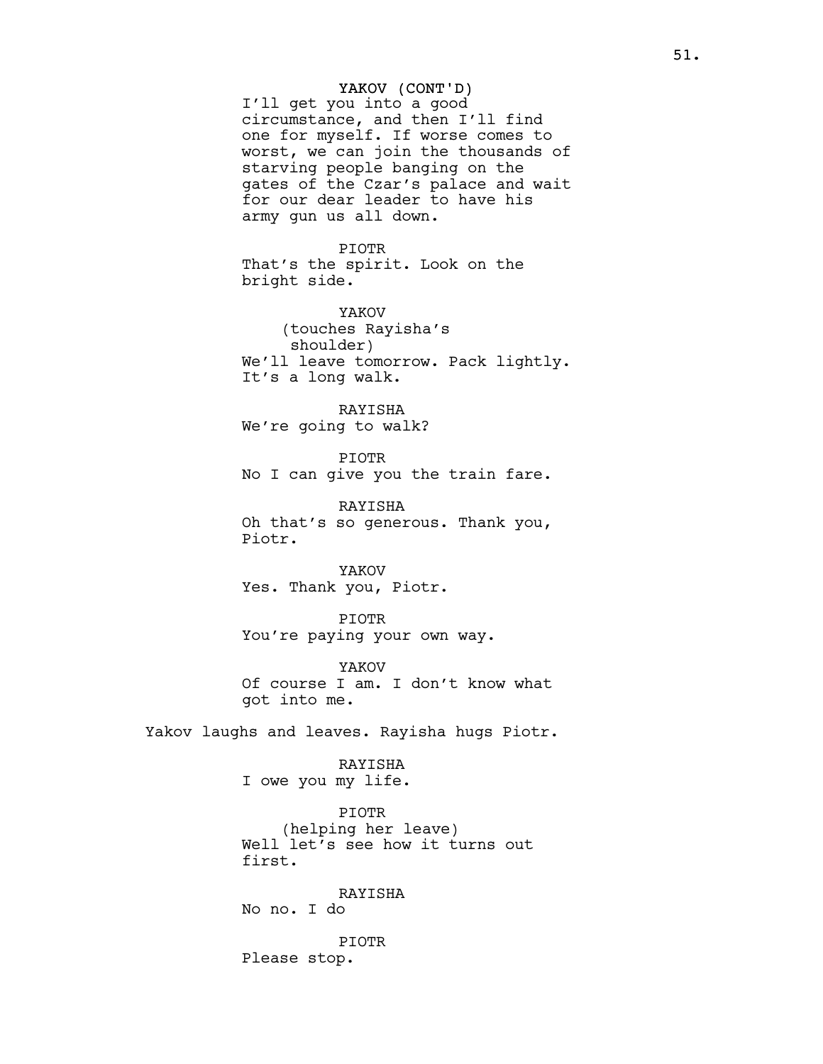YAKOV (CONT'D)
I'll get you into a good circumstance, and then I'll find one for myself. If worse comes to worst, we can join the thousands of starving people banging on the gates of the Czar's palace and wait for our dear leader to have his army gun us all down.

PIOTR
That's the spirit. Look on the bright side.

YAKOV
(touches Rayisha's shoulder)
We'll leave tomorrow. Pack lightly. It's a long walk.

RAYISHA
We're going to walk?

PIOTR
No I can give you the train fare.

RAYISHA
Oh that's so generous. Thank you, Piotr.

YAKOV
Yes. Thank you, Piotr.

PIOTR
You're paying your own way.

YAKOV
Of course I am. I don't know what got into me.

Yakov laughs and leaves. Rayisha hugs Piotr.

RAYISHA
I owe you my life.

PIOTR
(helping her leave)
Well let's see how it turns out first.

RAYISHA
No no. I do

PIOTR
Please stop.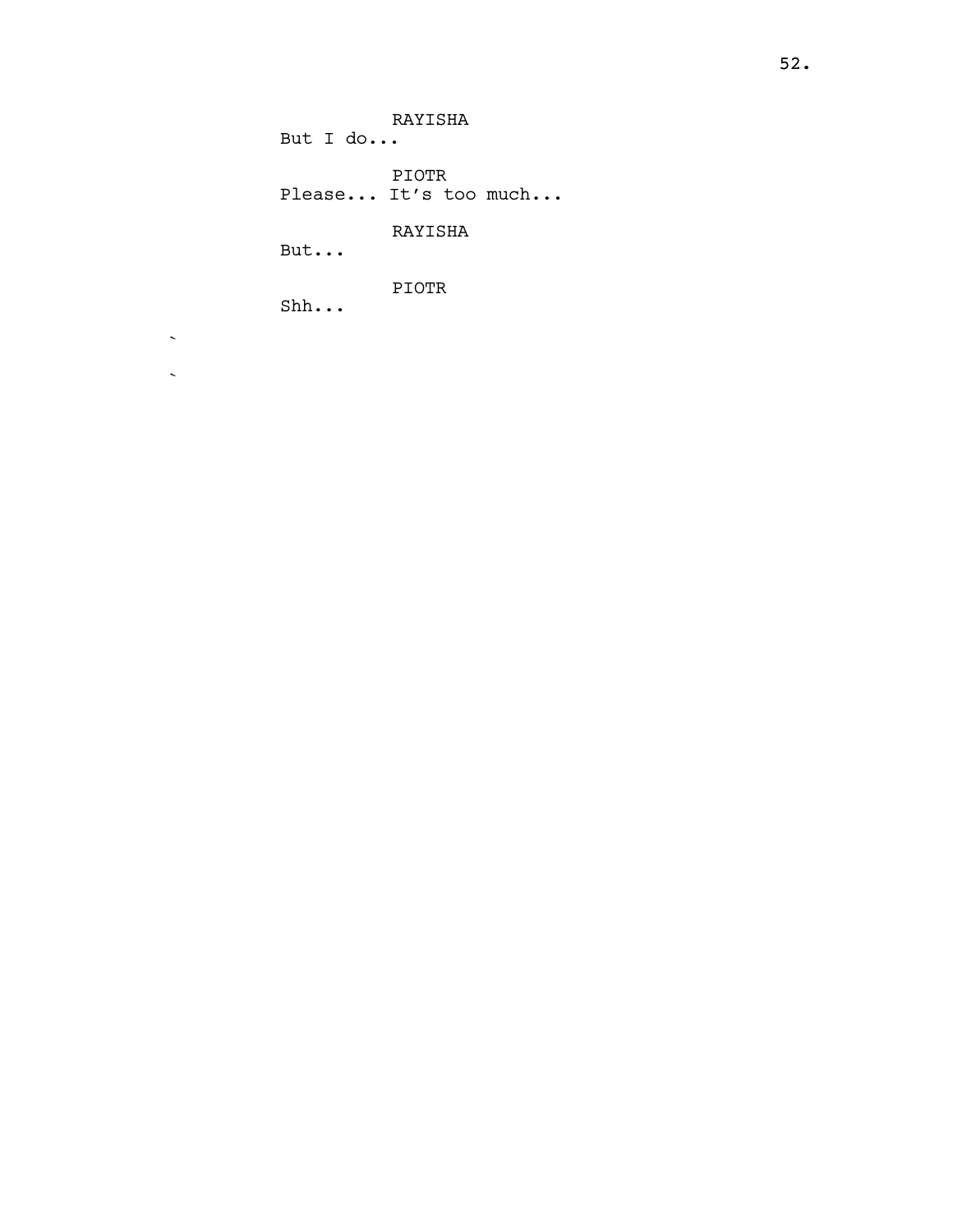RAYISHA
But I do...

PIOTR
Please... It's too much...

RAYISHA
But...

PIOTR
Shh...

`

`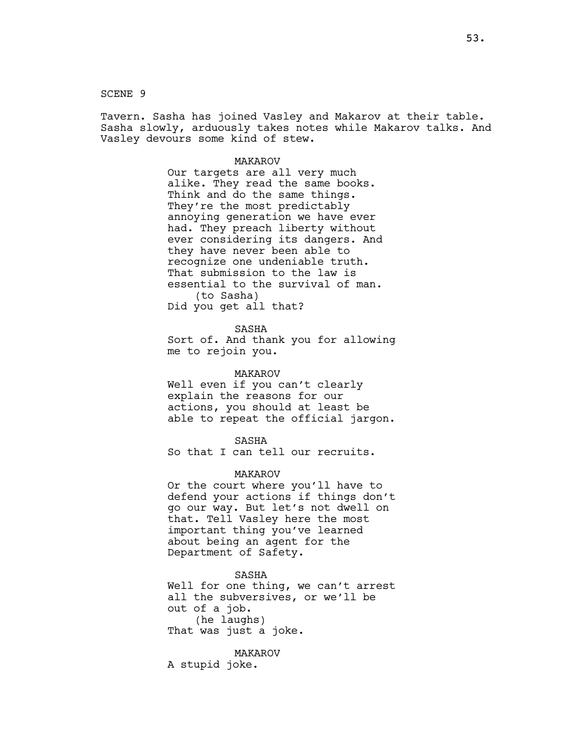SCENE 9

Tavern. Sasha has joined Vasley and Makarov at their table. Sasha slowly, arduously takes notes while Makarov talks. And Vasley devours some kind of stew.

MAKAROV

Our targets are all very much alike. They read the same books. Think and do the same things. They're the most predictably annoying generation we have ever had. They preach liberty without ever considering its dangers. And they have never been able to recognize one undeniable truth. That submission to the law is essential to the survival of man.

(to Sasha)

Did you get all that?

SASHA

Sort of. And thank you for allowing me to rejoin you.

MAKAROV

Well even if you can't clearly explain the reasons for our actions, you should at least be able to repeat the official jargon.

SASHA

So that I can tell our recruits.

MAKAROV

Or the court where you'll have to defend your actions if things don't go our way. But let's not dwell on that. Tell Vasley here the most important thing you've learned about being an agent for the Department of Safety.

SASHA

Well for one thing, we can't arrest all the subversives, or we'll be out of a job.

(he laughs)

That was just a joke.

MAKAROV

A stupid joke.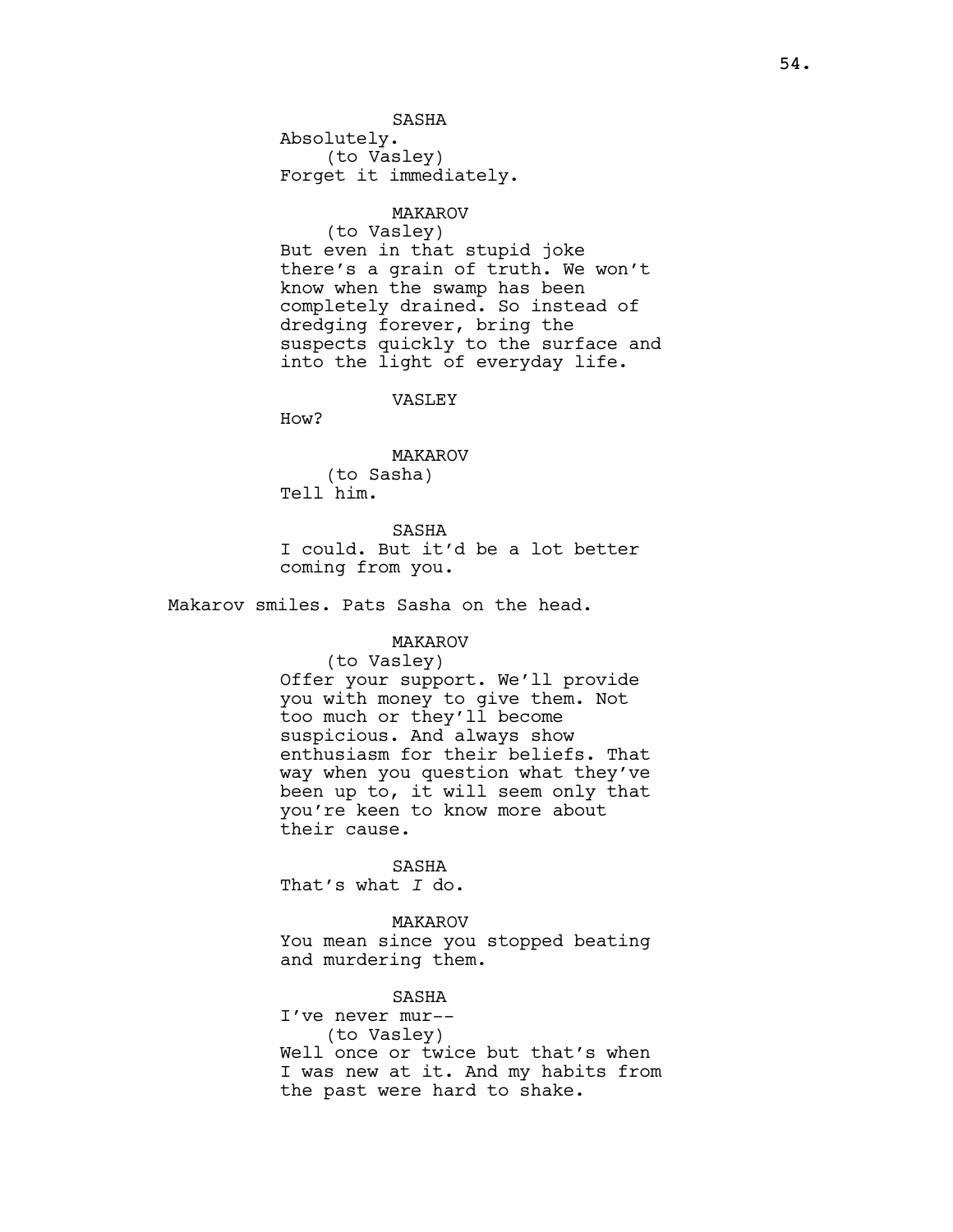SASHA
Absolutely.
(to Vasley)
Forget it immediately.

MAKAROV
(to Vasley)
But even in that stupid joke there's a grain of truth. We won't know when the swamp has been completely drained. So instead of dredging forever, bring the suspects quickly to the surface and into the light of everyday life.

VASLEY
How?

MAKAROV
(to Sasha)
Tell him.

SASHA
I could. But it'd be a lot better coming from you.

Makarov smiles. Pats Sasha on the head.

MAKAROV
(to Vasley)
Offer your support. We'll provide you with money to give them. Not too much or they'll become suspicious. And always show enthusiasm for their beliefs. That way when you question what they've been up to, it will seem only that you're keen to know more about their cause.

SASHA
That's what *I* do.

MAKAROV
You mean since you stopped beating and murdering them.

SASHA
I've never mur--
(to Vasley)
Well once or twice but that's when I was new at it. And my habits from the past were hard to shake.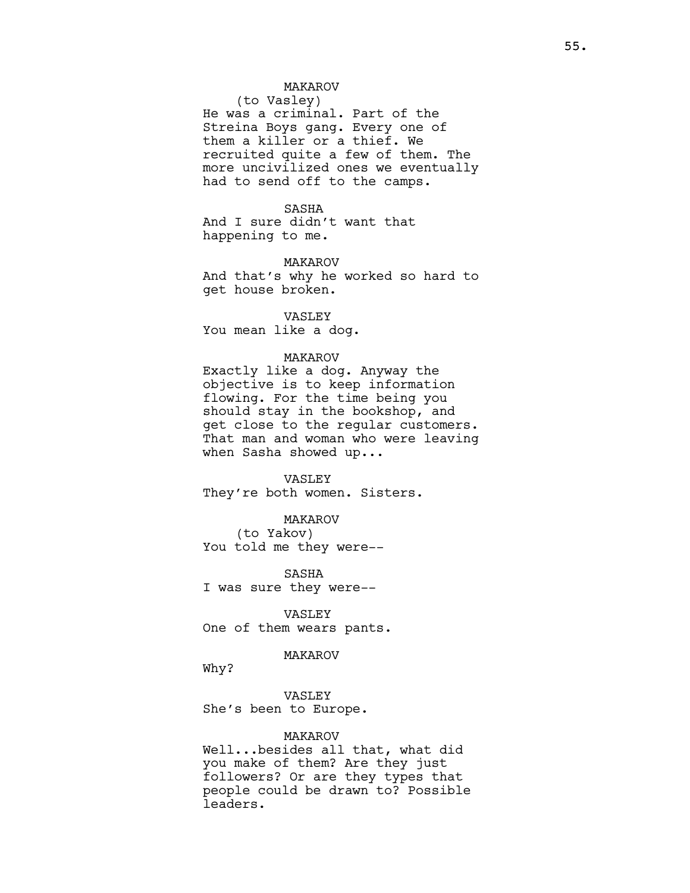MAKAROV
(to Vasley)
He was a criminal. Part of the Streina Boys gang. Every one of them a killer or a thief. We recruited quite a few of them. The more uncivilized ones we eventually had to send off to the camps.

SASHA
And I sure didn't want that happening to me.

MAKAROV
And that's why he worked so hard to get house broken.

VASLEY
You mean like a dog.

MAKAROV
Exactly like a dog. Anyway the objective is to keep information flowing. For the time being you should stay in the bookshop, and get close to the regular customers. That man and woman who were leaving when Sasha showed up...

VASLEY
They're both women. Sisters.

MAKAROV
(to Yakov)
You told me they were--

SASHA
I was sure they were--

VASLEY
One of them wears pants.

MAKAROV
Why?

VASLEY
She's been to Europe.

MAKAROV
Well...besides all that, what did you make of them? Are they just followers? Or are they types that people could be drawn to? Possible leaders.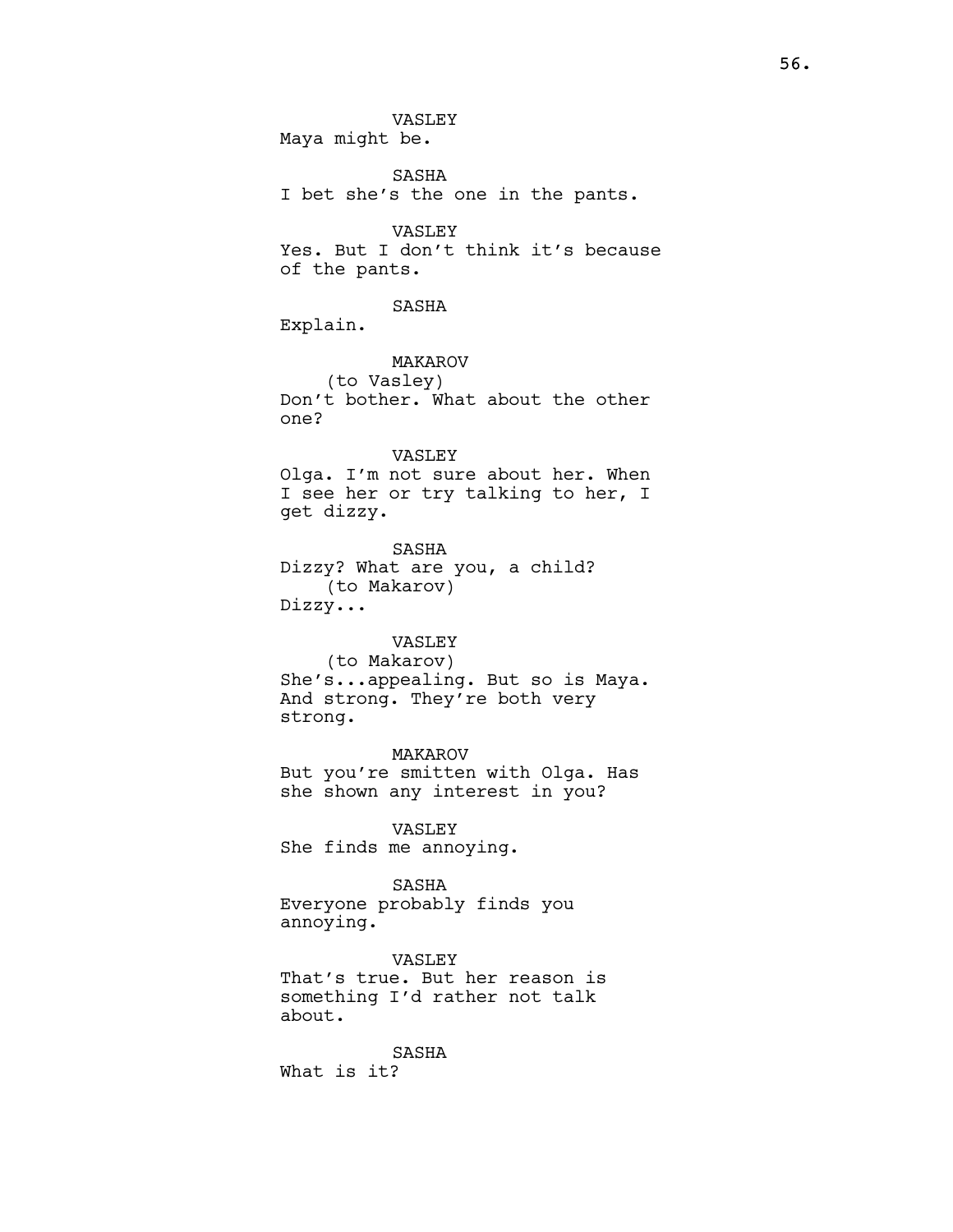VASLEY
Maya might be.

SASHA
I bet she's the one in the pants.

VASLEY
Yes. But I don't think it's because of the pants.

SASHA
Explain.

MAKAROV
(to Vasley)
Don't bother. What about the other one?

VASLEY
Olga. I'm not sure about her. When I see her or try talking to her, I get dizzy.

SASHA
Dizzy? What are you, a child?
(to Makarov)
Dizzy...

VASLEY
(to Makarov)
She's...appealing. But so is Maya. And strong. They're both very strong.

MAKAROV
But you're smitten with Olga. Has she shown any interest in you?

VASLEY
She finds me annoying.

SASHA
Everyone probably finds you annoying.

VASLEY
That's true. But her reason is something I'd rather not talk about.

SASHA
What is it?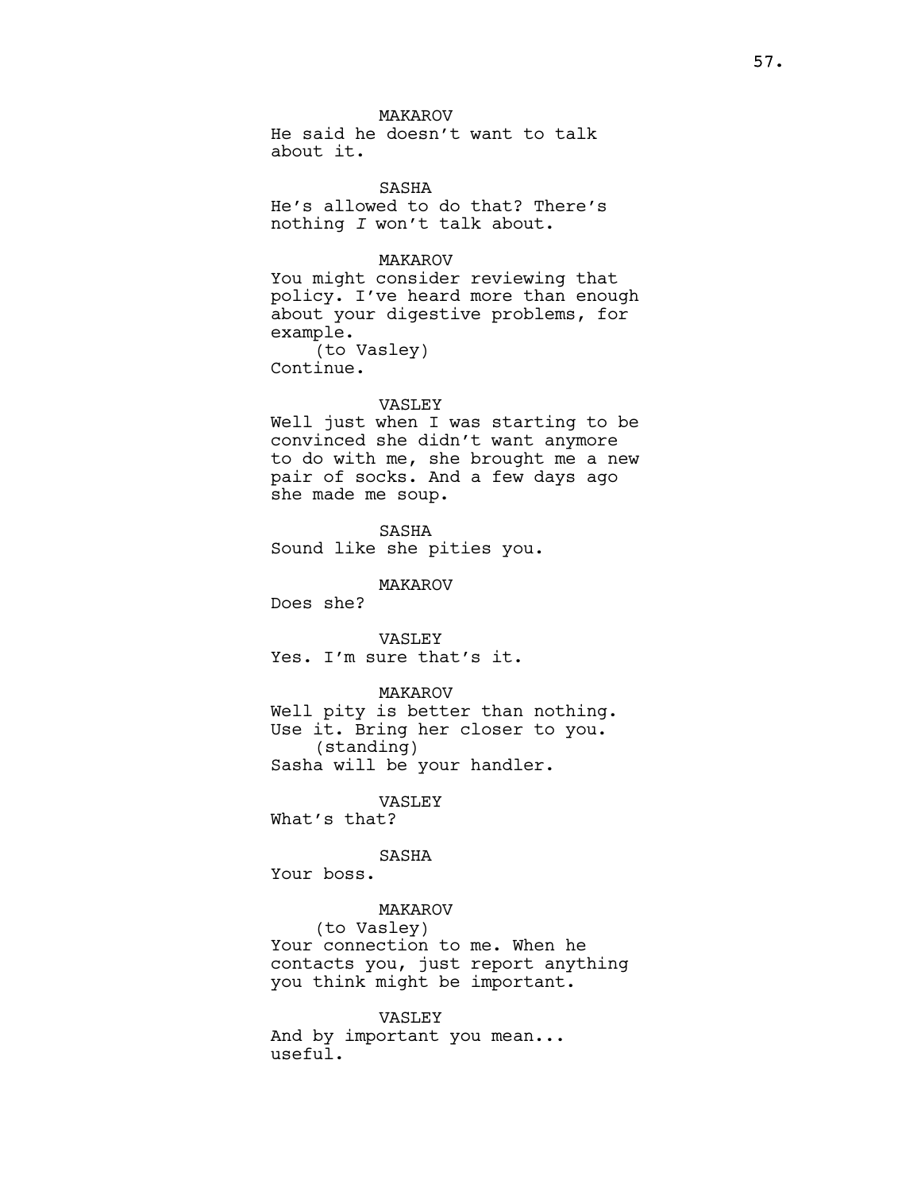MAKAROV

He said he doesn't want to talk about it.

SASHA

He's allowed to do that? There's nothing *I* won't talk about.

MAKAROV

You might consider reviewing that policy. I've heard more than enough about your digestive problems, for example.

(to Vasley)

Continue.

VASLEY

Well just when I was starting to be convinced she didn't want anymore to do with me, she brought me a new pair of socks. And a few days ago she made me soup.

SASHA

Sound like she pities you.

MAKAROV

Does she?

VASLEY

Yes. I'm sure that's it.

MAKAROV

Well pity is better than nothing. Use it. Bring her closer to you.

(standing)

Sasha will be your handler.

VASLEY

What's that?

SASHA

Your boss.

MAKAROV

(to Vasley)

Your connection to me. When he contacts you, just report anything you think might be important.

VASLEY

And by important you mean... useful.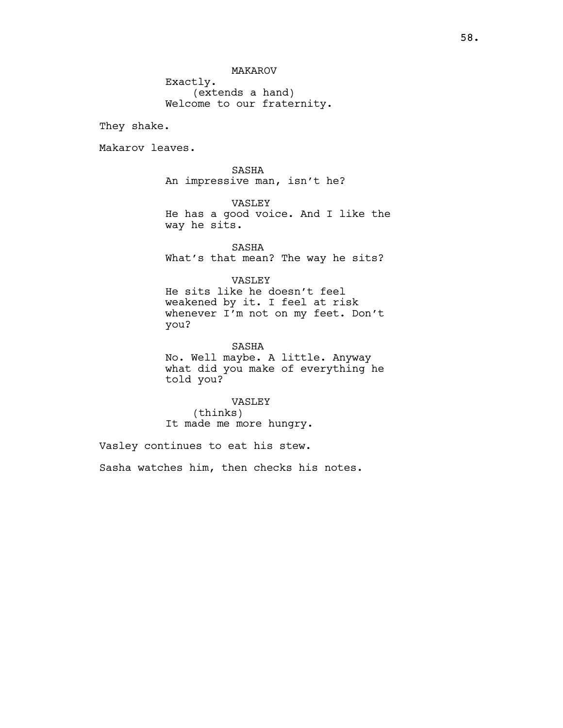MAKAROV
Exactly.
(extends a hand)
Welcome to our fraternity.

They shake.

Makarov leaves.

SASHA
An impressive man, isn't he?

VASLEY
He has a good voice. And I like the way he sits.

SASHA
What's that mean? The way he sits?

VASLEY
He sits like he doesn't feel weakened by it. I feel at risk whenever I'm not on my feet. Don't you?

SASHA
No. Well maybe. A little. Anyway what did you make of everything he told you?

VASLEY
(thinks)
It made me more hungry.

Vasley continues to eat his stew.

Sasha watches him, then checks his notes.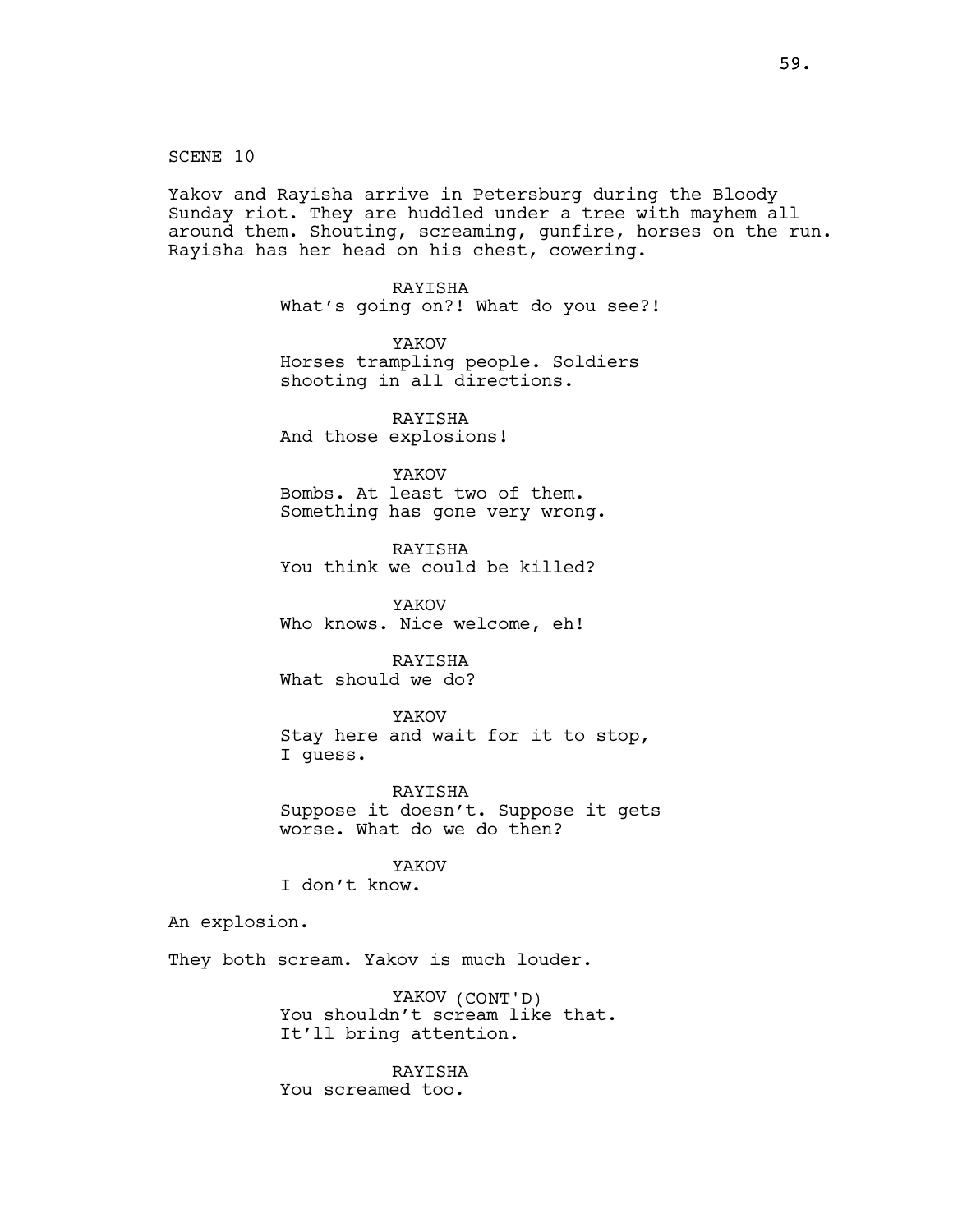SCENE 10

Yakov and Rayisha arrive in Petersburg during the Bloody Sunday riot. They are huddled under a tree with mayhem all around them. Shouting, screaming, gunfire, horses on the run. Rayisha has her head on his chest, cowering.

RAYISHA
What's going on?! What do you see?!

YAKOV
Horses trampling people. Soldiers shooting in all directions.

RAYISHA
And those explosions!

YAKOV
Bombs. At least two of them. Something has gone very wrong.

RAYISHA
You think we could be killed?

YAKOV
Who knows. Nice welcome, eh!

RAYISHA
What should we do?

YAKOV
Stay here and wait for it to stop, I guess.

RAYISHA
Suppose it doesn't. Suppose it gets worse. What do we do then?

YAKOV
I don't know.

An explosion.

They both scream. Yakov is much louder.

YAKOV (CONT'D)
You shouldn't scream like that. It'll bring attention.

RAYISHA
You screamed too.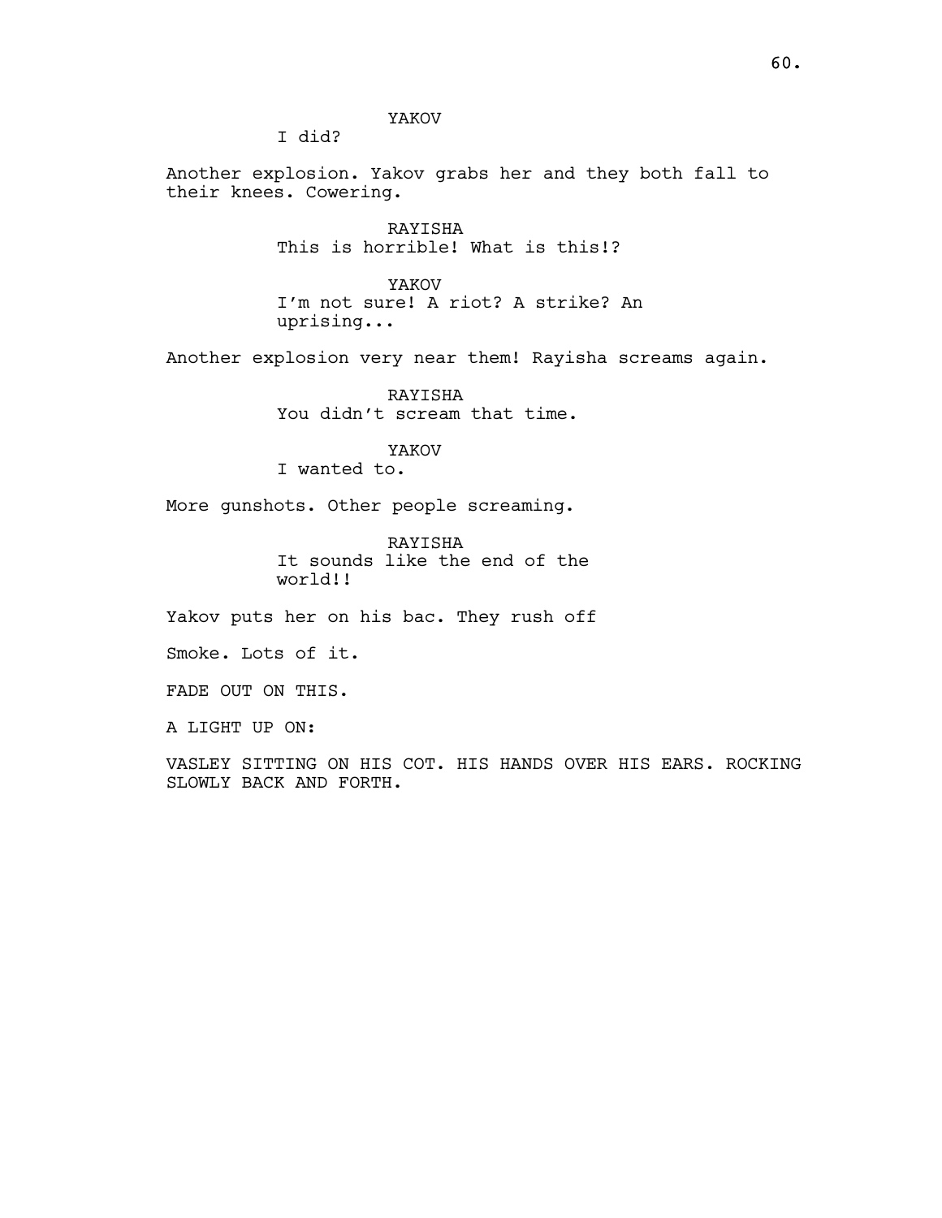YAKOV

I did?

Another explosion. Yakov grabs her and they both fall to their knees. Cowering.

RAYISHA

This is horrible! What is this!?

YAKOV

I'm not sure! A riot? A strike? An uprising...

Another explosion very near them! Rayisha screams again.

RAYISHA

You didn't scream that time.

YAKOV

I wanted to.

More gunshots. Other people screaming.

RAYISHA

It sounds like the end of the world!!

Yakov puts her on his bac. They rush off

Smoke. Lots of it.

FADE OUT ON THIS.

A LIGHT UP ON:

VASLEY SITTING ON HIS COT. HIS HANDS OVER HIS EARS. ROCKING SLOWLY BACK AND FORTH.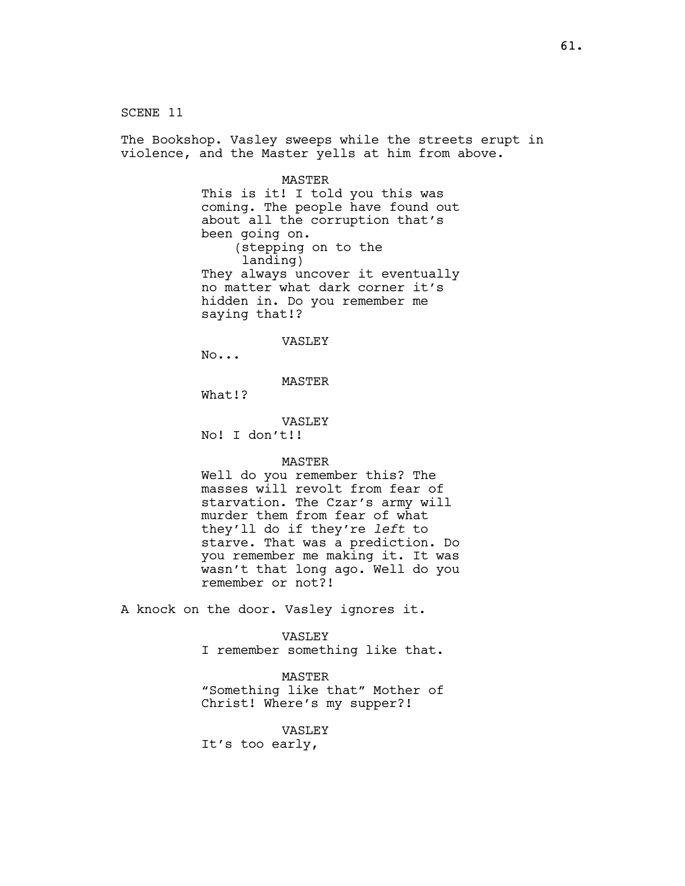SCENE 11

The Bookshop. Vasley sweeps while the streets erupt in violence, and the Master yells at him from above.

MASTER

This is it! I told you this was coming. The people have found out about all the corruption that's been going on.

(stepping on to the landing)

They always uncover it eventually no matter what dark corner it's hidden in. Do you remember me saying that!?

VASLEY

No...

MASTER

What!?

VASLEY

No! I don't!!

MASTER

Well do you remember this? The masses will revolt from fear of starvation. The Czar's army will murder them from fear of what they'll do if they're *left* to starve. That was a prediction. Do you remember me making it. It was wasn't that long ago. Well do you remember or not?!

A knock on the door. Vasley ignores it.

VASLEY

I remember something like that.

MASTER

"Something like that" Mother of Christ! Where's my supper?!

VASLEY

It's too early,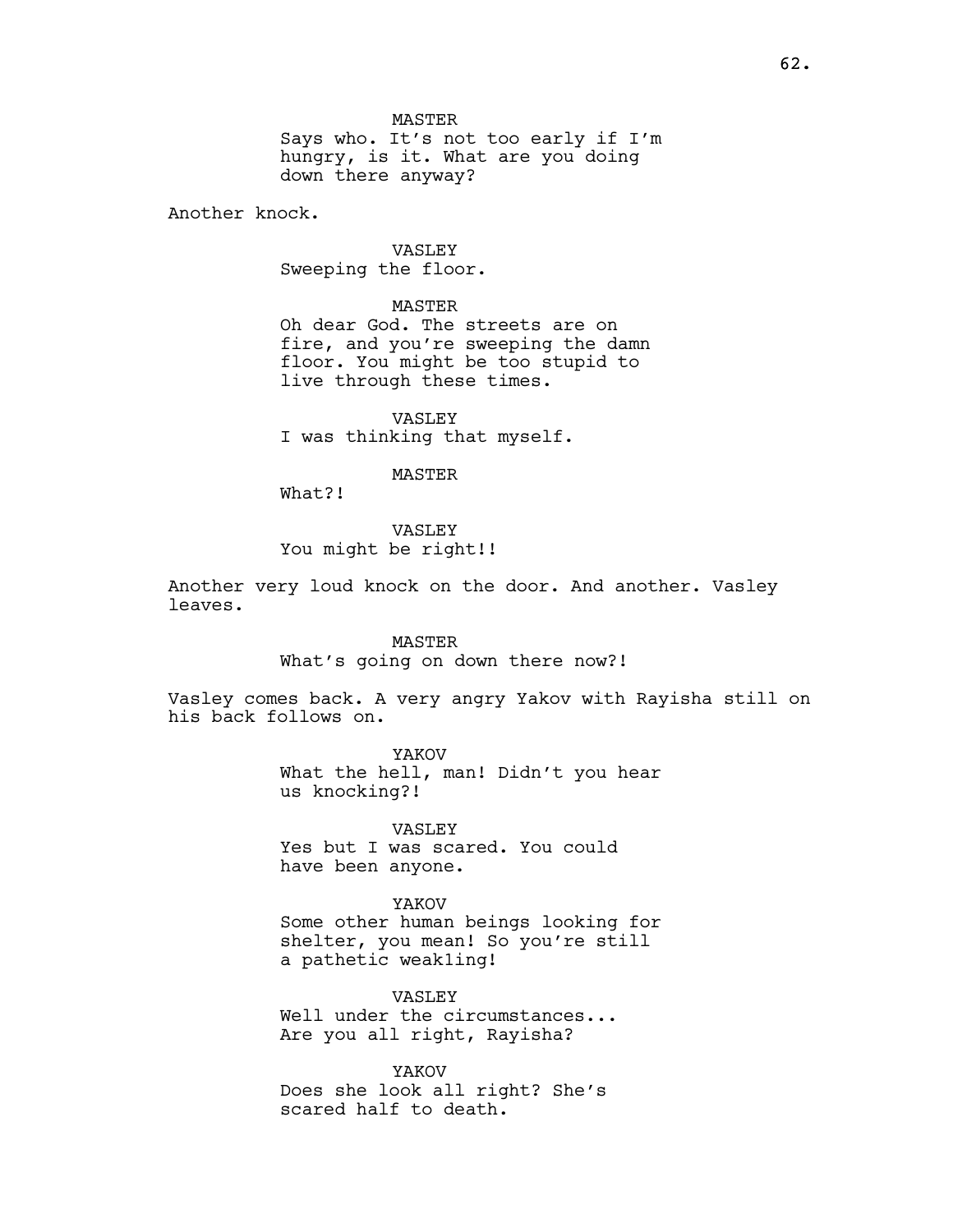MASTER
Says who. It's not too early if I'm hungry, is it. What are you doing down there anyway?

Another knock.

VASLEY
Sweeping the floor.

MASTER
Oh dear God. The streets are on fire, and you're sweeping the damn floor. You might be too stupid to live through these times.

VASLEY
I was thinking that myself.

MASTER
What?!

VASLEY
You might be right!!

Another very loud knock on the door. And another. Vasley leaves.

MASTER
What's going on down there now?!

Vasley comes back. A very angry Yakov with Rayisha still on his back follows on.

YAKOV
What the hell, man! Didn't you hear us knocking?!

VASLEY
Yes but I was scared. You could have been anyone.

YAKOV
Some other human beings looking for shelter, you mean! So you're still a pathetic weakling!

VASLEY
Well under the circumstances... Are you all right, Rayisha?

YAKOV
Does she look all right? She's scared half to death.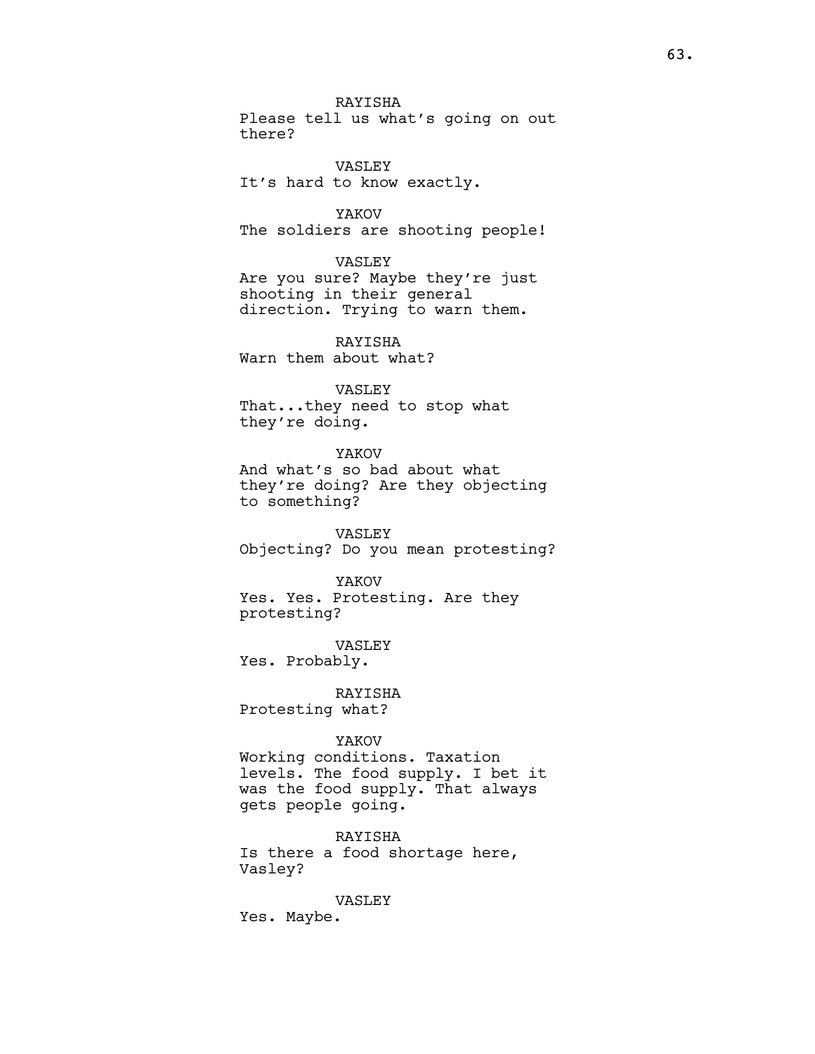RAYISHA
Please tell us what's going on out there?

VASLEY
It's hard to know exactly.

YAKOV
The soldiers are shooting people!

VASLEY
Are you sure? Maybe they're just shooting in their general direction. Trying to warn them.

RAYISHA
Warn them about what?

VASLEY
That...they need to stop what they're doing.

YAKOV
And what's so bad about what they're doing? Are they objecting to something?

VASLEY
Objecting? Do you mean protesting?

YAKOV
Yes. Yes. Protesting. Are they protesting?

VASLEY
Yes. Probably.

RAYISHA
Protesting what?

YAKOV
Working conditions. Taxation levels. The food supply. I bet it was the food supply. That always gets people going.

RAYISHA
Is there a food shortage here, Vasley?

VASLEY
Yes. Maybe.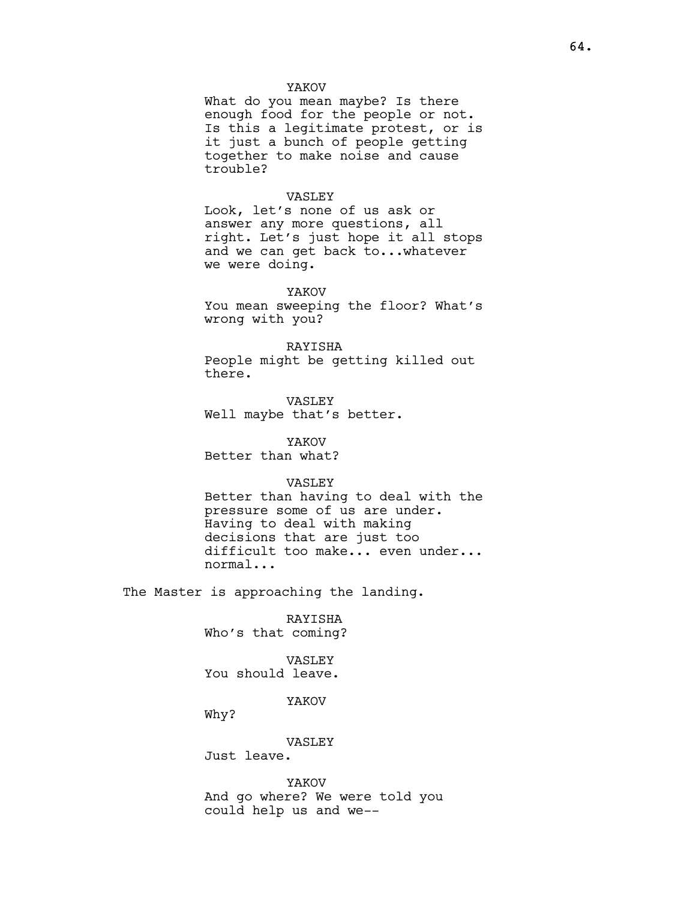YAKOV
What do you mean maybe? Is there enough food for the people or not. Is this a legitimate protest, or is it just a bunch of people getting together to make noise and cause trouble?

VASLEY
Look, let's none of us ask or answer any more questions, all right. Let's just hope it all stops and we can get back to...whatever we were doing.

YAKOV
You mean sweeping the floor? What's wrong with you?

RAYISHA
People might be getting killed out there.

VASLEY
Well maybe that's better.

YAKOV
Better than what?

VASLEY
Better than having to deal with the pressure some of us are under. Having to deal with making decisions that are just too difficult too make... even under... normal...

The Master is approaching the landing.

RAYISHA
Who's that coming?

VASLEY
You should leave.

YAKOV
Why?

VASLEY
Just leave.

YAKOV
And go where? We were told you could help us and we--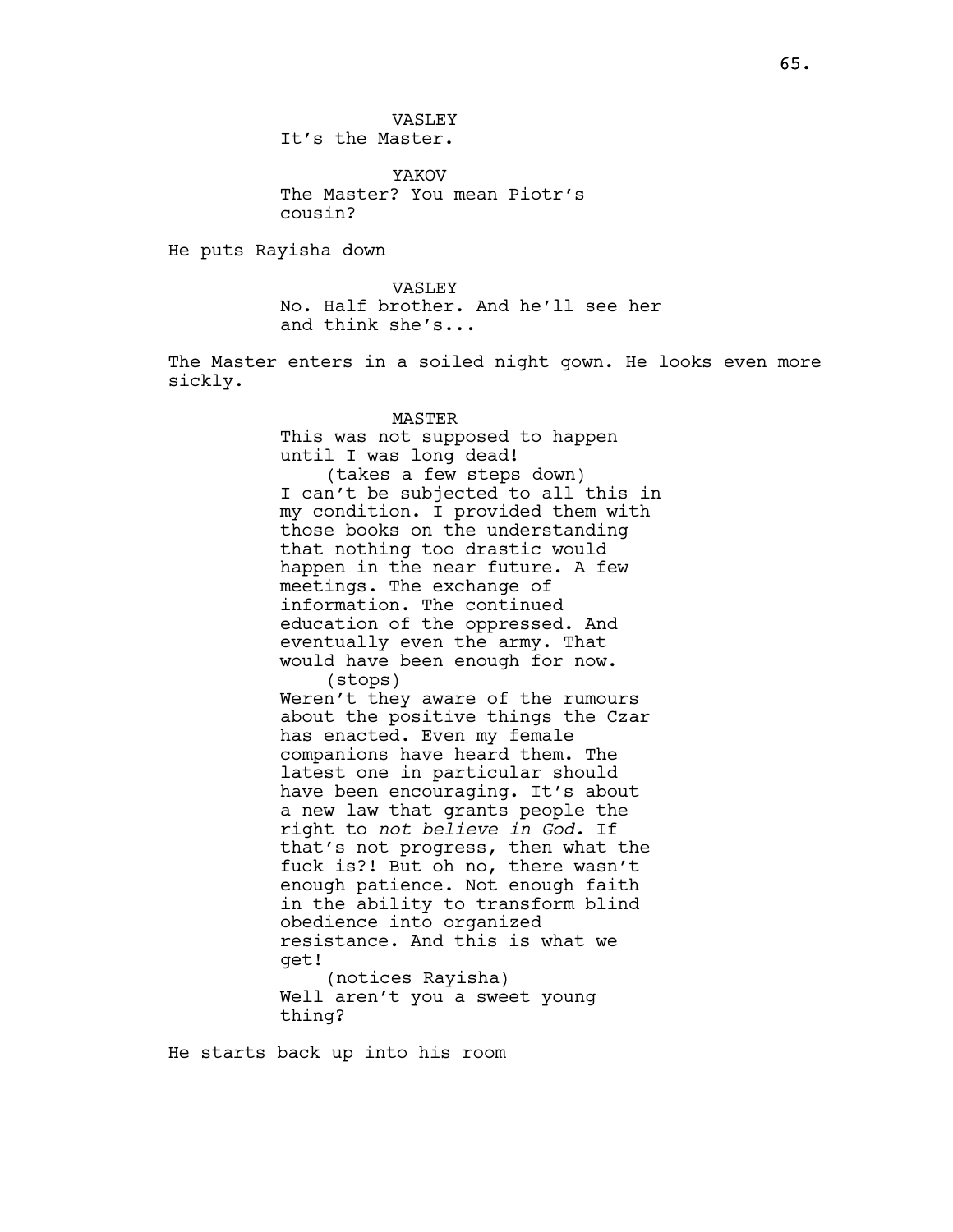VASLEY
It's the Master.

YAKOV
The Master? You mean Piotr's cousin?

He puts Rayisha down

VASLEY
No. Half brother. And he'll see her and think she's...

The Master enters in a soiled night gown. He looks even more sickly.

MASTER
This was not supposed to happen until I was long dead!
(takes a few steps down)
I can't be subjected to all this in my condition. I provided them with those books on the understanding that nothing too drastic would happen in the near future. A few meetings. The exchange of information. The continued education of the oppressed. And eventually even the army. That would have been enough for now.
(stops)
Weren't they aware of the rumours about the positive things the Czar has enacted. Even my female companions have heard them. The latest one in particular should have been encouraging. It's about a new law that grants people the right to *not believe in God.* If that's not progress, then what the fuck is?! But oh no, there wasn't enough patience. Not enough faith in the ability to transform blind obedience into organized resistance. And this is what we get!
(notices Rayisha)
Well aren't you a sweet young thing?

He starts back up into his room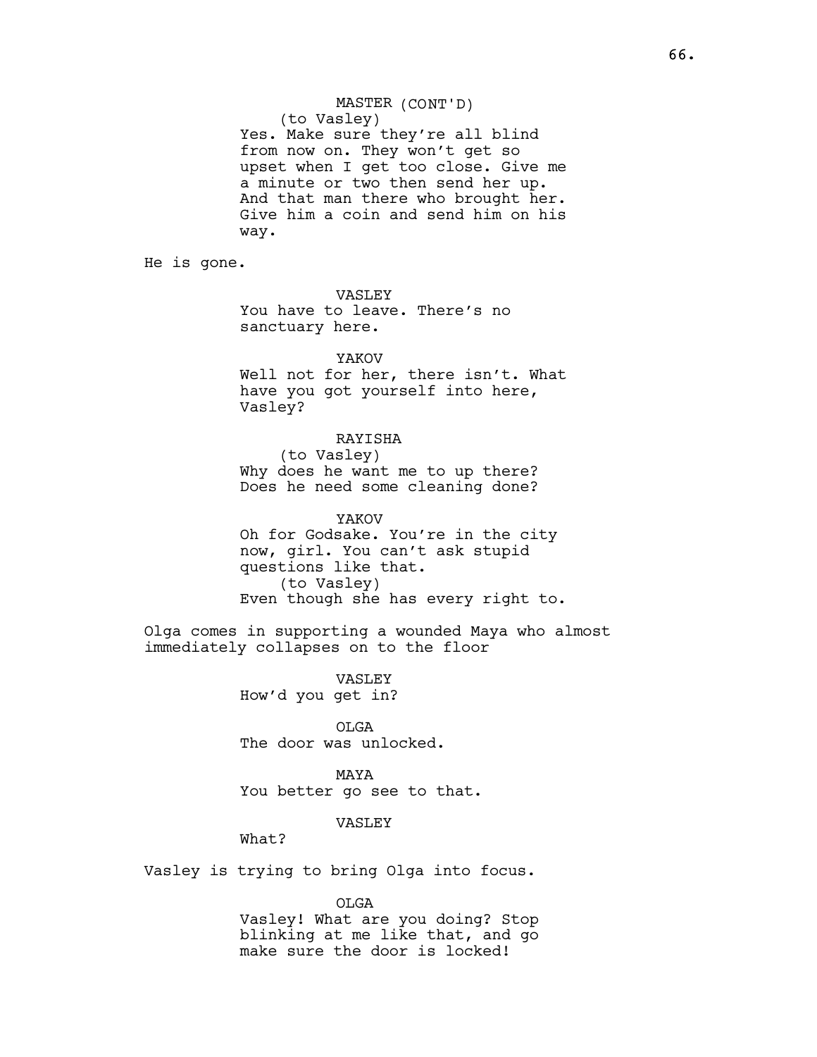MASTER (CONT'D)
(to Vasley)
Yes. Make sure they're all blind from now on. They won't get so upset when I get too close. Give me a minute or two then send her up. And that man there who brought her. Give him a coin and send him on his way.

He is gone.

VASLEY
You have to leave. There's no sanctuary here.

YAKOV
Well not for her, there isn't. What have you got yourself into here, Vasley?

RAYISHA
(to Vasley)
Why does he want me to up there? Does he need some cleaning done?

YAKOV
Oh for Godsake. You're in the city now, girl. You can't ask stupid questions like that.
(to Vasley)
Even though she has every right to.

Olga comes in supporting a wounded Maya who almost immediately collapses on to the floor

VASLEY
How'd you get in?

OLGA
The door was unlocked.

MAYA
You better go see to that.

VASLEY
What?

Vasley is trying to bring Olga into focus.

OLGA
Vasley! What are you doing? Stop blinking at me like that, and go make sure the door is locked!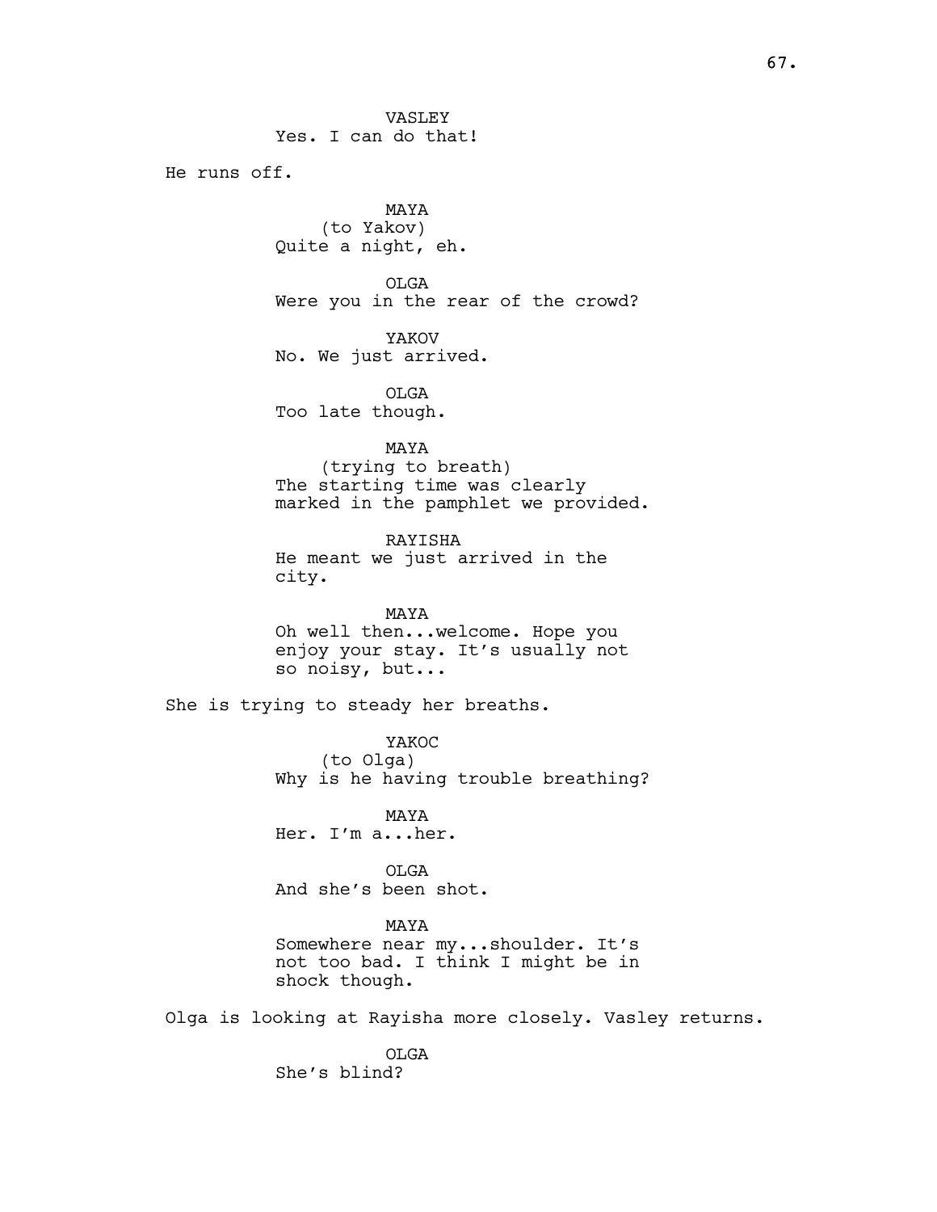VASLEY
Yes. I can do that!

He runs off.

MAYA
(to Yakov)
Quite a night, eh.

OLGA
Were you in the rear of the crowd?

YAKOV
No. We just arrived.

OLGA
Too late though.

MAYA
(trying to breath)
The starting time was clearly marked in the pamphlet we provided.

RAYISHA
He meant we just arrived in the city.

MAYA
Oh well then...welcome. Hope you enjoy your stay. It's usually not so noisy, but...

She is trying to steady her breaths.

YAKOC
(to Olga)
Why is he having trouble breathing?

MAYA
Her. I'm a...her.

OLGA
And she's been shot.

MAYA
Somewhere near my...shoulder. It's not too bad. I think I might be in shock though.

Olga is looking at Rayisha more closely. Vasley returns.

OLGA
She's blind?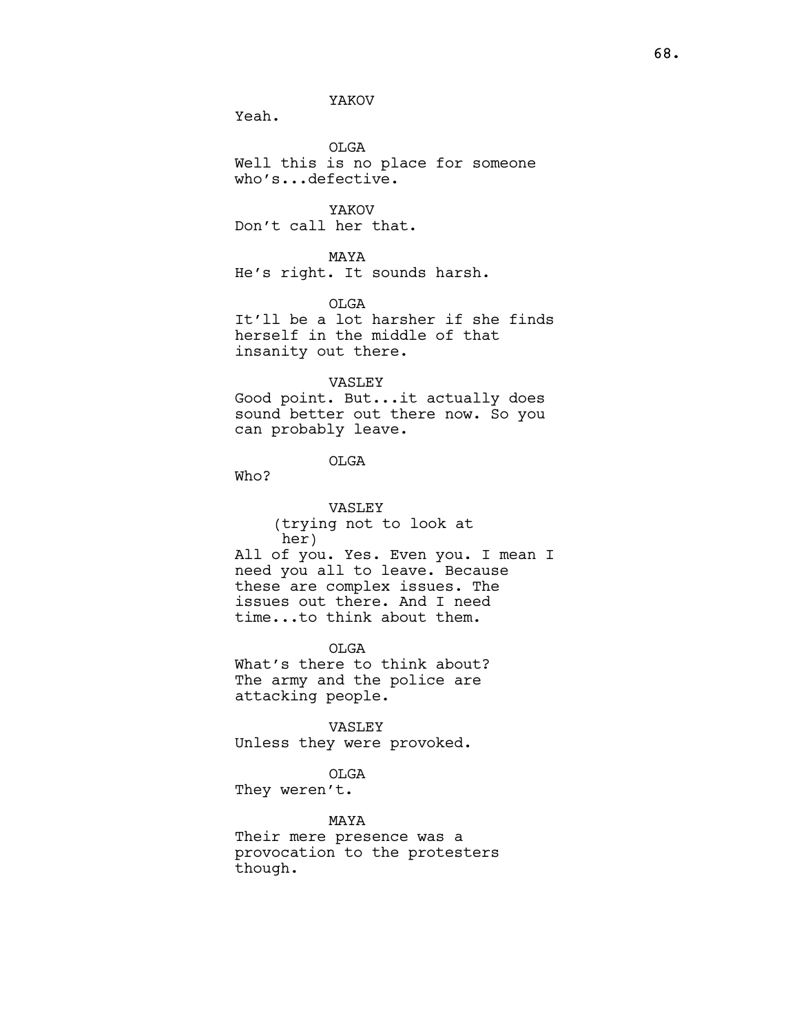YAKOV

Yeah.

OLGA

Well this is no place for someone who's...defective.

YAKOV

Don't call her that.

MAYA

He's right. It sounds harsh.

OLGA

It'll be a lot harsher if she finds herself in the middle of that insanity out there.

VASLEY

Good point. But...it actually does sound better out there now. So you can probably leave.

OLGA

Who?

VASLEY

(trying not to look at her)

All of you. Yes. Even you. I mean I need you all to leave. Because these are complex issues. The issues out there. And I need time...to think about them.

OLGA

What's there to think about? The army and the police are attacking people.

VASLEY

Unless they were provoked.

OLGA

They weren't.

MAYA

Their mere presence was a provocation to the protesters though.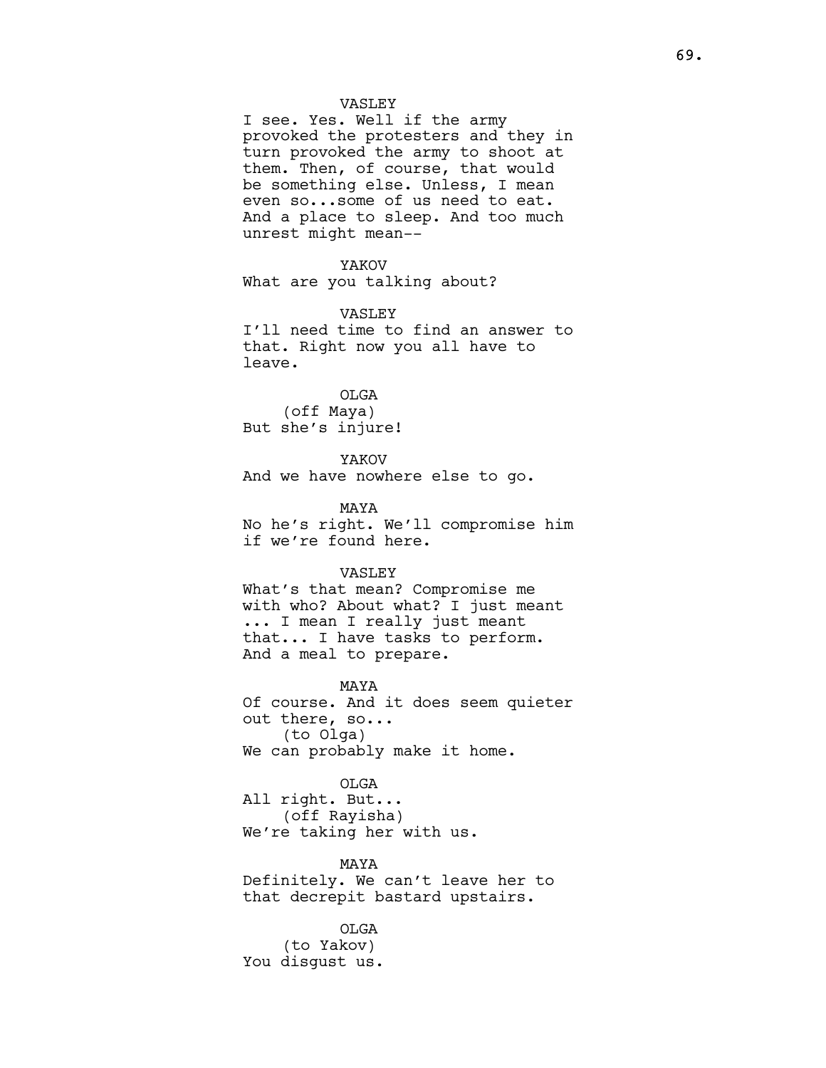VASLEY
I see. Yes. Well if the army provoked the protesters and they in turn provoked the army to shoot at them. Then, of course, that would be something else. Unless, I mean even so...some of us need to eat. And a place to sleep. And too much unrest might mean--

YAKOV
What are you talking about?

VASLEY
I'll need time to find an answer to that. Right now you all have to leave.

OLGA
(off Maya)
But she's injure!

YAKOV
And we have nowhere else to go.

MAYA
No he's right. We'll compromise him if we're found here.

VASLEY
What's that mean? Compromise me with who? About what? I just meant ... I mean I really just meant that... I have tasks to perform. And a meal to prepare.

MAYA
Of course. And it does seem quieter out there, so...
(to Olga)
We can probably make it home.

OLGA
All right. But...
(off Rayisha)
We're taking her with us.

MAYA
Definitely. We can't leave her to that decrepit bastard upstairs.

OLGA
(to Yakov)
You disgust us.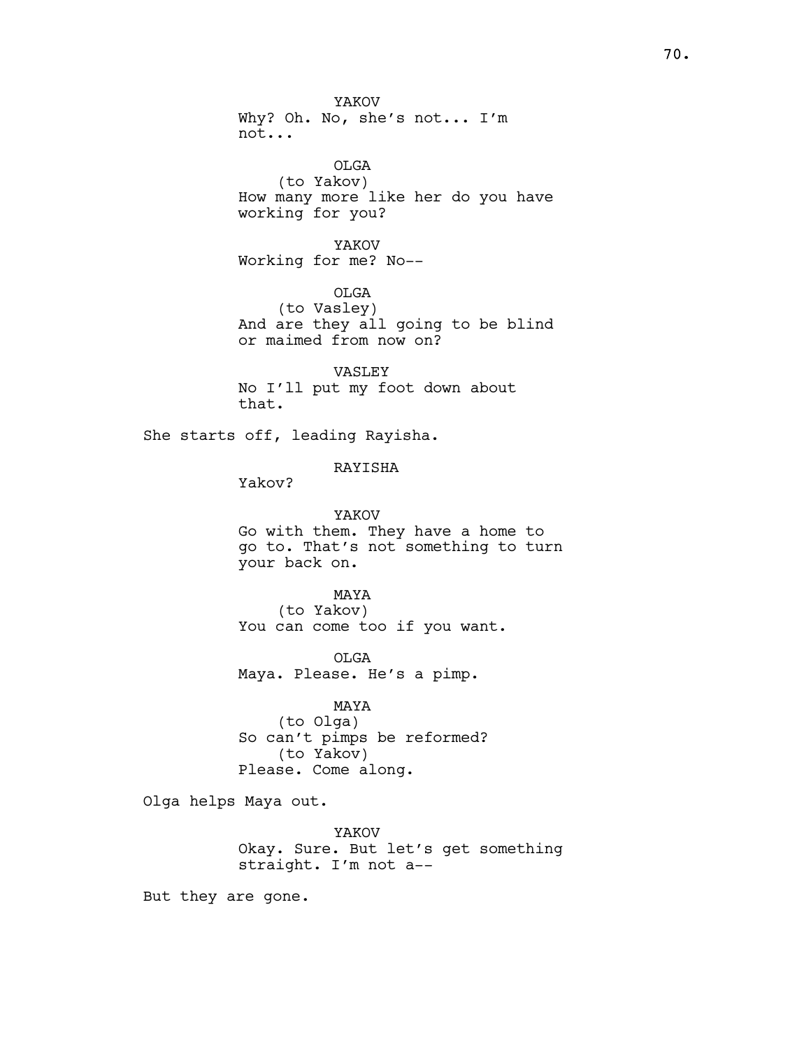YAKOV
Why? Oh. No, she's not... I'm not...

OLGA
(to Yakov)
How many more like her do you have working for you?

YAKOV
Working for me? No--

OLGA
(to Vasley)
And are they all going to be blind or maimed from now on?

VASLEY
No I'll put my foot down about that.

She starts off, leading Rayisha.

RAYISHA
Yakov?

YAKOV
Go with them. They have a home to go to. That's not something to turn your back on.

MAYA
(to Yakov)
You can come too if you want.

OLGA
Maya. Please. He's a pimp.

MAYA
(to Olga)
So can't pimps be reformed?
(to Yakov)
Please. Come along.

Olga helps Maya out.

YAKOV
Okay. Sure. But let's get something straight. I'm not a--

But they are gone.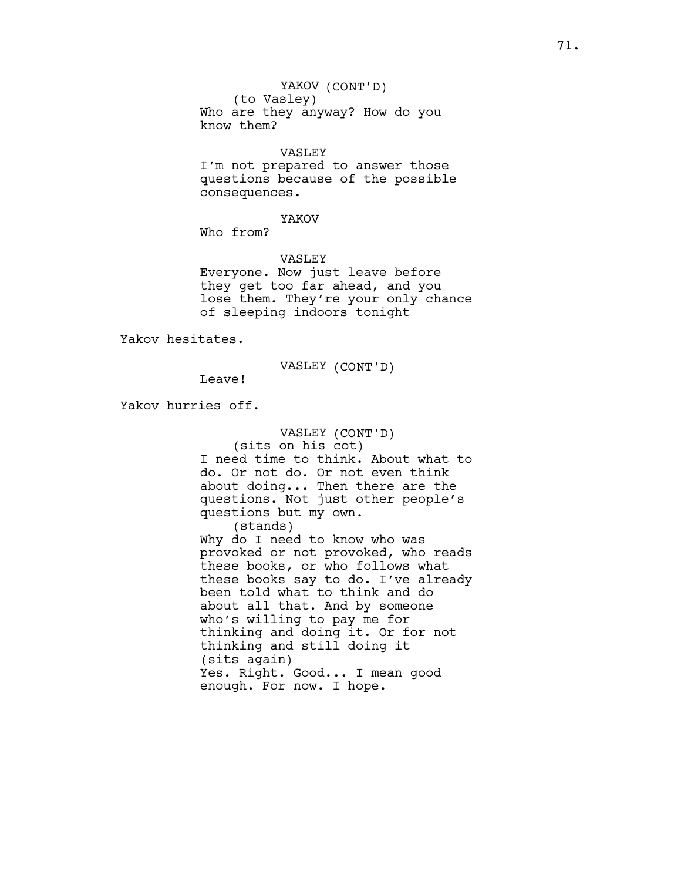YAKOV (CONT'D)
(to Vasley)
Who are they anyway? How do you know them?

VASLEY
I'm not prepared to answer those questions because of the possible consequences.

YAKOV
Who from?

VASLEY
Everyone. Now just leave before they get too far ahead, and you lose them. They're your only chance of sleeping indoors tonight

Yakov hesitates.

VASLEY (CONT'D)
Leave!

Yakov hurries off.

VASLEY (CONT'D)
(sits on his cot)
I need time to think. About what to do. Or not do. Or not even think about doing... Then there are the questions. Not just other people's questions but my own.
(stands)
Why do I need to know who was provoked or not provoked, who reads these books, or who follows what these books say to do. I've already been told what to think and do about all that. And by someone who's willing to pay me for thinking and doing it. Or for not thinking and still doing it
(sits again)
Yes. Right. Good... I mean good enough. For now. I hope.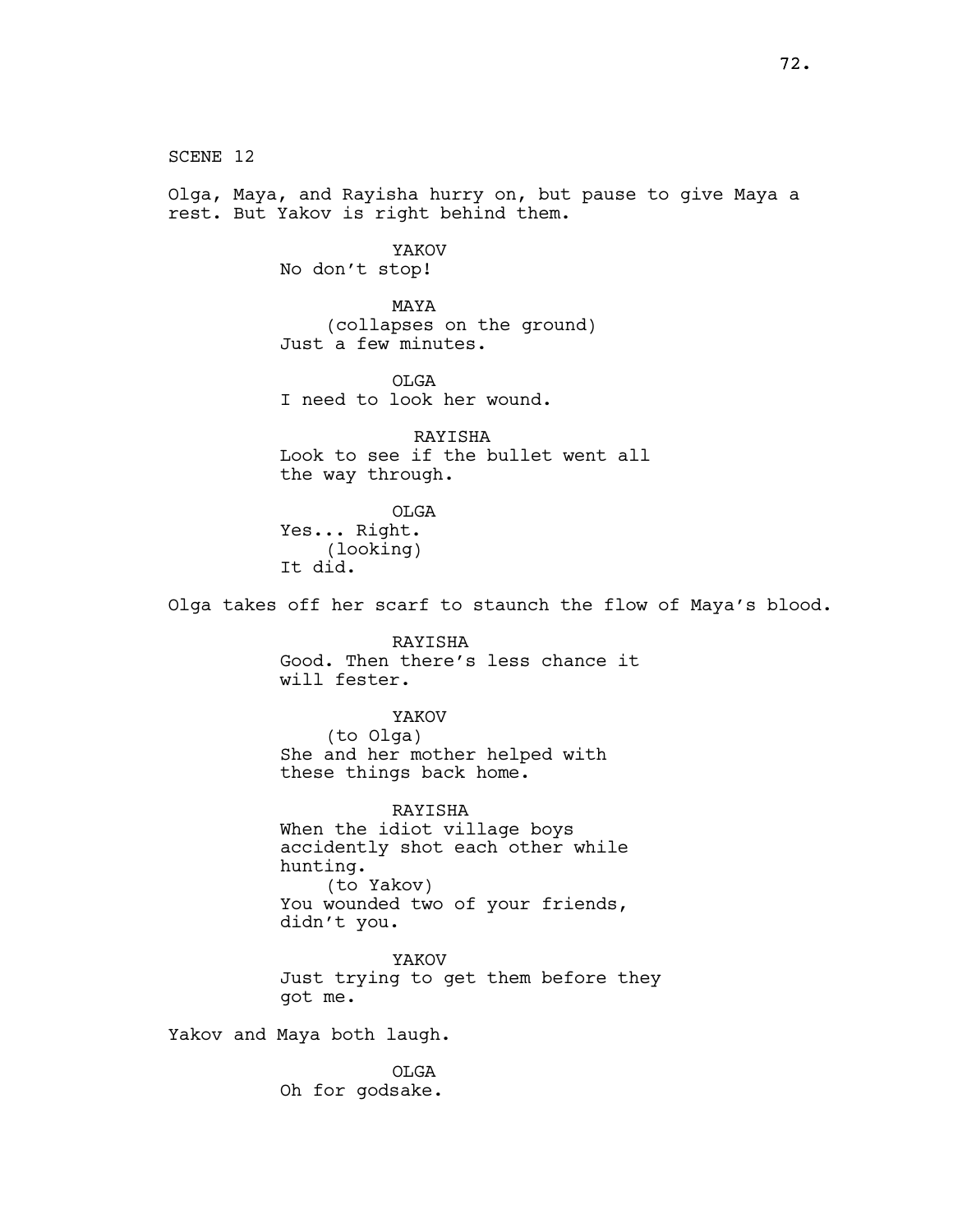SCENE 12

Olga, Maya, and Rayisha hurry on, but pause to give Maya a rest. But Yakov is right behind them.

YAKOV
No don't stop!

MAYA
(collapses on the ground)
Just a few minutes.

OLGA
I need to look her wound.

RAYISHA
Look to see if the bullet went all the way through.

OLGA
Yes... Right.
(looking)
It did.

Olga takes off her scarf to staunch the flow of Maya's blood.

RAYISHA
Good. Then there's less chance it will fester.

YAKOV
(to Olga)
She and her mother helped with these things back home.

RAYISHA
When the idiot village boys accidently shot each other while hunting.
(to Yakov)
You wounded two of your friends, didn't you.

YAKOV
Just trying to get them before they got me.

Yakov and Maya both laugh.

OLGA
Oh for godsake.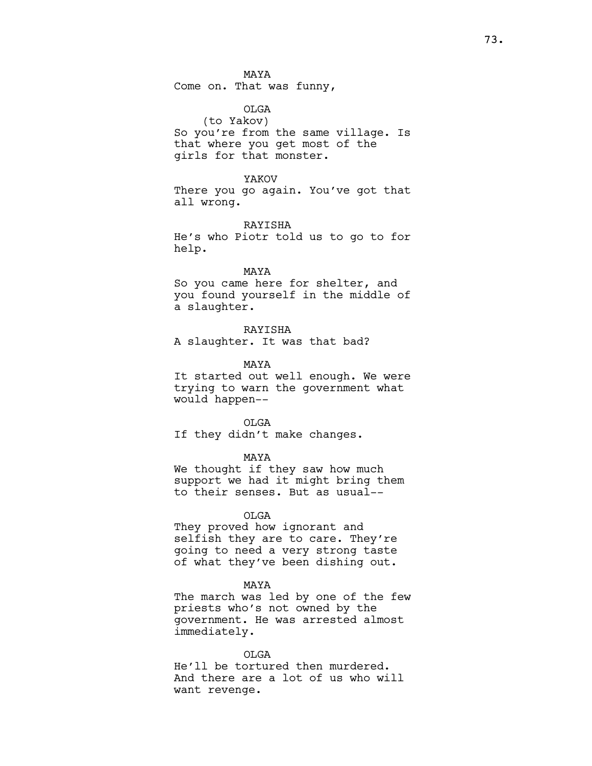MAYA
Come on. That was funny,

OLGA
(to Yakov)
So you're from the same village. Is that where you get most of the girls for that monster.

YAKOV
There you go again. You've got that all wrong.

RAYISHA
He's who Piotr told us to go to for help.

MAYA
So you came here for shelter, and you found yourself in the middle of a slaughter.

RAYISHA
A slaughter. It was that bad?

MAYA
It started out well enough. We were trying to warn the government what would happen--

OLGA
If they didn't make changes.

MAYA
We thought if they saw how much support we had it might bring them to their senses. But as usual--

OLGA
They proved how ignorant and selfish they are to care. They're going to need a very strong taste of what they've been dishing out.

MAYA
The march was led by one of the few priests who's not owned by the government. He was arrested almost immediately.

OLGA
He'll be tortured then murdered. And there are a lot of us who will want revenge.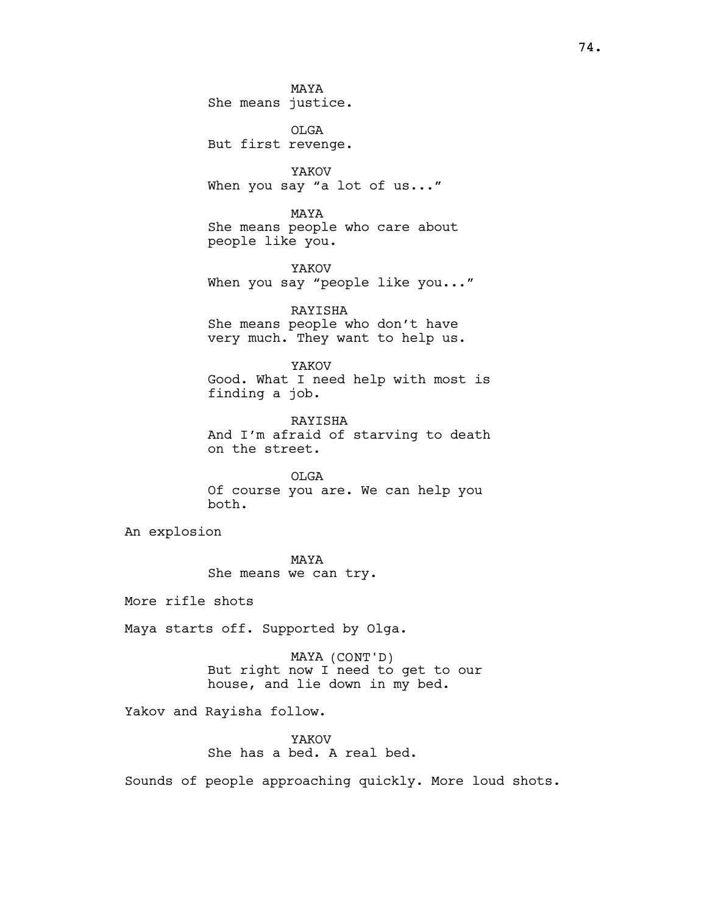MAYA
She means justice.

OLGA
But first revenge.

YAKOV
When you say "a lot of us..."

MAYA
She means people who care about people like you.

YAKOV
When you say "people like you..."

RAYISHA
She means people who don't have very much. They want to help us.

YAKOV
Good. What I need help with most is finding a job.

RAYISHA
And I'm afraid of starving to death on the street.

OLGA
Of course you are. We can help you both.

An explosion

MAYA
She means we can try.

More rifle shots

Maya starts off. Supported by Olga.

MAYA (CONT'D)
But right now I need to get to our house, and lie down in my bed.

Yakov and Rayisha follow.

YAKOV
She has a bed. A real bed.

Sounds of people approaching quickly. More loud shots.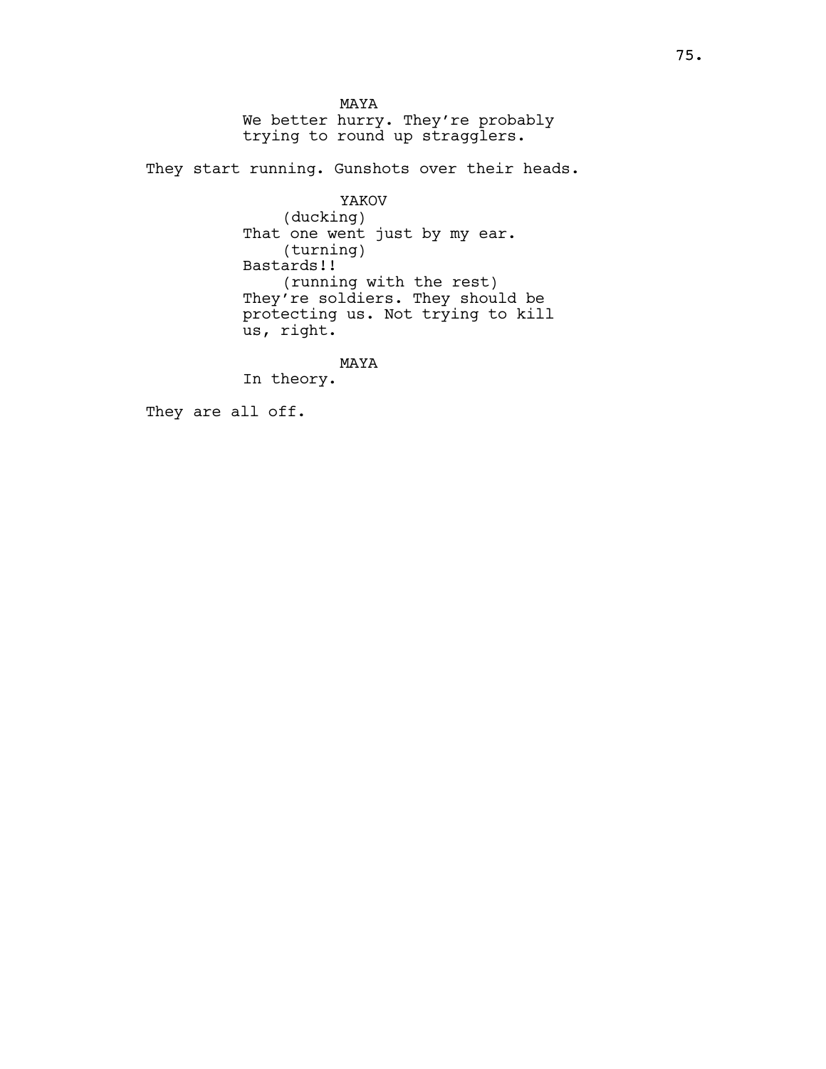MAYA

We better hurry. They're probably trying to round up stragglers.

They start running. Gunshots over their heads.

YAKOV

(ducking)

That one went just by my ear.

(turning)

Bastards!!

(running with the rest)

They're soldiers. They should be protecting us. Not trying to kill us, right.

MAYA

In theory.

They are all off.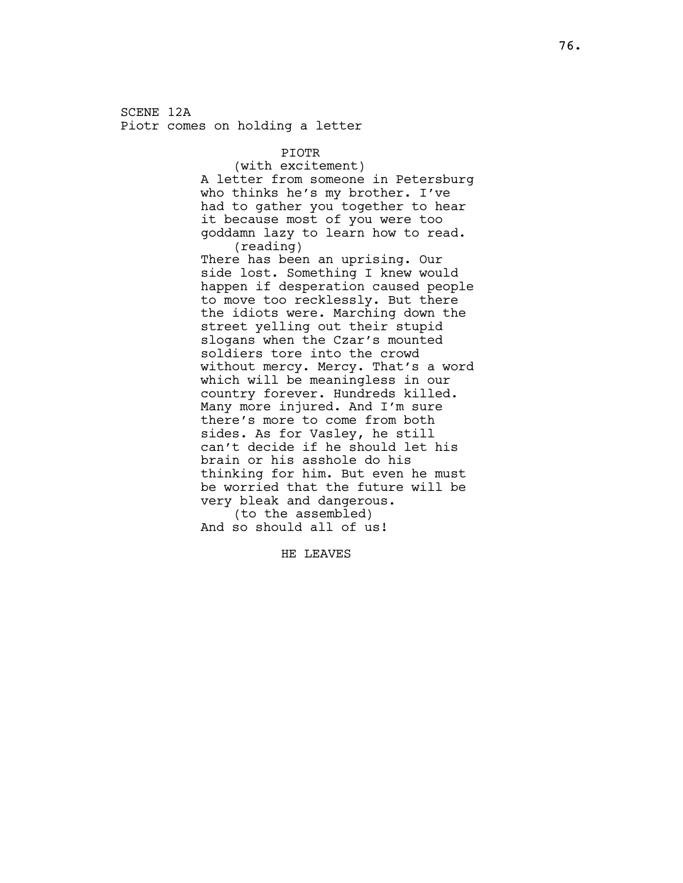SCENE 12A
Piotr comes on holding a letter

PIOTR
(with excitement)
A letter from someone in Petersburg who thinks he's my brother. I've had to gather you together to hear it because most of you were too goddamn lazy to learn how to read.
(reading)
There has been an uprising. Our side lost. Something I knew would happen if desperation caused people to move too recklessly. But there the idiots were. Marching down the street yelling out their stupid slogans when the Czar's mounted soldiers tore into the crowd without mercy. Mercy. That's a word which will be meaningless in our country forever. Hundreds killed. Many more injured. And I'm sure there's more to come from both sides. As for Vasley, he still can't decide if he should let his brain or his asshole do his thinking for him. But even he must be worried that the future will be very bleak and dangerous.
(to the assembled)
And so should all of us!

HE LEAVES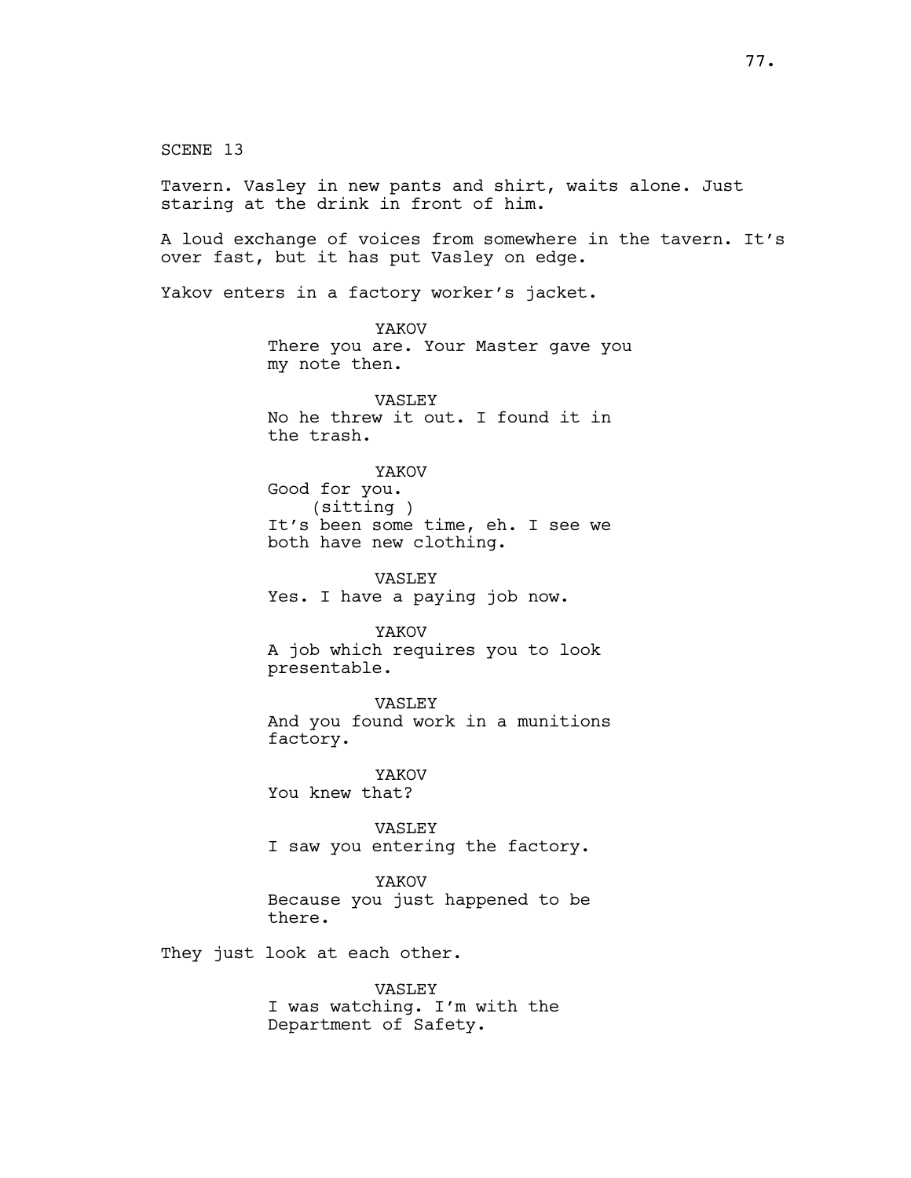SCENE 13

Tavern. Vasley in new pants and shirt, waits alone. Just staring at the drink in front of him.

A loud exchange of voices from somewhere in the tavern. It's over fast, but it has put Vasley on edge.

Yakov enters in a factory worker's jacket.

YAKOV
There you are. Your Master gave you my note then.

VASLEY
No he threw it out. I found it in the trash.

YAKOV
Good for you.
(sitting )
It's been some time, eh. I see we both have new clothing.

VASLEY
Yes. I have a paying job now.

YAKOV
A job which requires you to look presentable.

VASLEY
And you found work in a munitions factory.

YAKOV
You knew that?

VASLEY
I saw you entering the factory.

YAKOV
Because you just happened to be there.

They just look at each other.

VASLEY
I was watching. I'm with the Department of Safety.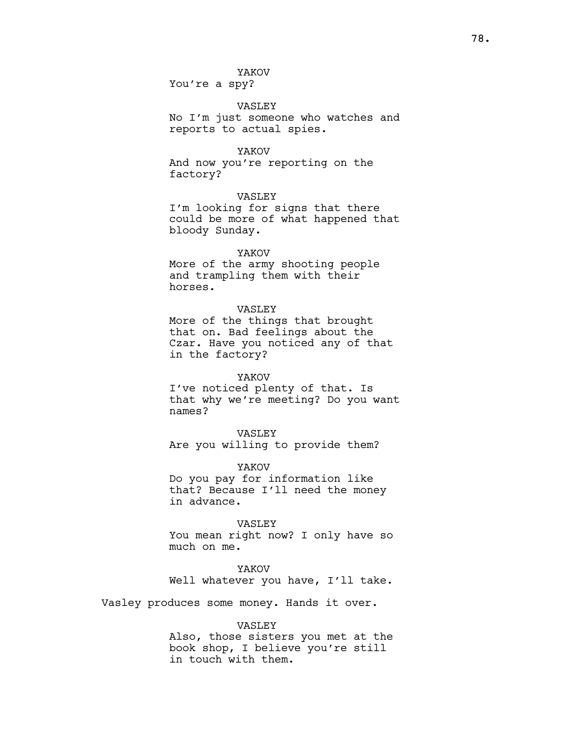YAKOV
You're a spy?

VASLEY
No I'm just someone who watches and reports to actual spies.

YAKOV
And now you're reporting on the factory?

VASLEY
I'm looking for signs that there could be more of what happened that bloody Sunday.

YAKOV
More of the army shooting people and trampling them with their horses.

VASLEY
More of the things that brought that on. Bad feelings about the Czar. Have you noticed any of that in the factory?

YAKOV
I've noticed plenty of that. Is that why we're meeting? Do you want names?

VASLEY
Are you willing to provide them?

YAKOV
Do you pay for information like that? Because I'll need the money in advance.

VASLEY
You mean right now? I only have so much on me.

YAKOV
Well whatever you have, I'll take.

Vasley produces some money. Hands it over.

VASLEY
Also, those sisters you met at the book shop, I believe you're still in touch with them.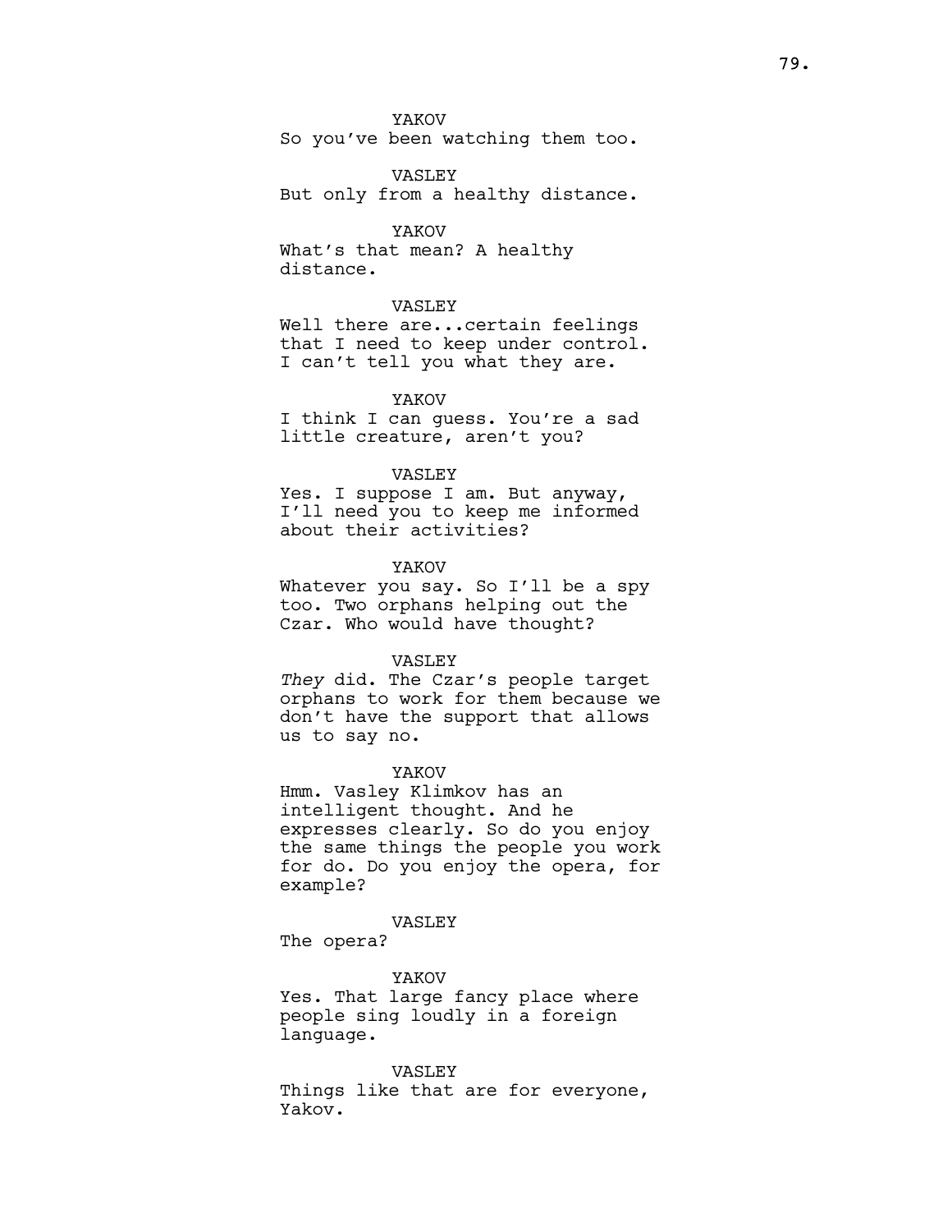YAKOV

So you've been watching them too.

VASLEY

But only from a healthy distance.

YAKOV

What's that mean? A healthy distance.

VASLEY

Well there are...certain feelings that I need to keep under control. I can't tell you what they are.

YAKOV

I think I can guess. You're a sad little creature, aren't you?

VASLEY

Yes. I suppose I am. But anyway, I'll need you to keep me informed about their activities?

YAKOV

Whatever you say. So I'll be a spy too. Two orphans helping out the Czar. Who would have thought?

VASLEY

*They* did. The Czar's people target orphans to work for them because we don't have the support that allows us to say no.

YAKOV

Hmm. Vasley Klimkov has an intelligent thought. And he expresses clearly. So do you enjoy the same things the people you work for do. Do you enjoy the opera, for example?

VASLEY

The opera?

YAKOV

Yes. That large fancy place where people sing loudly in a foreign language.

VASLEY

Things like that are for everyone, Yakov.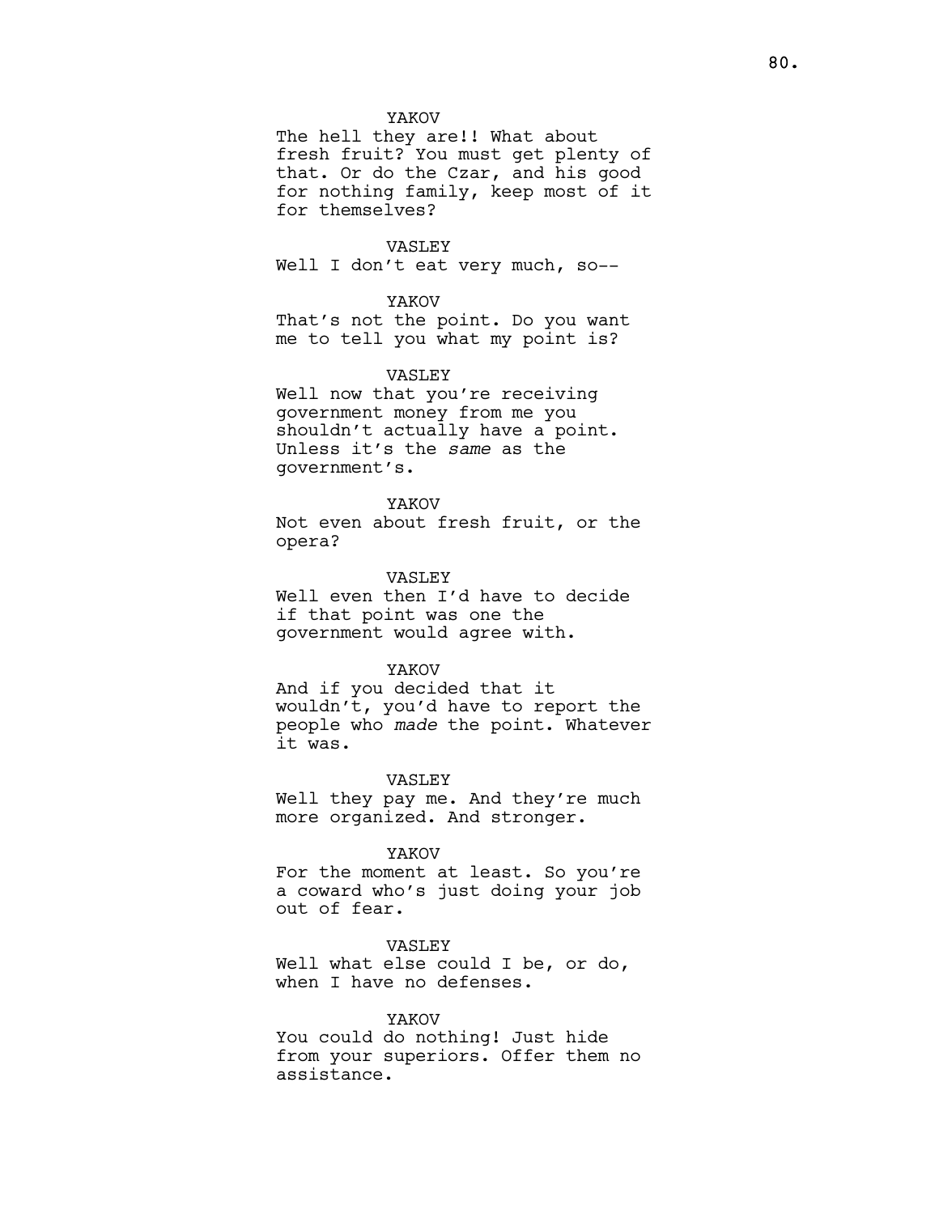YAKOV
The hell they are!! What about fresh fruit? You must get plenty of that. Or do the Czar, and his good for nothing family, keep most of it for themselves?

VASLEY
Well I don't eat very much, so--

YAKOV
That's not the point. Do you want me to tell you what my point is?

VASLEY
Well now that you're receiving government money from me you shouldn't actually have a point. Unless it's the *same* as the government's.

YAKOV
Not even about fresh fruit, or the opera?

VASLEY
Well even then I'd have to decide if that point was one the government would agree with.

YAKOV
And if you decided that it wouldn't, you'd have to report the people who *made* the point. Whatever it was.

VASLEY
Well they pay me. And they're much more organized. And stronger.

YAKOV
For the moment at least. So you're a coward who's just doing your job out of fear.

VASLEY
Well what else could I be, or do, when I have no defenses.

YAKOV
You could do nothing! Just hide from your superiors. Offer them no assistance.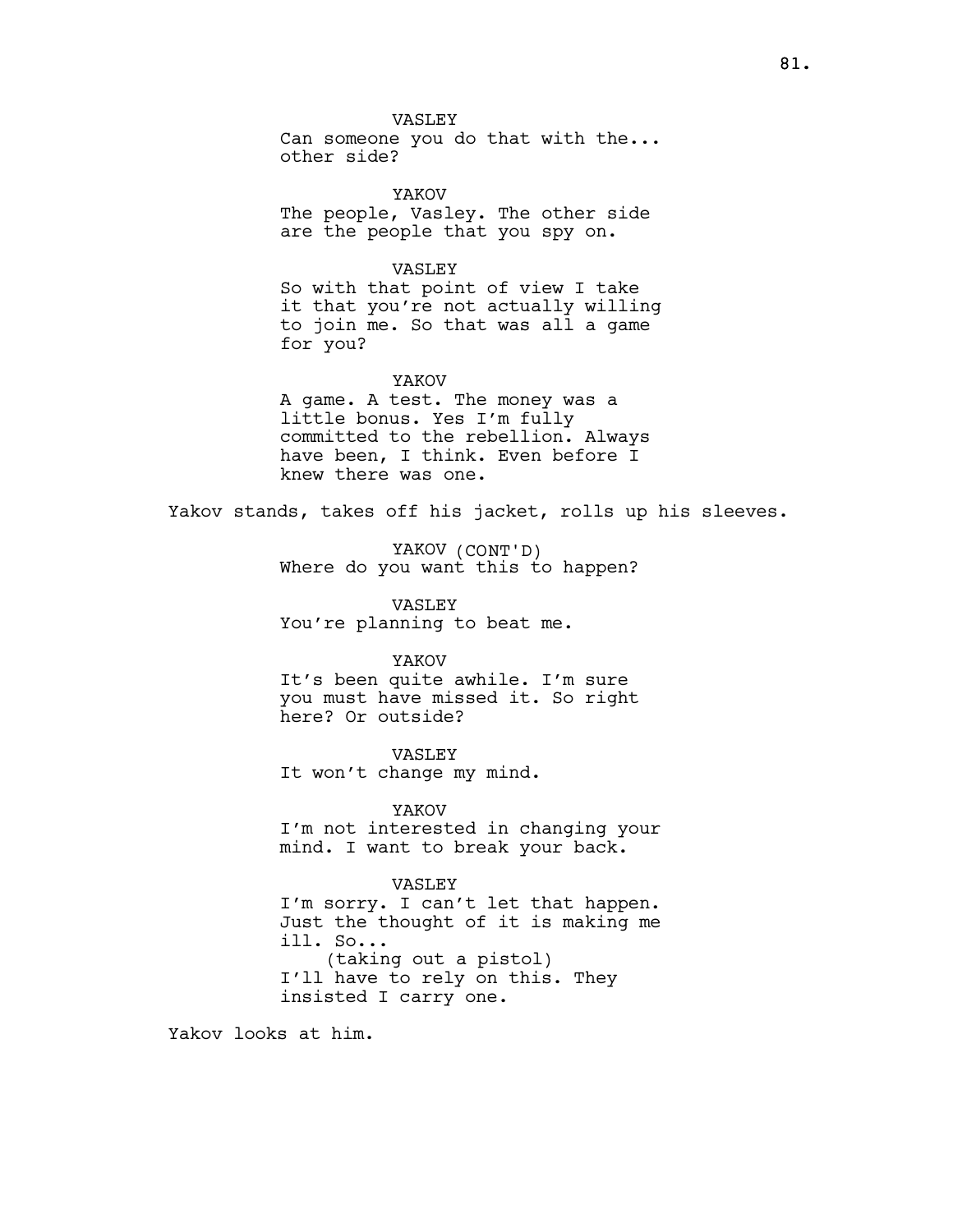VASLEY
Can someone you do that with the... other side?

YAKOV
The people, Vasley. The other side are the people that you spy on.

VASLEY
So with that point of view I take it that you're not actually willing to join me. So that was all a game for you?

YAKOV
A game. A test. The money was a little bonus. Yes I'm fully committed to the rebellion. Always have been, I think. Even before I knew there was one.

Yakov stands, takes off his jacket, rolls up his sleeves.

YAKOV (CONT'D)
Where do you want this to happen?

VASLEY
You're planning to beat me.

YAKOV
It's been quite awhile. I'm sure you must have missed it. So right here? Or outside?

VASLEY
It won't change my mind.

YAKOV
I'm not interested in changing your mind. I want to break your back.

VASLEY
I'm sorry. I can't let that happen. Just the thought of it is making me ill. So...
(taking out a pistol)
I'll have to rely on this. They insisted I carry one.

Yakov looks at him.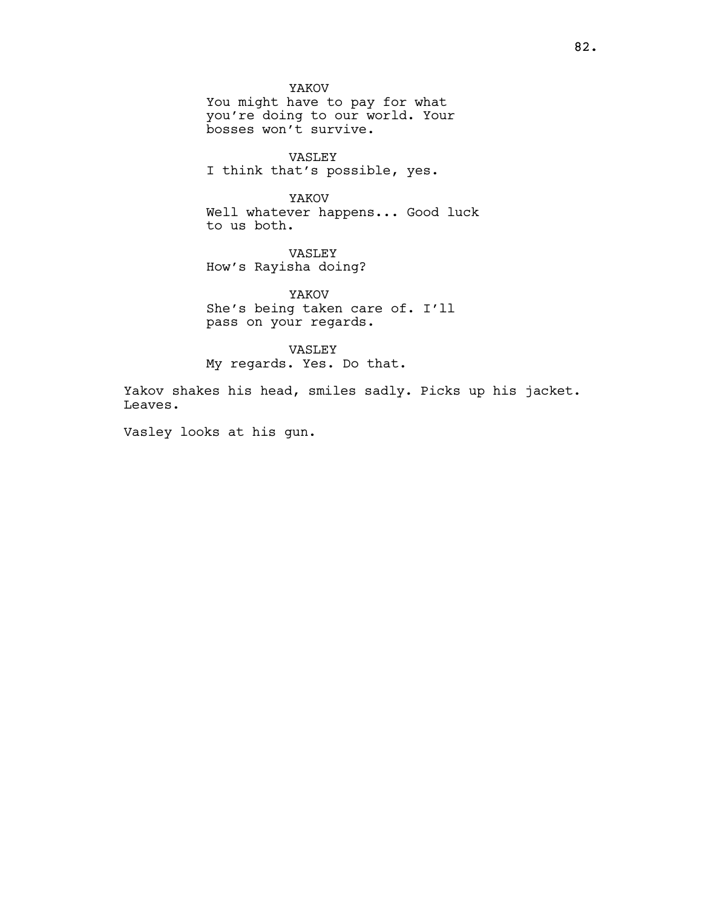YAKOV
You might have to pay for what you're doing to our world. Your bosses won't survive.

VASLEY
I think that's possible, yes.

YAKOV
Well whatever happens... Good luck to us both.

VASLEY
How's Rayisha doing?

YAKOV
She's being taken care of. I'll pass on your regards.

VASLEY
My regards. Yes. Do that.

Yakov shakes his head, smiles sadly. Picks up his jacket. Leaves.

Vasley looks at his gun.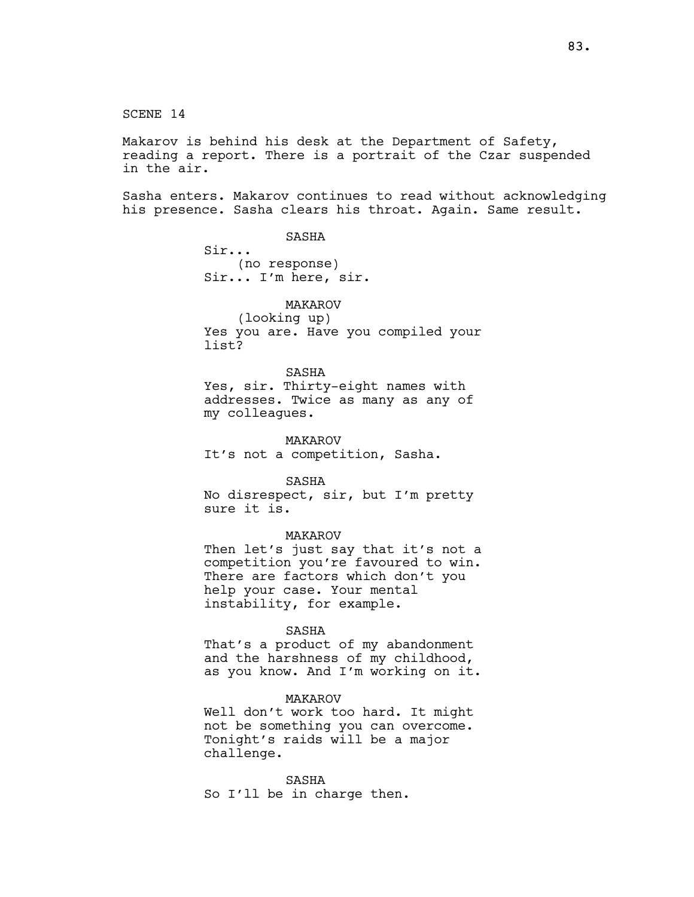SCENE 14

Makarov is behind his desk at the Department of Safety, reading a report. There is a portrait of the Czar suspended in the air.

Sasha enters. Makarov continues to read without acknowledging his presence. Sasha clears his throat. Again. Same result.

SASHA
Sir...
(no response)
Sir... I'm here, sir.

MAKAROV
(looking up)
Yes you are. Have you compiled your list?

SASHA
Yes, sir. Thirty-eight names with addresses. Twice as many as any of my colleagues.

MAKAROV
It's not a competition, Sasha.

SASHA
No disrespect, sir, but I'm pretty sure it is.

MAKAROV
Then let's just say that it's not a competition you're favoured to win. There are factors which don't you help your case. Your mental instability, for example.

SASHA
That's a product of my abandonment and the harshness of my childhood, as you know. And I'm working on it.

MAKAROV
Well don't work too hard. It might not be something you can overcome. Tonight's raids will be a major challenge.

SASHA
So I'll be in charge then.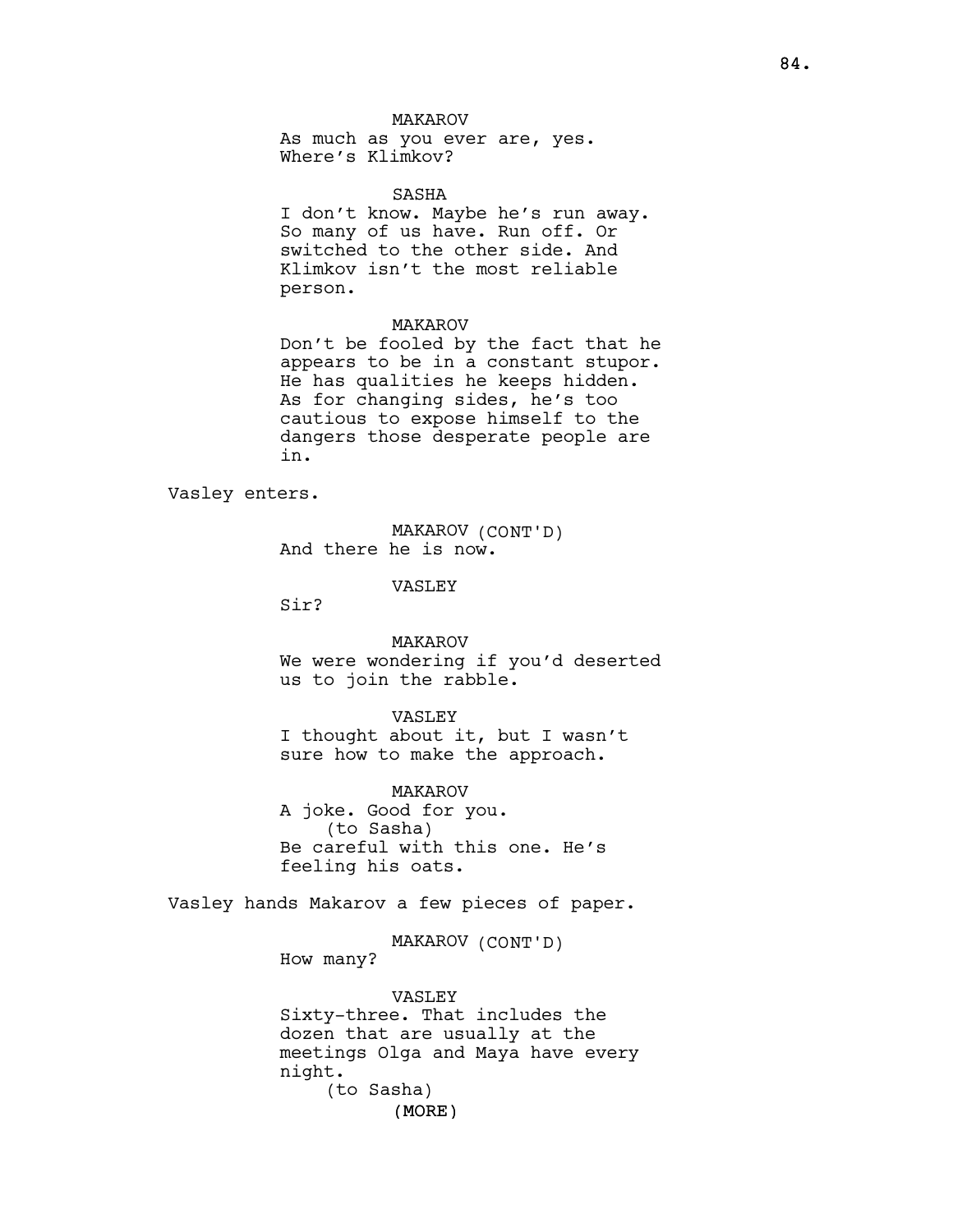MAKAROV
As much as you ever are, yes.
Where's Klimkov?

SASHA
I don't know. Maybe he's run away.
So many of us have. Run off. Or
switched to the other side. And
Klimkov isn't the most reliable
person.

MAKAROV
Don't be fooled by the fact that he
appears to be in a constant stupor.
He has qualities he keeps hidden.
As for changing sides, he's too
cautious to expose himself to the
dangers those desperate people are
in.

Vasley enters.

MAKAROV (CONT'D)
And there he is now.

VASLEY
Sir?

MAKAROV
We were wondering if you'd deserted
us to join the rabble.

VASLEY
I thought about it, but I wasn't
sure how to make the approach.

MAKAROV
A joke. Good for you.
(to Sasha)
Be careful with this one. He's
feeling his oats.

Vasley hands Makarov a few pieces of paper.

MAKAROV (CONT'D)
How many?

VASLEY
Sixty-three. That includes the
dozen that are usually at the
meetings Olga and Maya have every
night.
(to Sasha)
(MORE)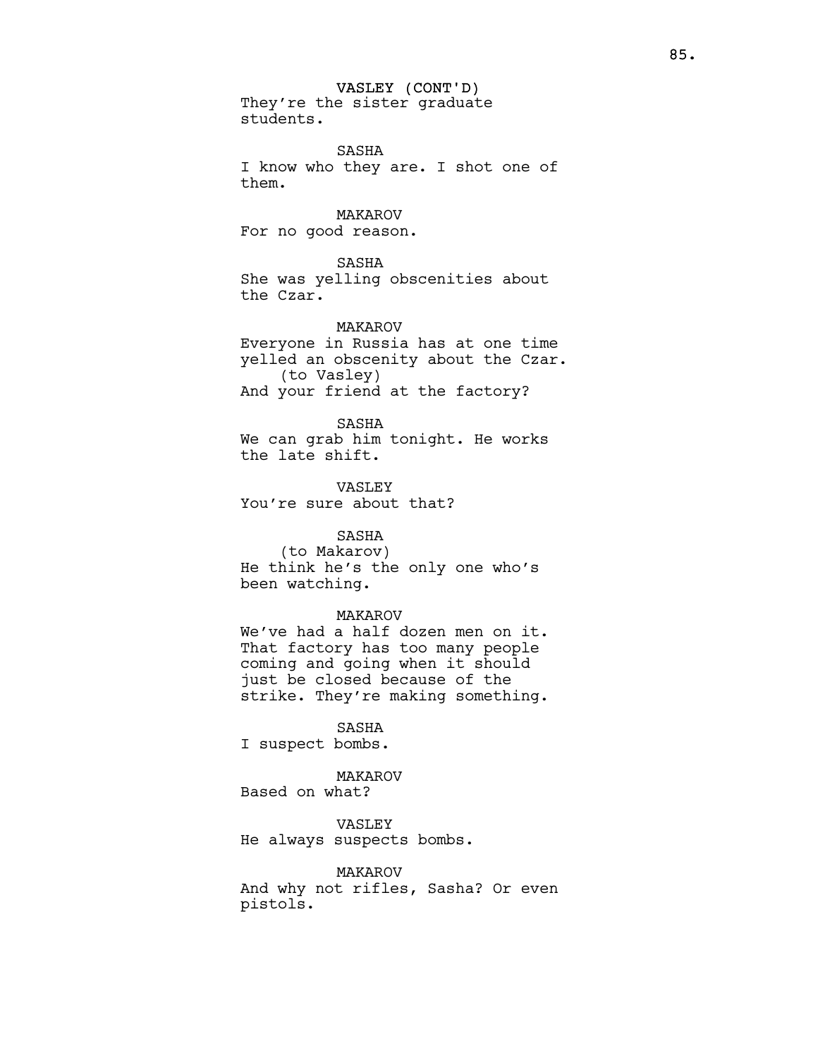VASLEY (CONT'D)
They're the sister graduate students.

SASHA
I know who they are. I shot one of them.

MAKAROV
For no good reason.

SASHA
She was yelling obscenities about the Czar.

MAKAROV
Everyone in Russia has at one time yelled an obscenity about the Czar.
(to Vasley)
And your friend at the factory?

SASHA
We can grab him tonight. He works the late shift.

VASLEY
You're sure about that?

SASHA
(to Makarov)
He think he's the only one who's been watching.

MAKAROV
We've had a half dozen men on it. That factory has too many people coming and going when it should just be closed because of the strike. They're making something.

SASHA
I suspect bombs.

MAKAROV
Based on what?

VASLEY
He always suspects bombs.

MAKAROV
And why not rifles, Sasha? Or even pistols.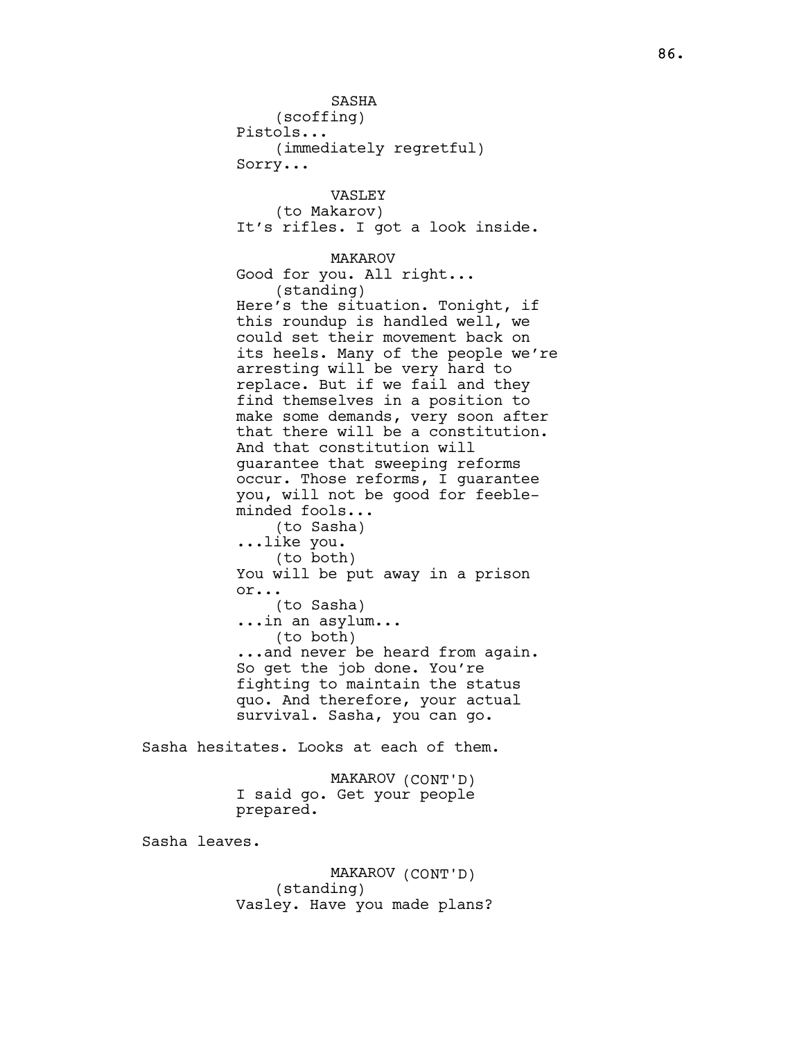SASHA
(scoffing)
Pistols...
(immediately regretful)
Sorry...

VASLEY
(to Makarov)
It's rifles. I got a look inside.

MAKAROV
Good for you. All right...
(standing)
Here's the situation. Tonight, if this roundup is handled well, we could set their movement back on its heels. Many of the people we're arresting will be very hard to replace. But if we fail and they find themselves in a position to make some demands, very soon after that there will be a constitution. And that constitution will guarantee that sweeping reforms occur. Those reforms, I guarantee you, will not be good for feeble-minded fools...
(to Sasha)
...like you.
(to both)
You will be put away in a prison or...
(to Sasha)
...in an asylum...
(to both)
...and never be heard from again. So get the job done. You're fighting to maintain the status quo. And therefore, your actual survival. Sasha, you can go.

Sasha hesitates. Looks at each of them.

MAKAROV (CONT'D)
I said go. Get your people prepared.

Sasha leaves.

MAKAROV (CONT'D)
(standing)
Vasley. Have you made plans?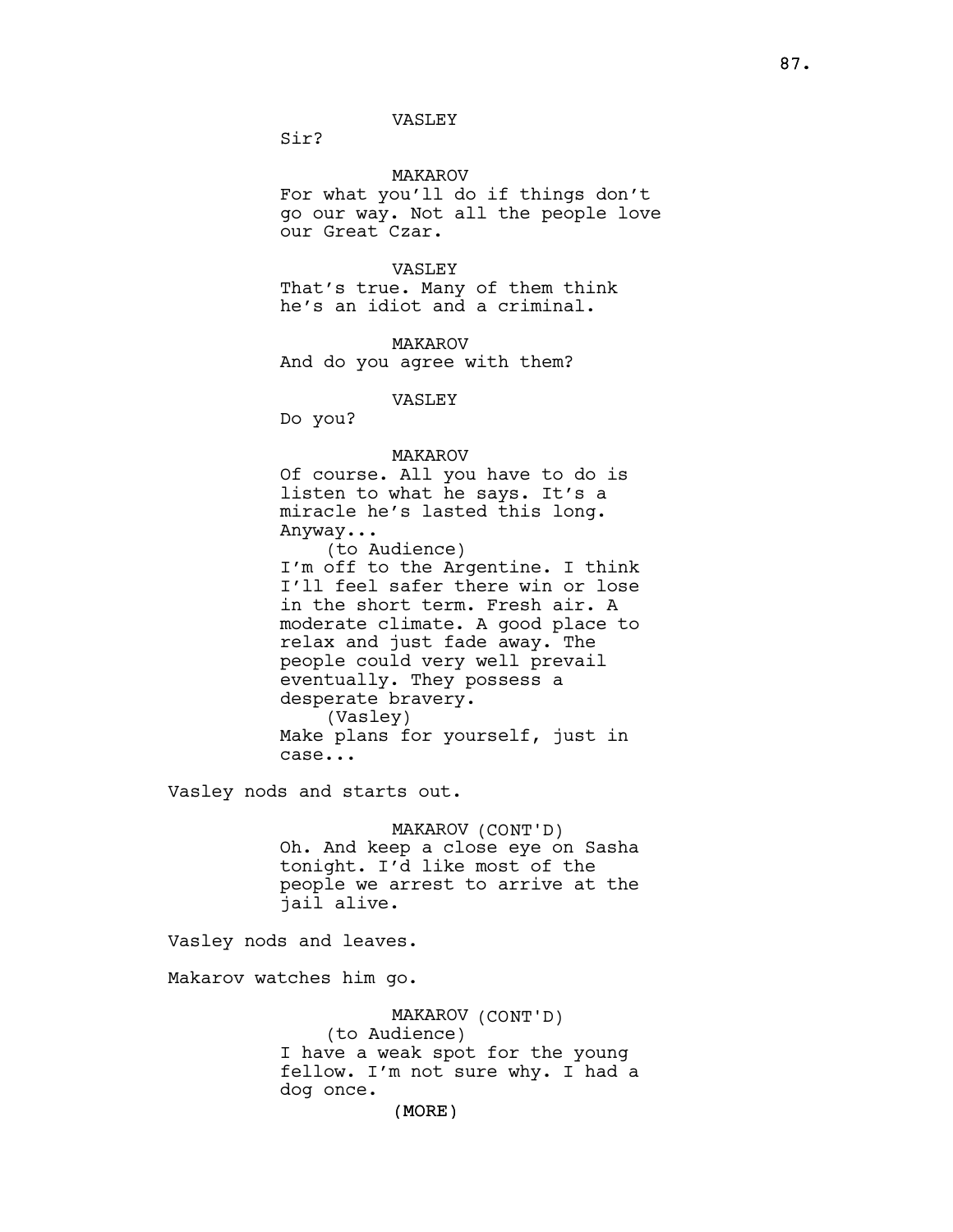VASLEY
Sir?

MAKAROV
For what you'll do if things don't go our way. Not all the people love our Great Czar.

VASLEY
That's true. Many of them think he's an idiot and a criminal.

MAKAROV
And do you agree with them?

VASLEY
Do you?

MAKAROV
Of course. All you have to do is listen to what he says. It's a miracle he's lasted this long. Anyway...
(to Audience)
I'm off to the Argentine. I think I'll feel safer there win or lose in the short term. Fresh air. A moderate climate. A good place to relax and just fade away. The people could very well prevail eventually. They possess a desperate bravery.
(Vasley)
Make plans for yourself, just in case...

Vasley nods and starts out.

MAKAROV (CONT'D)
Oh. And keep a close eye on Sasha tonight. I'd like most of the people we arrest to arrive at the jail alive.

Vasley nods and leaves.

Makarov watches him go.

MAKAROV (CONT'D)
(to Audience)
I have a weak spot for the young fellow. I'm not sure why. I had a dog once.
(MORE)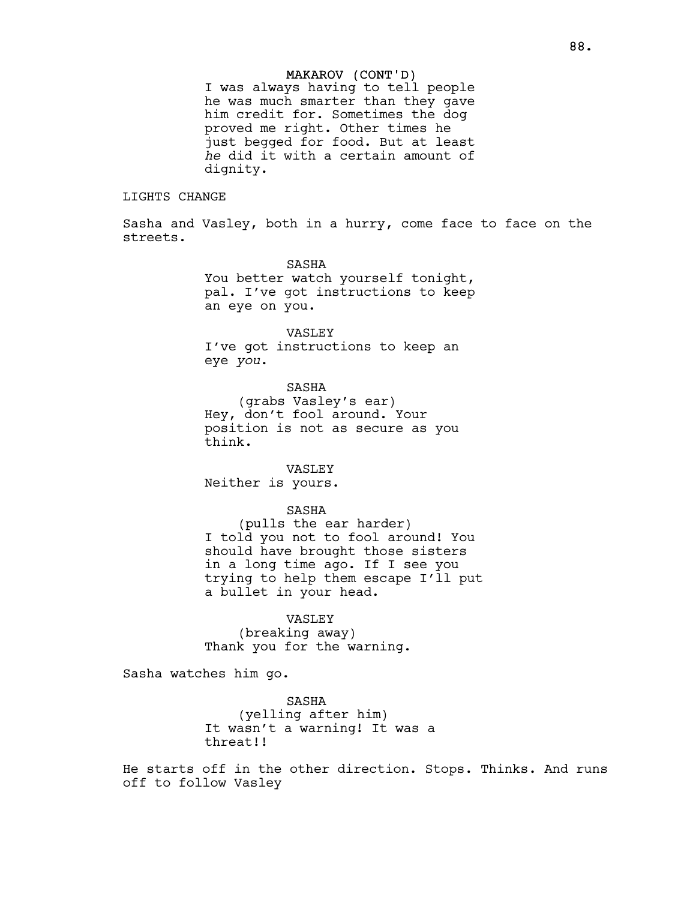MAKAROV (CONT'D)
I was always having to tell people he was much smarter than they gave him credit for. Sometimes the dog proved me right. Other times he just begged for food. But at least *he* did it with a certain amount of dignity.

LIGHTS CHANGE

Sasha and Vasley, both in a hurry, come face to face on the streets.

SASHA
You better watch yourself tonight, pal. I've got instructions to keep an eye on you.

VASLEY
I've got instructions to keep an eye *you*.

SASHA
(grabs Vasley's ear)
Hey, don't fool around. Your position is not as secure as you think.

VASLEY
Neither is yours.

SASHA
(pulls the ear harder)
I told you not to fool around! You should have brought those sisters in a long time ago. If I see you trying to help them escape I'll put a bullet in your head.

VASLEY
(breaking away)
Thank you for the warning.

Sasha watches him go.

SASHA
(yelling after him)
It wasn't a warning! It was a threat!!

He starts off in the other direction. Stops. Thinks. And runs off to follow Vasley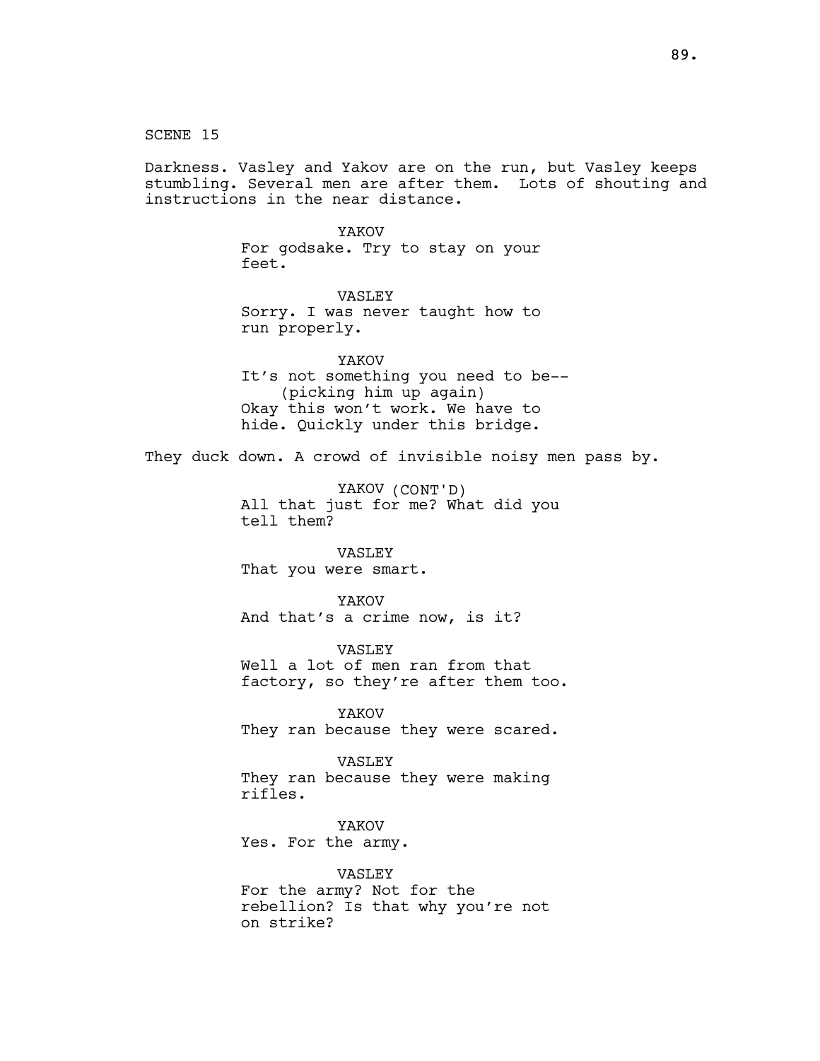SCENE 15

Darkness. Vasley and Yakov are on the run, but Vasley keeps stumbling. Several men are after them. Lots of shouting and instructions in the near distance.

YAKOV
For godsake. Try to stay on your feet.

VASLEY
Sorry. I was never taught how to run properly.

YAKOV
It's not something you need to be--
(picking him up again)
Okay this won't work. We have to hide. Quickly under this bridge.

They duck down. A crowd of invisible noisy men pass by.

YAKOV (CONT'D)
All that just for me? What did you tell them?

VASLEY
That you were smart.

YAKOV
And that's a crime now, is it?

VASLEY
Well a lot of men ran from that factory, so they're after them too.

YAKOV
They ran because they were scared.

VASLEY
They ran because they were making rifles.

YAKOV
Yes. For the army.

VASLEY
For the army? Not for the rebellion? Is that why you're not on strike?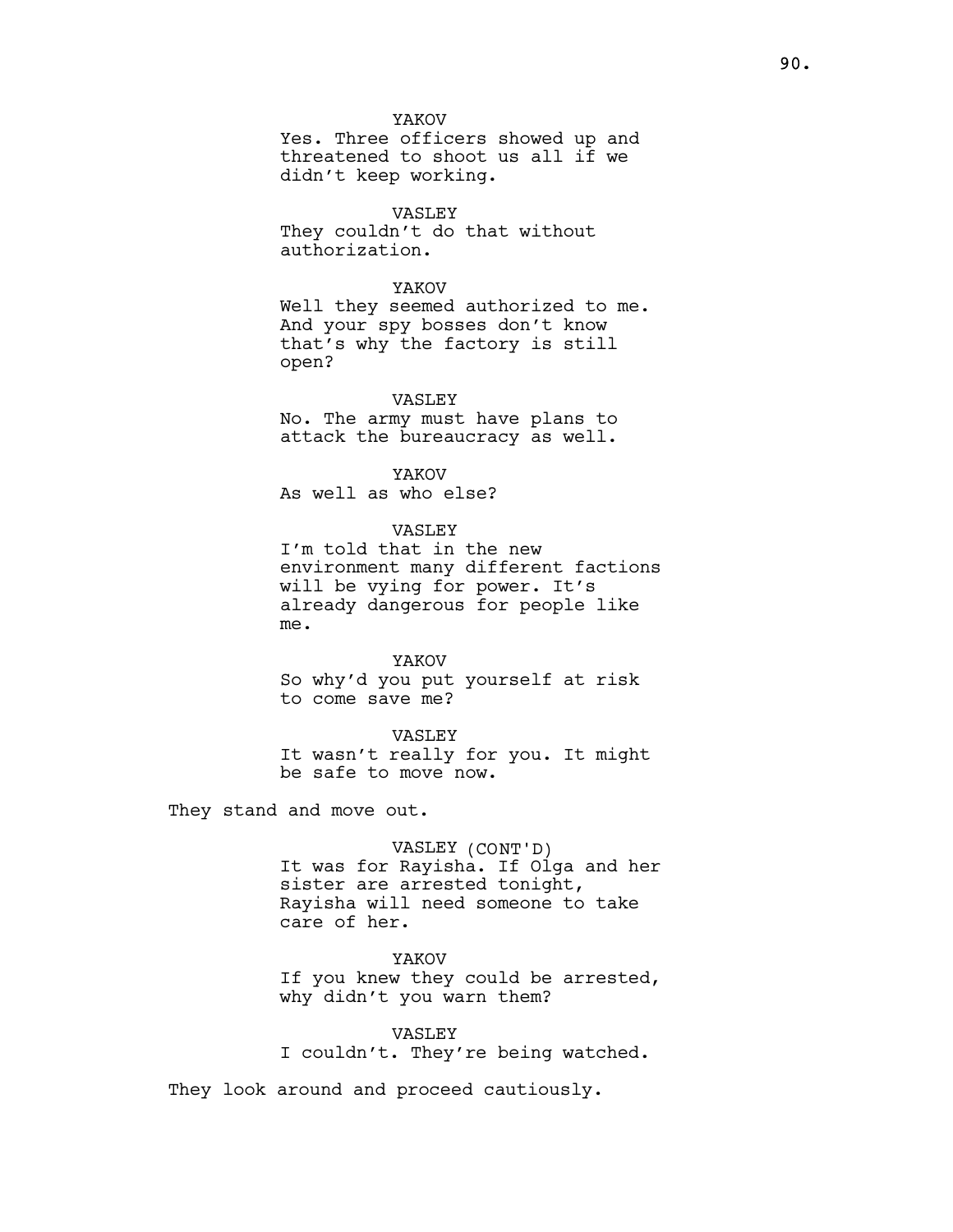YAKOV

Yes. Three officers showed up and threatened to shoot us all if we didn't keep working.

VASLEY

They couldn't do that without authorization.

YAKOV

Well they seemed authorized to me. And your spy bosses don't know that's why the factory is still open?

VASLEY

No. The army must have plans to attack the bureaucracy as well.

YAKOV

As well as who else?

VASLEY

I'm told that in the new environment many different factions will be vying for power. It's already dangerous for people like me.

YAKOV

So why'd you put yourself at risk to come save me?

VASLEY

It wasn't really for you. It might be safe to move now.

They stand and move out.

VASLEY (CONT'D)

It was for Rayisha. If Olga and her sister are arrested tonight, Rayisha will need someone to take care of her.

YAKOV

If you knew they could be arrested, why didn't you warn them?

VASLEY

I couldn't. They're being watched.

They look around and proceed cautiously.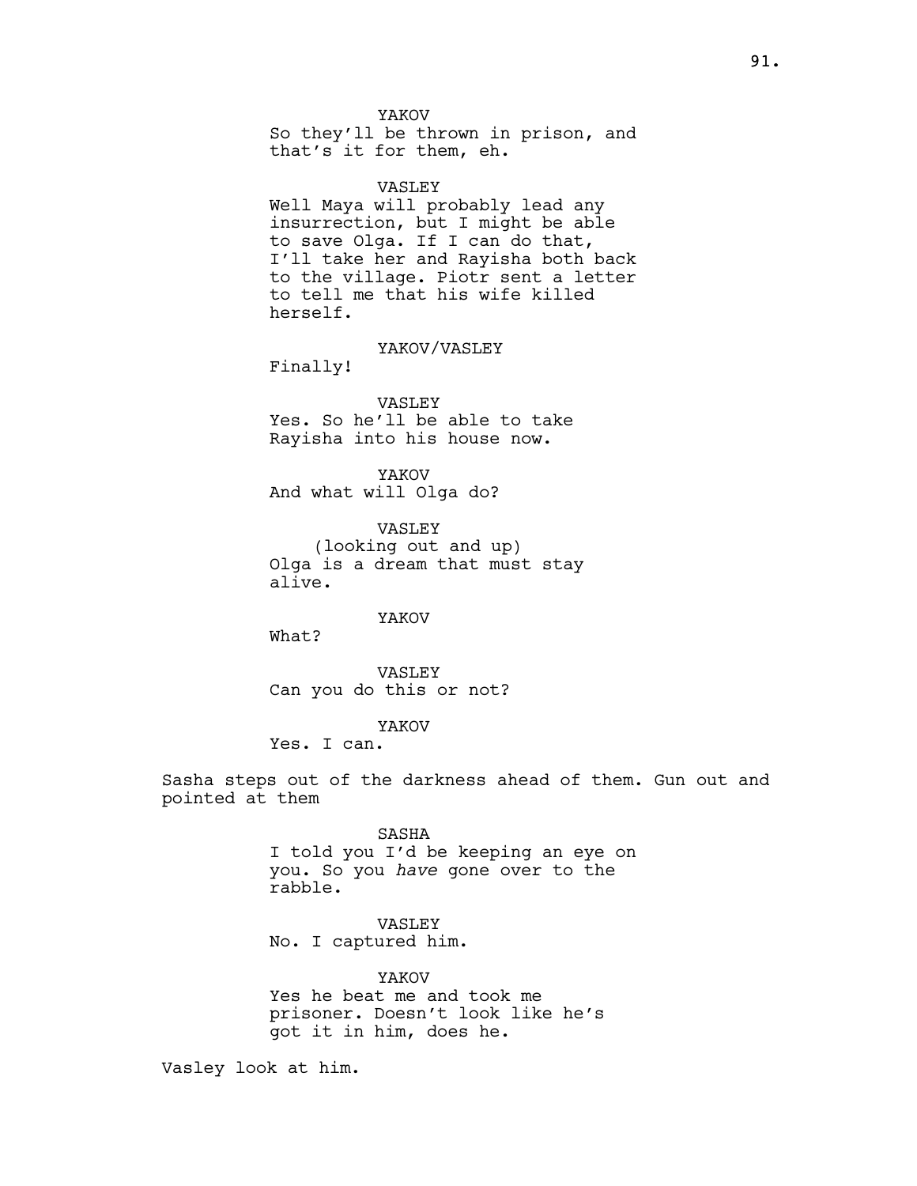YAKOV
So they'll be thrown in prison, and that's it for them, eh.

VASLEY
Well Maya will probably lead any insurrection, but I might be able to save Olga. If I can do that, I'll take her and Rayisha both back to the village. Piotr sent a letter to tell me that his wife killed herself.

YAKOV/VASLEY
Finally!

VASLEY
Yes. So he'll be able to take Rayisha into his house now.

YAKOV
And what will Olga do?

VASLEY
(looking out and up)
Olga is a dream that must stay alive.

YAKOV
What?

VASLEY
Can you do this or not?

YAKOV
Yes. I can.

Sasha steps out of the darkness ahead of them. Gun out and pointed at them

SASHA
I told you I'd be keeping an eye on you. So you *have* gone over to the rabble.

VASLEY
No. I captured him.

YAKOV
Yes he beat me and took me prisoner. Doesn't look like he's got it in him, does he.

Vasley look at him.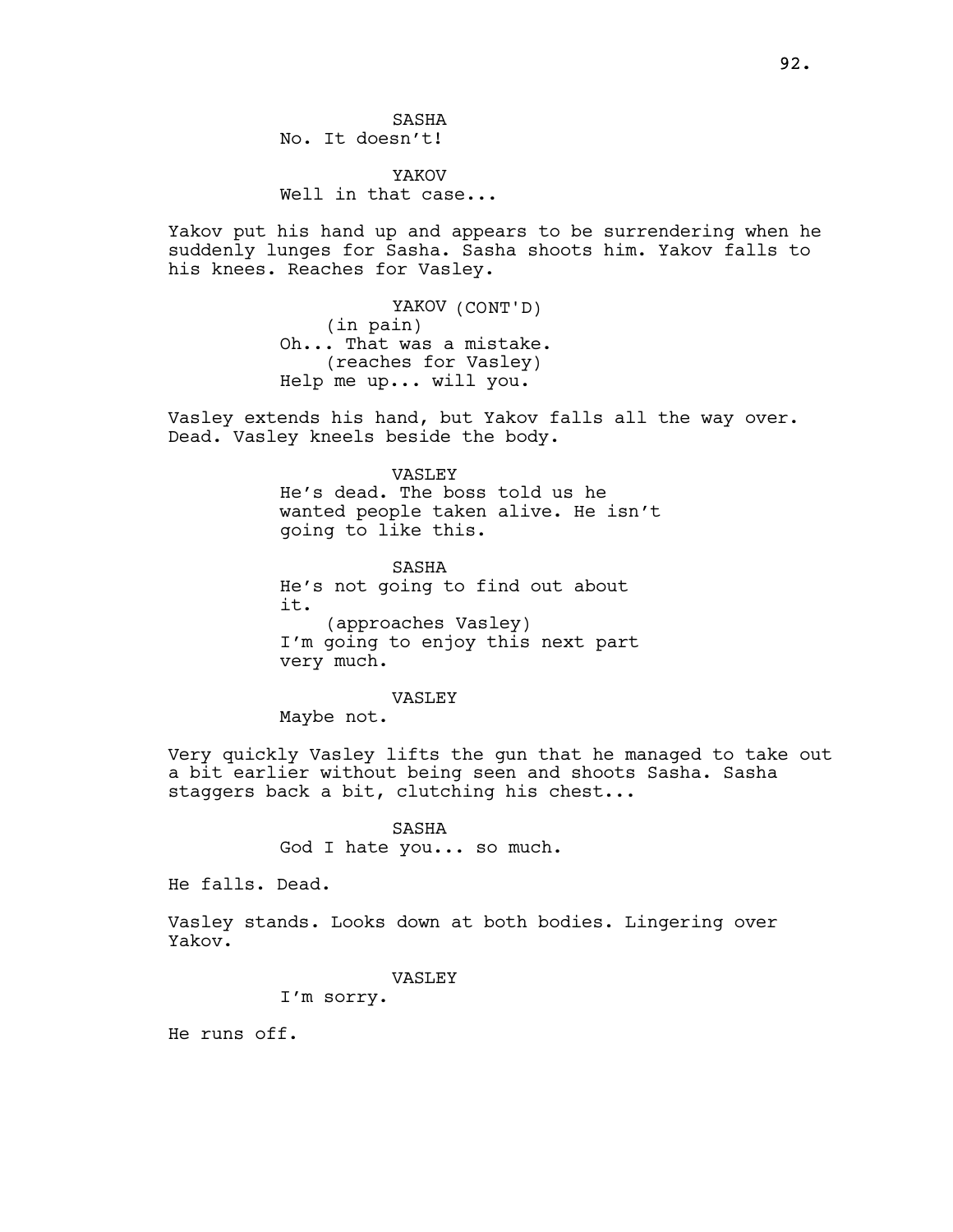SASHA

No. It doesn't!

YAKOV

Well in that case...

Yakov put his hand up and appears to be surrendering when he suddenly lunges for Sasha. Sasha shoots him. Yakov falls to his knees. Reaches for Vasley.

YAKOV (CONT'D)

(in pain)

Oh... That was a mistake.

(reaches for Vasley)

Help me up... will you.

Vasley extends his hand, but Yakov falls all the way over. Dead. Vasley kneels beside the body.

VASLEY

He's dead. The boss told us he wanted people taken alive. He isn't going to like this.

SASHA

He's not going to find out about it.

(approaches Vasley)

I'm going to enjoy this next part very much.

VASLEY

Maybe not.

Very quickly Vasley lifts the gun that he managed to take out a bit earlier without being seen and shoots Sasha. Sasha staggers back a bit, clutching his chest...

SASHA

God I hate you... so much.

He falls. Dead.

Vasley stands. Looks down at both bodies. Lingering over Yakov.

VASLEY

I'm sorry.

He runs off.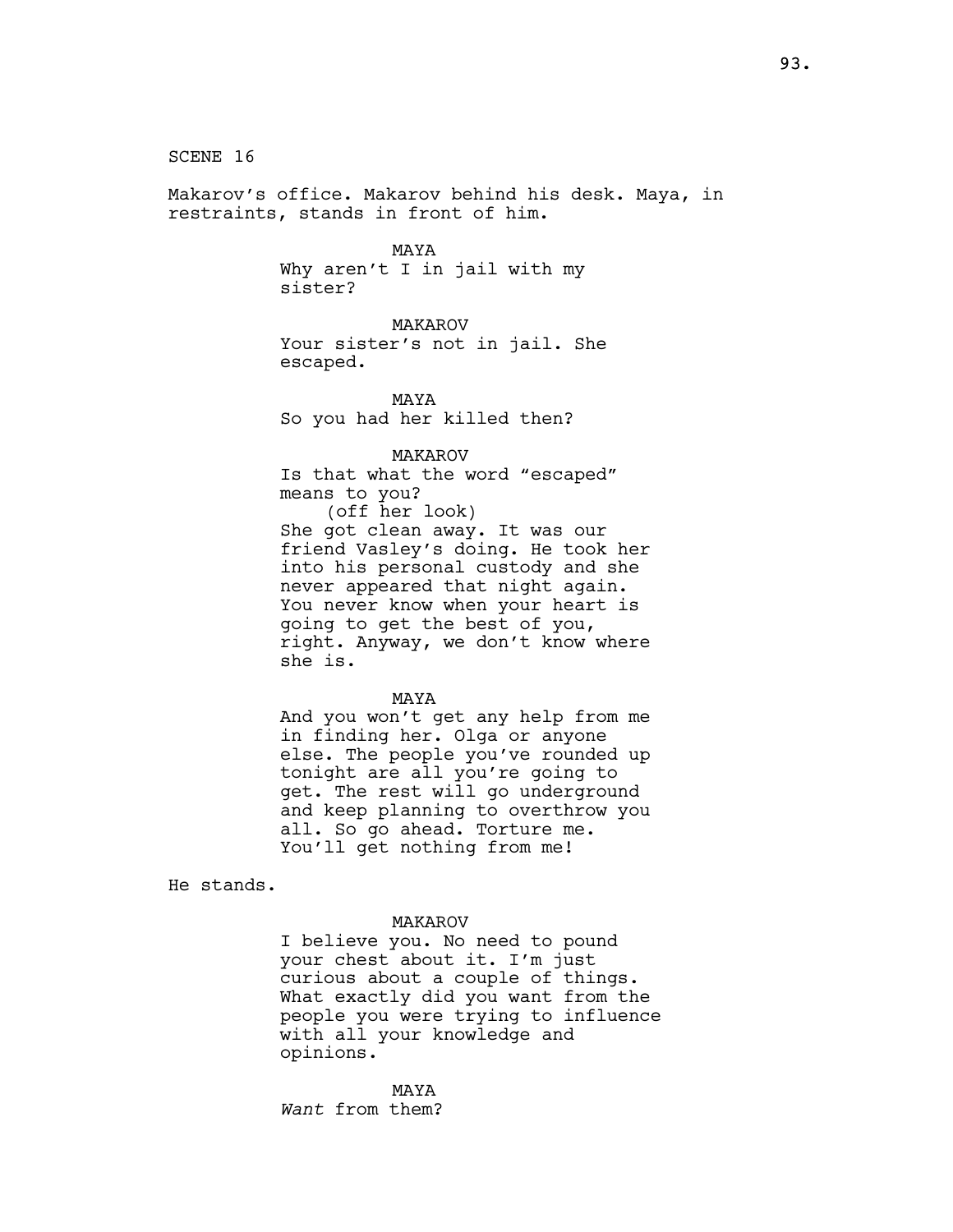SCENE 16

Makarov's office. Makarov behind his desk. Maya, in restraints, stands in front of him.

MAYA
Why aren't I in jail with my sister?

MAKAROV
Your sister's not in jail. She escaped.

MAYA
So you had her killed then?

MAKAROV
Is that what the word "escaped" means to you?
(off her look)
She got clean away. It was our friend Vasley's doing. He took her into his personal custody and she never appeared that night again. You never know when your heart is going to get the best of you, right. Anyway, we don't know where she is.

MAYA
And you won't get any help from me in finding her. Olga or anyone else. The people you've rounded up tonight are all you're going to get. The rest will go underground and keep planning to overthrow you all. So go ahead. Torture me. You'll get nothing from me!

He stands.

MAKAROV
I believe you. No need to pound your chest about it. I'm just curious about a couple of things. What exactly did you want from the people you were trying to influence with all your knowledge and opinions.

MAYA
*Want* from them?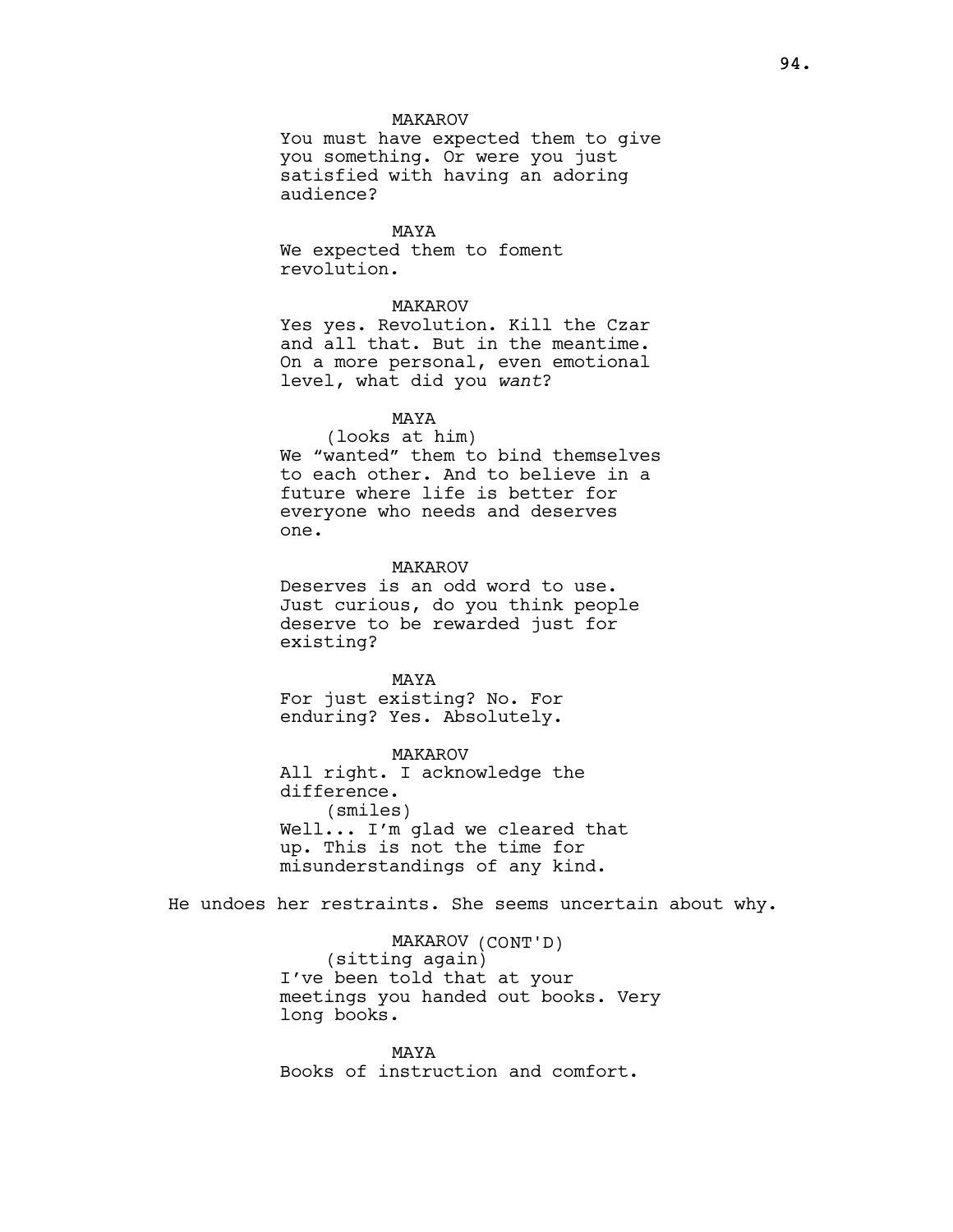MAKAROV

You must have expected them to give you something. Or were you just satisfied with having an adoring audience?

MAYA

We expected them to foment revolution.

MAKAROV

Yes yes. Revolution. Kill the Czar and all that. But in the meantime. On a more personal, even emotional level, what did you *want*?

MAYA

(looks at him)

We “wanted” them to bind themselves to each other. And to believe in a future where life is better for everyone who needs and deserves one.

MAKAROV

Deserves is an odd word to use. Just curious, do you think people deserve to be rewarded just for existing?

MAYA

For just existing? No. For enduring? Yes. Absolutely.

MAKAROV

All right. I acknowledge the difference.

(smiles)

Well... I’m glad we cleared that up. This is not the time for misunderstandings of any kind.

He undoes her restraints. She seems uncertain about why.

MAKAROV (CONT'D)

(sitting again)

I’ve been told that at your meetings you handed out books. Very long books.

MAYA

Books of instruction and comfort.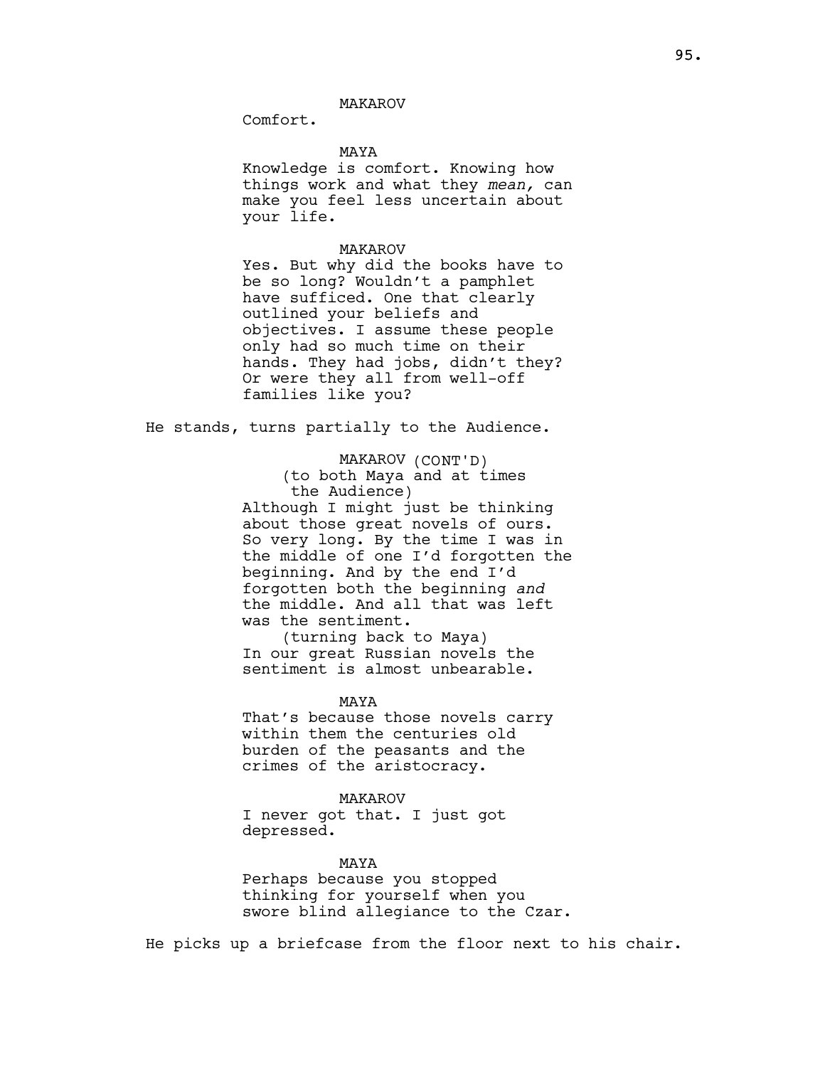MAKAROV

Comfort.

MAYA

Knowledge is comfort. Knowing how things work and what they *mean,* can make you feel less uncertain about your life.

MAKAROV

Yes. But why did the books have to be so long? Wouldn't a pamphlet have sufficed. One that clearly outlined your beliefs and objectives. I assume these people only had so much time on their hands. They had jobs, didn't they? Or were they all from well-off families like you?

He stands, turns partially to the Audience.

MAKAROV (CONT'D)

(to both Maya and at times the Audience)

Although I might just be thinking about those great novels of ours. So very long. By the time I was in the middle of one I'd forgotten the beginning. And by the end I'd forgotten both the beginning *and* the middle. And all that was left was the sentiment.

(turning back to Maya)

In our great Russian novels the sentiment is almost unbearable.

MAYA

That's because those novels carry within them the centuries old burden of the peasants and the crimes of the aristocracy.

MAKAROV

I never got that. I just got depressed.

MAYA

Perhaps because you stopped thinking for yourself when you swore blind allegiance to the Czar.

He picks up a briefcase from the floor next to his chair.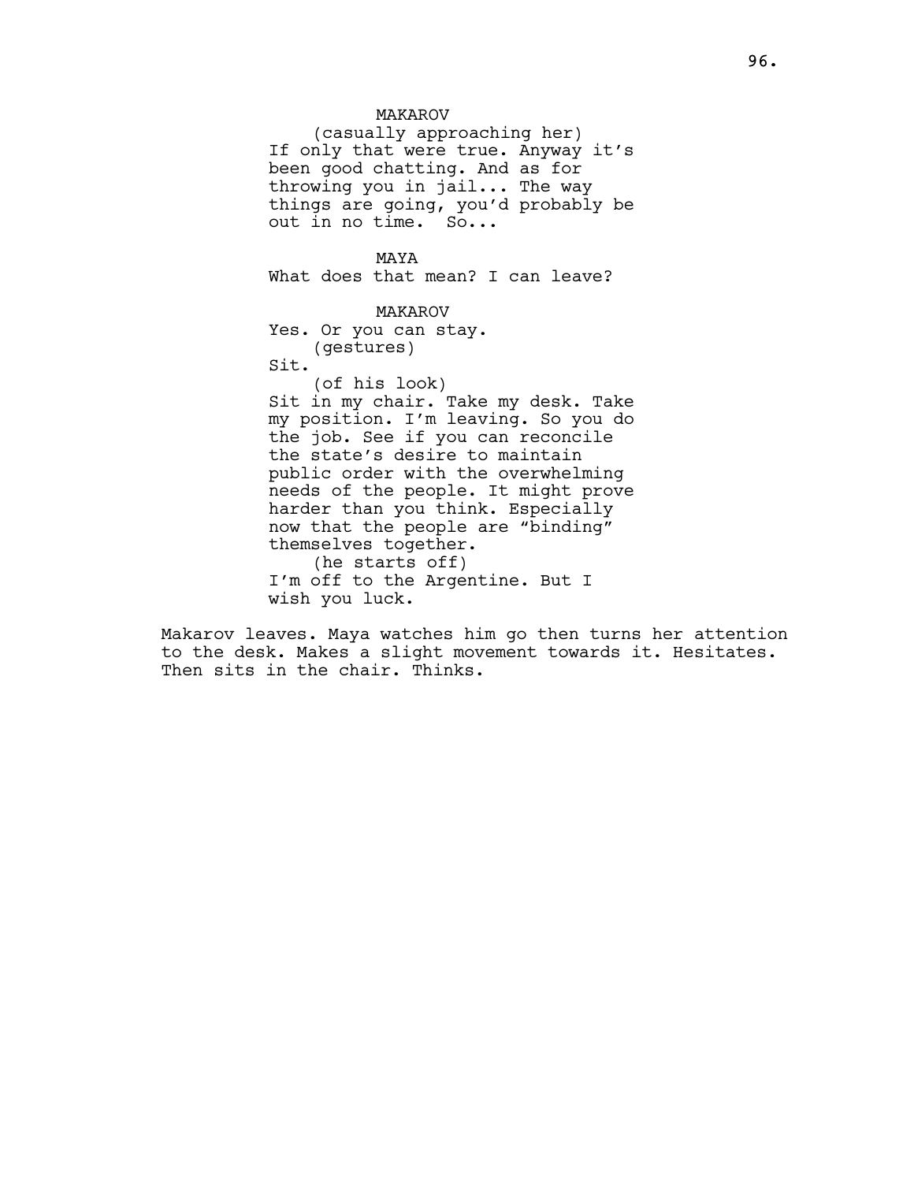MAKAROV

(casually approaching her)

If only that were true. Anyway it's been good chatting. And as for throwing you in jail... The way things are going, you'd probably be out in no time.  So...

MAYA

What does that mean? I can leave?

MAKAROV

Yes. Or you can stay.

(gestures)

Sit.

(of his look)

Sit in my chair. Take my desk. Take my position. I'm leaving. So you do the job. See if you can reconcile the state's desire to maintain public order with the overwhelming needs of the people. It might prove harder than you think. Especially now that the people are "binding" themselves together.

(he starts off)

I'm off to the Argentine. But I wish you luck.

Makarov leaves. Maya watches him go then turns her attention to the desk. Makes a slight movement towards it. Hesitates. Then sits in the chair. Thinks.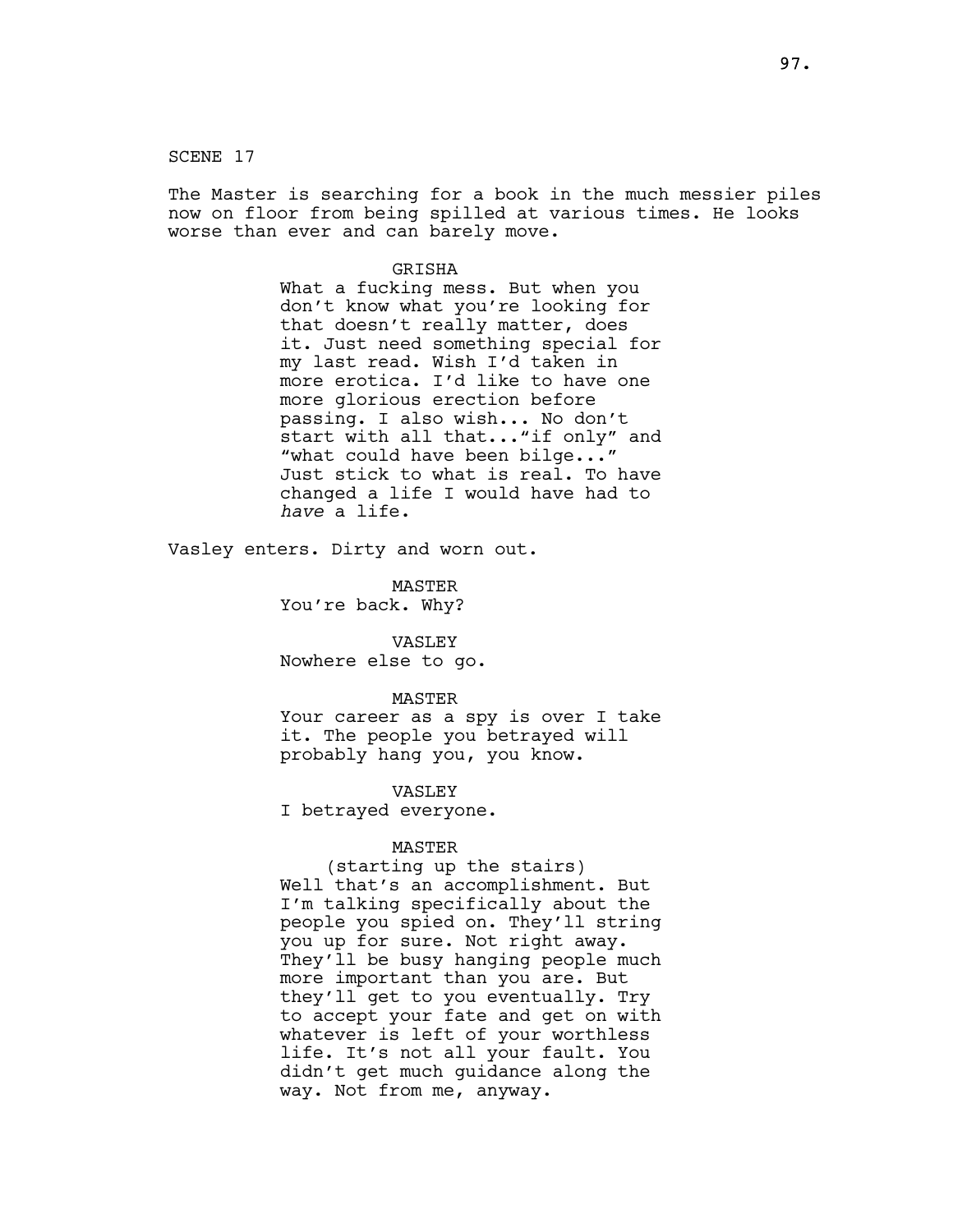SCENE 17

The Master is searching for a book in the much messier piles now on floor from being spilled at various times. He looks worse than ever and can barely move.

GRISHA

What a fucking mess. But when you don't know what you're looking for that doesn't really matter, does it. Just need something special for my last read. Wish I'd taken in more erotica. I'd like to have one more glorious erection before passing. I also wish... No don't start with all that..."if only" and "what could have been bilge..." Just stick to what is real. To have changed a life I would have had to *have* a life.

Vasley enters. Dirty and worn out.

MASTER

You're back. Why?

VASLEY

Nowhere else to go.

MASTER

Your career as a spy is over I take it. The people you betrayed will probably hang you, you know.

VASLEY

I betrayed everyone.

MASTER

(starting up the stairs)

Well that's an accomplishment. But I'm talking specifically about the people you spied on. They'll string you up for sure. Not right away. They'll be busy hanging people much more important than you are. But they'll get to you eventually. Try to accept your fate and get on with whatever is left of your worthless life. It's not all your fault. You didn't get much guidance along the way. Not from me, anyway.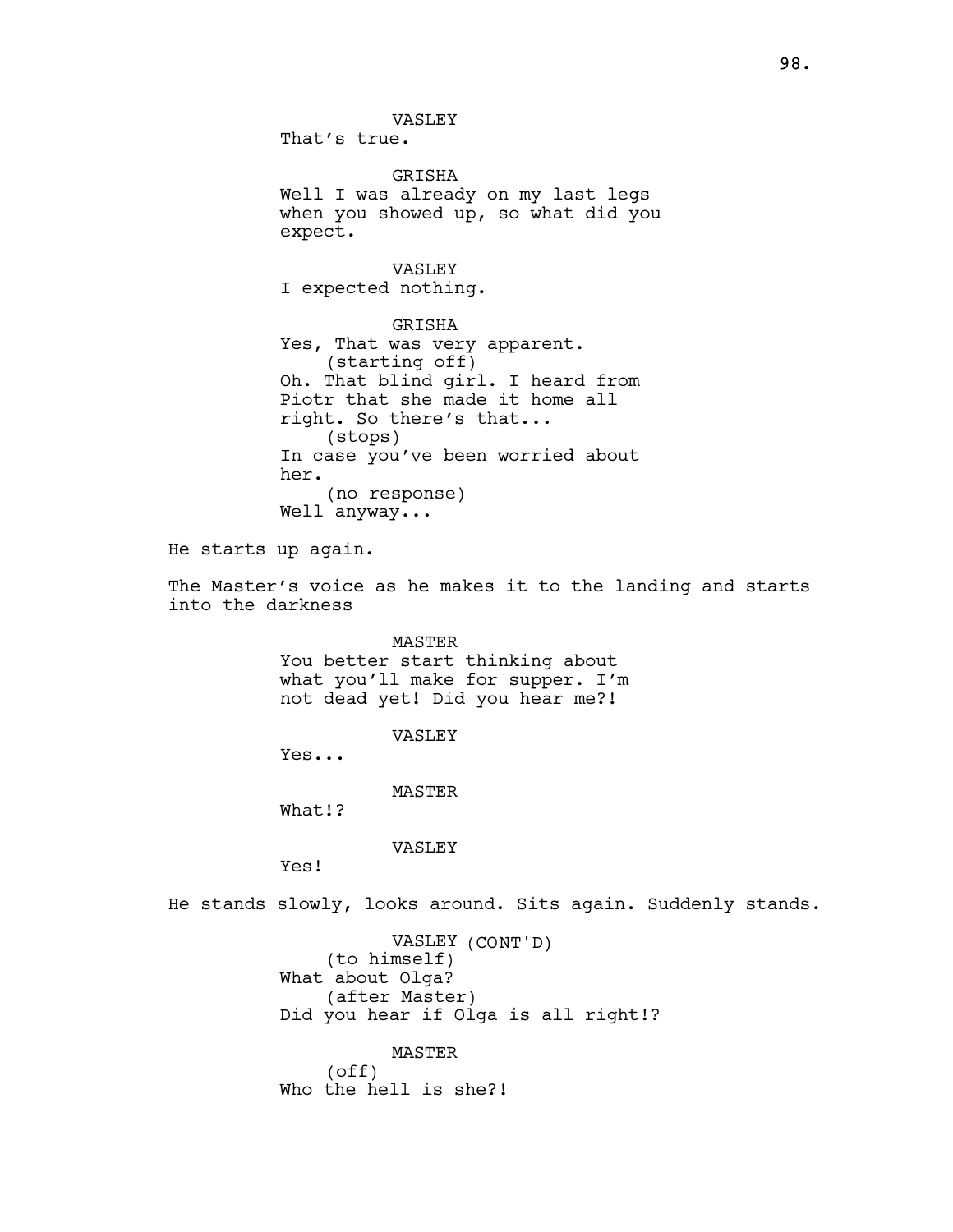VASLEY
That's true.

GRISHA
Well I was already on my last legs when you showed up, so what did you expect.

VASLEY
I expected nothing.

GRISHA
Yes, That was very apparent.
(starting off)
Oh. That blind girl. I heard from Piotr that she made it home all right. So there's that...
(stops)
In case you've been worried about her.
(no response)
Well anyway...

He starts up again.

The Master's voice as he makes it to the landing and starts into the darkness

MASTER
You better start thinking about what you'll make for supper. I'm not dead yet! Did you hear me?!

VASLEY
Yes...

MASTER
What!?

VASLEY
Yes!

He stands slowly, looks around. Sits again. Suddenly stands.

VASLEY (CONT'D)
(to himself)
What about Olga?
(after Master)
Did you hear if Olga is all right!?

MASTER
(off)
Who the hell is she?!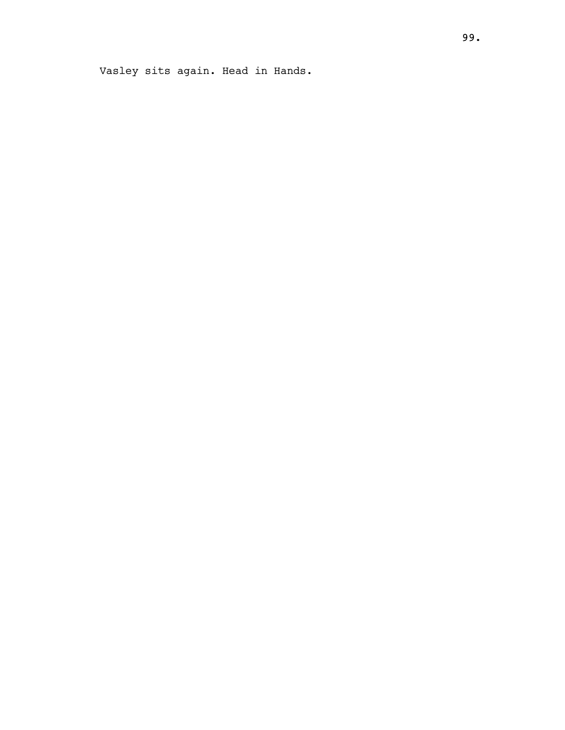Vasley sits again. Head in Hands.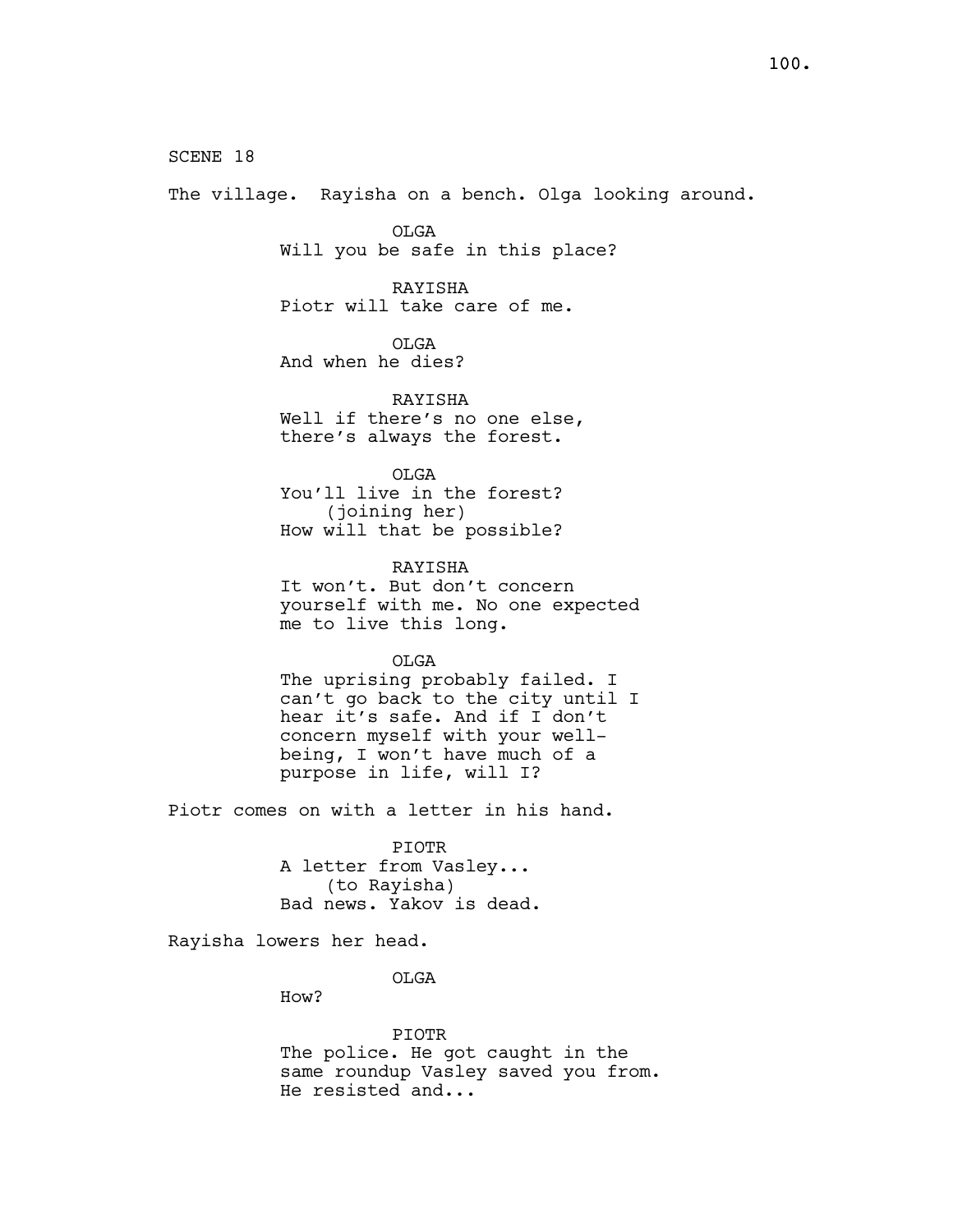SCENE 18

The village. Rayisha on a bench. Olga looking around.

OLGA
Will you be safe in this place?

RAYISHA
Piotr will take care of me.

OLGA
And when he dies?

RAYISHA
Well if there's no one else, there's always the forest.

OLGA
You'll live in the forest?
(joining her)
How will that be possible?

RAYISHA
It won't. But don't concern yourself with me. No one expected me to live this long.

OLGA
The uprising probably failed. I can't go back to the city until I hear it's safe. And if I don't concern myself with your well-being, I won't have much of a purpose in life, will I?

Piotr comes on with a letter in his hand.

PIOTR
A letter from Vasley...
(to Rayisha)
Bad news. Yakov is dead.

Rayisha lowers her head.

OLGA
How?

PIOTR
The police. He got caught in the same roundup Vasley saved you from. He resisted and...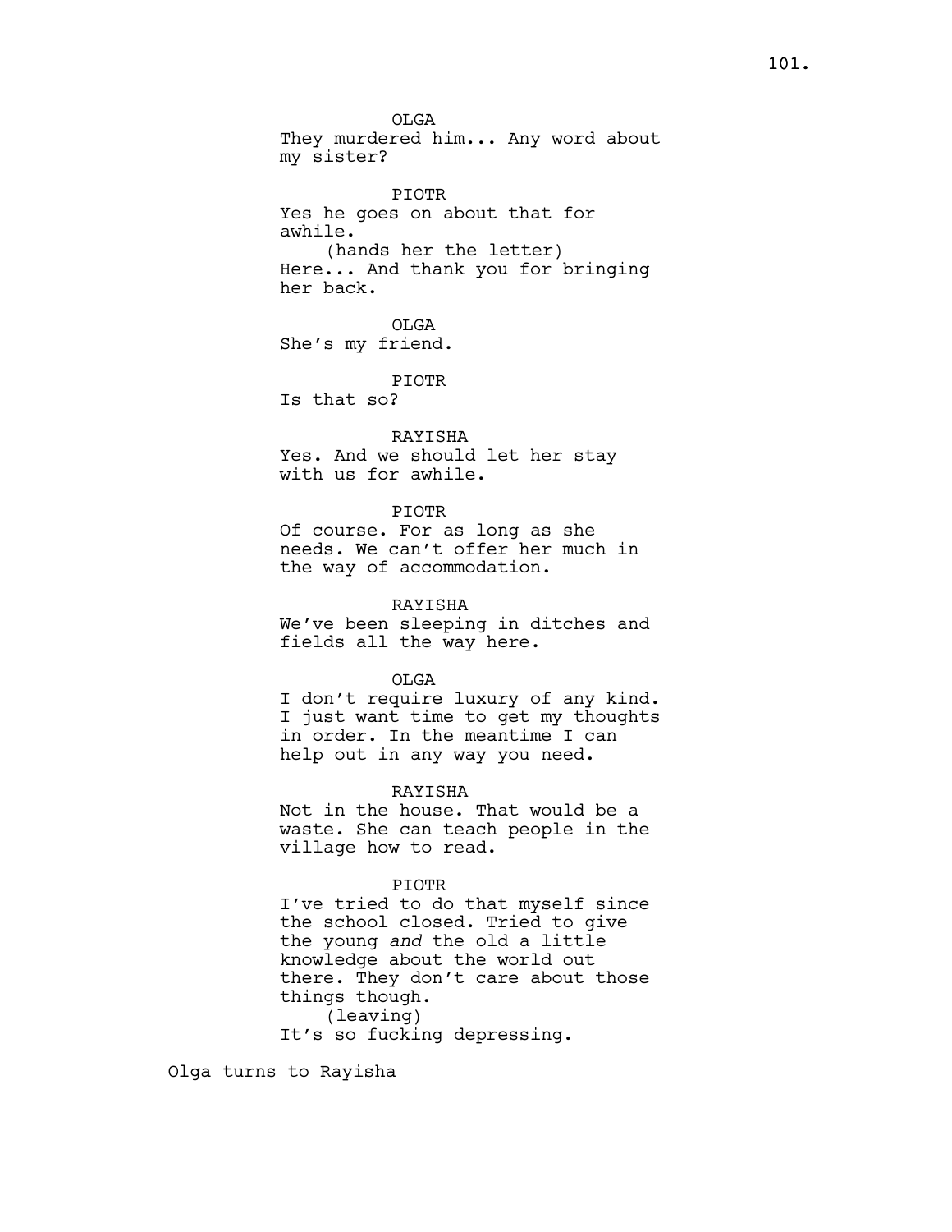OLGA
They murdered him... Any word about my sister?

PIOTR
Yes he goes on about that for awhile.
(hands her the letter)
Here... And thank you for bringing her back.

OLGA
She's my friend.

PIOTR
Is that so?

RAYISHA
Yes. And we should let her stay with us for awhile.

PIOTR
Of course. For as long as she needs. We can't offer her much in the way of accommodation.

RAYISHA
We've been sleeping in ditches and fields all the way here.

OLGA
I don't require luxury of any kind. I just want time to get my thoughts in order. In the meantime I can help out in any way you need.

RAYISHA
Not in the house. That would be a waste. She can teach people in the village how to read.

PIOTR
I've tried to do that myself since the school closed. Tried to give the young *and* the old a little knowledge about the world out there. They don't care about those things though.
(leaving)
It's so fucking depressing.

Olga turns to Rayisha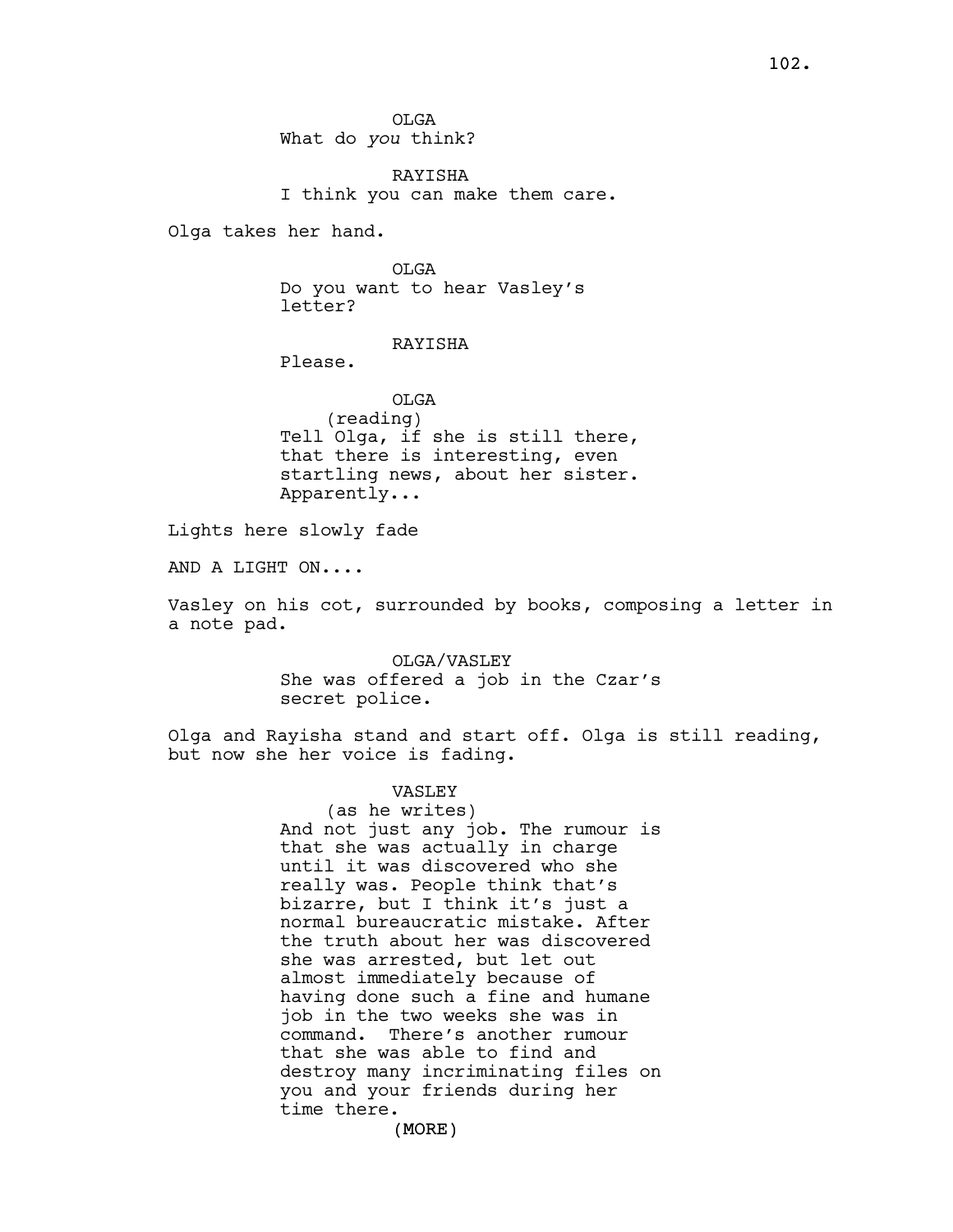OLGA

What do *you* think?

RAYISHA

I think you can make them care.

Olga takes her hand.

OLGA

Do you want to hear Vasley's letter?

RAYISHA

Please.

OLGA

(reading)

Tell Olga, if she is still there, that there is interesting, even startling news, about her sister. Apparently...

Lights here slowly fade

AND A LIGHT ON....

Vasley on his cot, surrounded by books, composing a letter in a note pad.

OLGA/VASLEY

She was offered a job in the Czar's secret police.

Olga and Rayisha stand and start off. Olga is still reading, but now she her voice is fading.

VASLEY

(as he writes)

And not just any job. The rumour is that she was actually in charge until it was discovered who she really was. People think that's bizarre, but I think it's just a normal bureaucratic mistake. After the truth about her was discovered she was arrested, but let out almost immediately because of having done such a fine and humane job in the two weeks she was in command.  There's another rumour that she was able to find and destroy many incriminating files on you and your friends during her time there.

(MORE)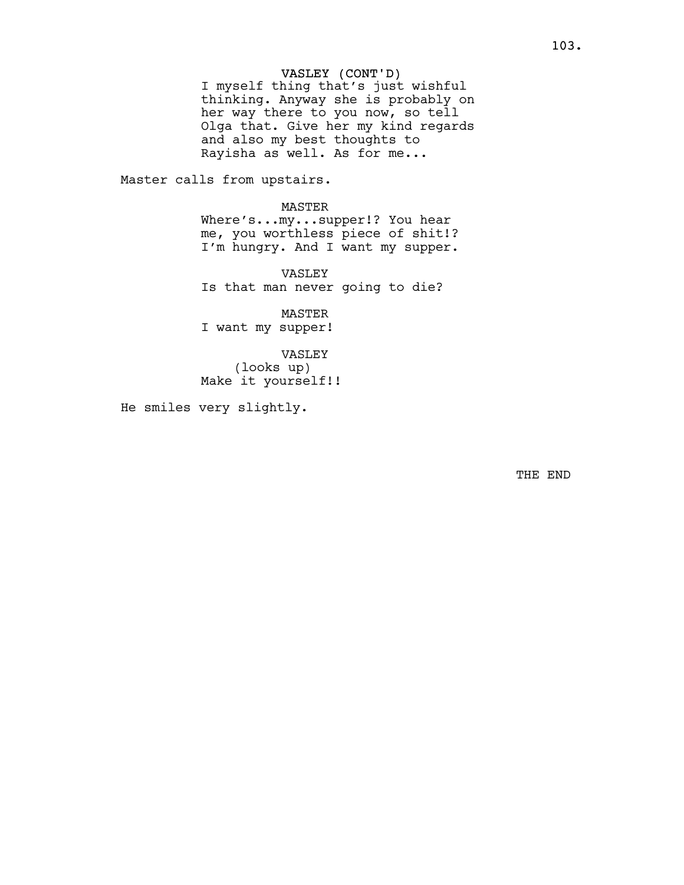VASLEY (CONT'D)
I myself thing that's just wishful thinking. Anyway she is probably on her way there to you now, so tell Olga that. Give her my kind regards and also my best thoughts to Rayisha as well. As for me...

Master calls from upstairs.

MASTER
Where's...my...supper!? You hear me, you worthless piece of shit!? I'm hungry. And I want my supper.

VASLEY
Is that man never going to die?

MASTER
I want my supper!

VASLEY
(looks up)
Make it yourself!!

He smiles very slightly.

THE END